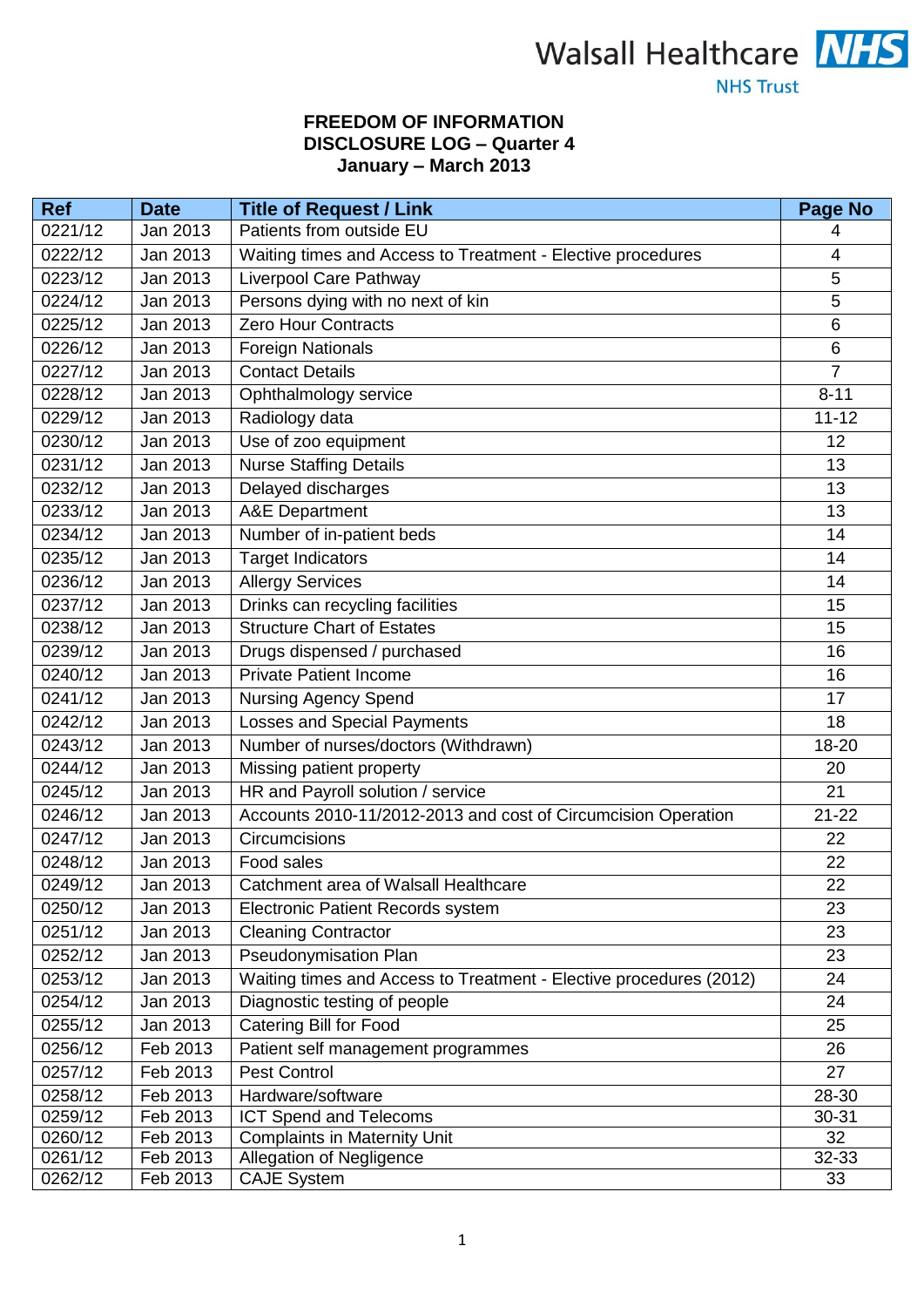Walsall Healthcare NHS Trust

**FREEDOM OF INFORMATION**
**DISCLOSURE LOG – Quarter 4**
**January – March 2013**

| Ref | Date | Title of Request / Link | Page No |
|---|---|---|---|
| 0221/12 | Jan 2013 | Patients from outside EU | 4 |
| 0222/12 | Jan 2013 | Waiting times and Access to Treatment - Elective procedures | 4 |
| 0223/12 | Jan 2013 | Liverpool Care Pathway | 5 |
| 0224/12 | Jan 2013 | Persons dying with no next of kin | 5 |
| 0225/12 | Jan 2013 | Zero Hour Contracts | 6 |
| 0226/12 | Jan 2013 | Foreign Nationals | 6 |
| 0227/12 | Jan 2013 | Contact Details | 7 |
| 0228/12 | Jan 2013 | Ophthalmology service | 8-11 |
| 0229/12 | Jan 2013 | Radiology data | 11-12 |
| 0230/12 | Jan 2013 | Use of zoo equipment | 12 |
| 0231/12 | Jan 2013 | Nurse Staffing Details | 13 |
| 0232/12 | Jan 2013 | Delayed discharges | 13 |
| 0233/12 | Jan 2013 | A&E Department | 13 |
| 0234/12 | Jan 2013 | Number of in-patient beds | 14 |
| 0235/12 | Jan 2013 | Target Indicators | 14 |
| 0236/12 | Jan 2013 | Allergy Services | 14 |
| 0237/12 | Jan 2013 | Drinks can recycling facilities | 15 |
| 0238/12 | Jan 2013 | Structure Chart of Estates | 15 |
| 0239/12 | Jan 2013 | Drugs dispensed / purchased | 16 |
| 0240/12 | Jan 2013 | Private Patient Income | 16 |
| 0241/12 | Jan 2013 | Nursing Agency Spend | 17 |
| 0242/12 | Jan 2013 | Losses and Special Payments | 18 |
| 0243/12 | Jan 2013 | Number of nurses/doctors (Withdrawn) | 18-20 |
| 0244/12 | Jan 2013 | Missing patient property | 20 |
| 0245/12 | Jan 2013 | HR and Payroll solution / service | 21 |
| 0246/12 | Jan 2013 | Accounts 2010-11/2012-2013 and cost of Circumcision Operation | 21-22 |
| 0247/12 | Jan 2013 | Circumcisions | 22 |
| 0248/12 | Jan 2013 | Food sales | 22 |
| 0249/12 | Jan 2013 | Catchment area of Walsall Healthcare | 22 |
| 0250/12 | Jan 2013 | Electronic Patient Records system | 23 |
| 0251/12 | Jan 2013 | Cleaning Contractor | 23 |
| 0252/12 | Jan 2013 | Pseudonymisation Plan | 23 |
| 0253/12 | Jan 2013 | Waiting times and Access to Treatment - Elective procedures (2012) | 24 |
| 0254/12 | Jan 2013 | Diagnostic testing of people | 24 |
| 0255/12 | Jan 2013 | Catering Bill for Food | 25 |
| 0256/12 | Feb 2013 | Patient self management programmes | 26 |
| 0257/12 | Feb 2013 | Pest Control | 27 |
| 0258/12 | Feb 2013 | Hardware/software | 28-30 |
| 0259/12 | Feb 2013 | ICT Spend and Telecoms | 30-31 |
| 0260/12 | Feb 2013 | Complaints in Maternity Unit | 32 |
| 0261/12 | Feb 2013 | Allegation of Negligence | 32-33 |
| 0262/12 | Feb 2013 | CAJE System | 33 |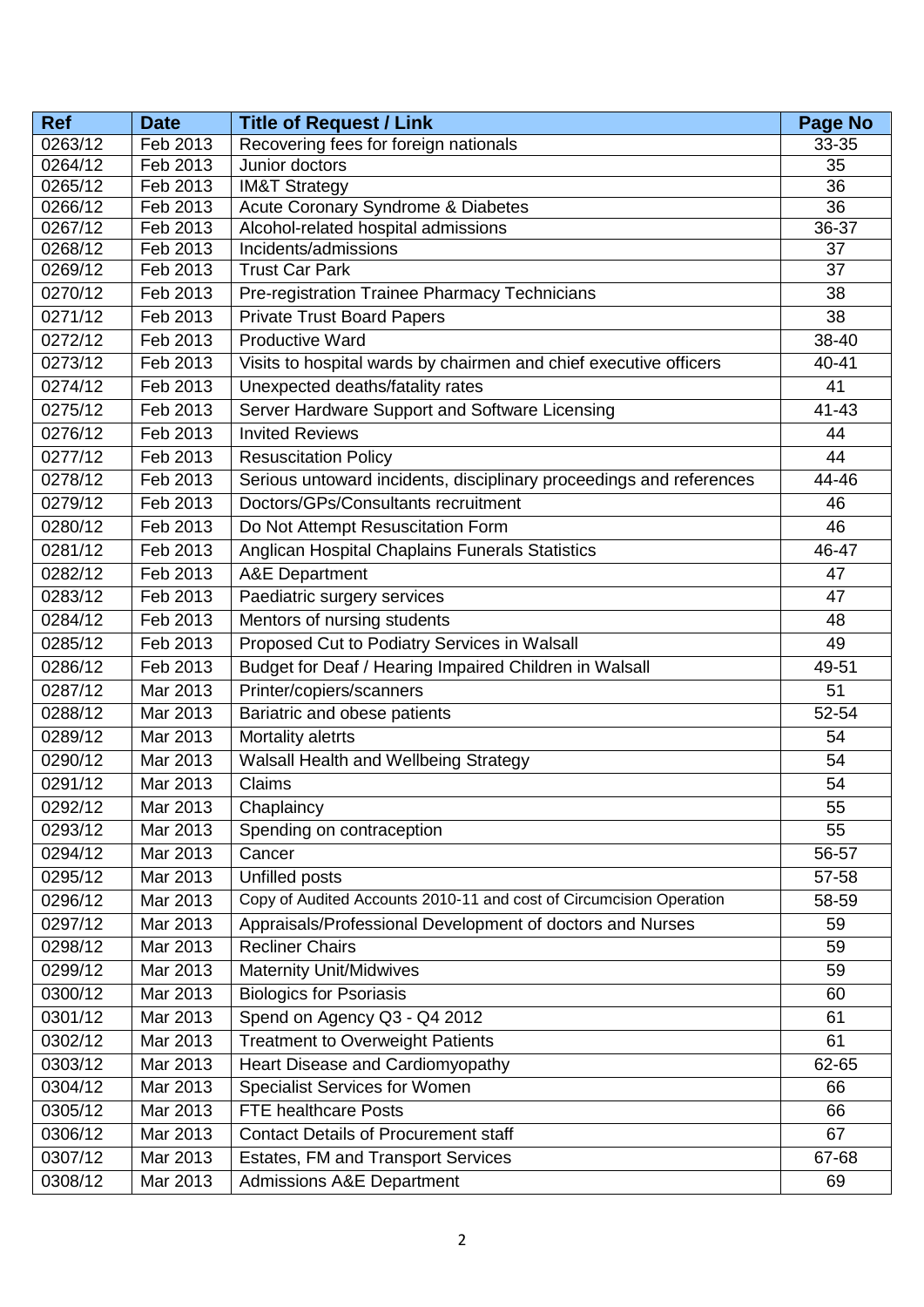| Ref | Date | Title of Request / Link | Page No |
|---|---|---|---|
| 0263/12 | Feb 2013 | Recovering fees for foreign nationals | 33-35 |
| 0264/12 | Feb 2013 | Junior doctors | 35 |
| 0265/12 | Feb 2013 | IM&T Strategy | 36 |
| 0266/12 | Feb 2013 | Acute Coronary Syndrome & Diabetes | 36 |
| 0267/12 | Feb 2013 | Alcohol-related hospital admissions | 36-37 |
| 0268/12 | Feb 2013 | Incidents/admissions | 37 |
| 0269/12 | Feb 2013 | Trust Car Park | 37 |
| 0270/12 | Feb 2013 | Pre-registration Trainee Pharmacy Technicians | 38 |
| 0271/12 | Feb 2013 | Private Trust Board Papers | 38 |
| 0272/12 | Feb 2013 | Productive Ward | 38-40 |
| 0273/12 | Feb 2013 | Visits to hospital wards by chairmen and chief executive officers | 40-41 |
| 0274/12 | Feb 2013 | Unexpected deaths/fatality rates | 41 |
| 0275/12 | Feb 2013 | Server Hardware Support and Software Licensing | 41-43 |
| 0276/12 | Feb 2013 | Invited Reviews | 44 |
| 0277/12 | Feb 2013 | Resuscitation Policy | 44 |
| 0278/12 | Feb 2013 | Serious untoward incidents, disciplinary proceedings and references | 44-46 |
| 0279/12 | Feb 2013 | Doctors/GPs/Consultants recruitment | 46 |
| 0280/12 | Feb 2013 | Do Not Attempt Resuscitation Form | 46 |
| 0281/12 | Feb 2013 | Anglican Hospital Chaplains Funerals Statistics | 46-47 |
| 0282/12 | Feb 2013 | A&E Department | 47 |
| 0283/12 | Feb 2013 | Paediatric surgery services | 47 |
| 0284/12 | Feb 2013 | Mentors of nursing students | 48 |
| 0285/12 | Feb 2013 | Proposed Cut to Podiatry Services in Walsall | 49 |
| 0286/12 | Feb 2013 | Budget for Deaf / Hearing Impaired Children in Walsall | 49-51 |
| 0287/12 | Mar 2013 | Printer/copiers/scanners | 51 |
| 0288/12 | Mar 2013 | Bariatric and obese patients | 52-54 |
| 0289/12 | Mar 2013 | Mortality aletrts | 54 |
| 0290/12 | Mar 2013 | Walsall Health and Wellbeing Strategy | 54 |
| 0291/12 | Mar 2013 | Claims | 54 |
| 0292/12 | Mar 2013 | Chaplaincy | 55 |
| 0293/12 | Mar 2013 | Spending on contraception | 55 |
| 0294/12 | Mar 2013 | Cancer | 56-57 |
| 0295/12 | Mar 2013 | Unfilled posts | 57-58 |
| 0296/12 | Mar 2013 | Copy of Audited Accounts 2010-11 and cost of Circumcision Operation | 58-59 |
| 0297/12 | Mar 2013 | Appraisals/Professional Development of doctors and Nurses | 59 |
| 0298/12 | Mar 2013 | Recliner Chairs | 59 |
| 0299/12 | Mar 2013 | Maternity Unit/Midwives | 59 |
| 0300/12 | Mar 2013 | Biologics for Psoriasis | 60 |
| 0301/12 | Mar 2013 | Spend on Agency Q3 - Q4 2012 | 61 |
| 0302/12 | Mar 2013 | Treatment to Overweight Patients | 61 |
| 0303/12 | Mar 2013 | Heart Disease and Cardiomyopathy | 62-65 |
| 0304/12 | Mar 2013 | Specialist Services for Women | 66 |
| 0305/12 | Mar 2013 | FTE healthcare Posts | 66 |
| 0306/12 | Mar 2013 | Contact Details of Procurement staff | 67 |
| 0307/12 | Mar 2013 | Estates, FM and Transport Services | 67-68 |
| 0308/12 | Mar 2013 | Admissions A&E Department | 69 |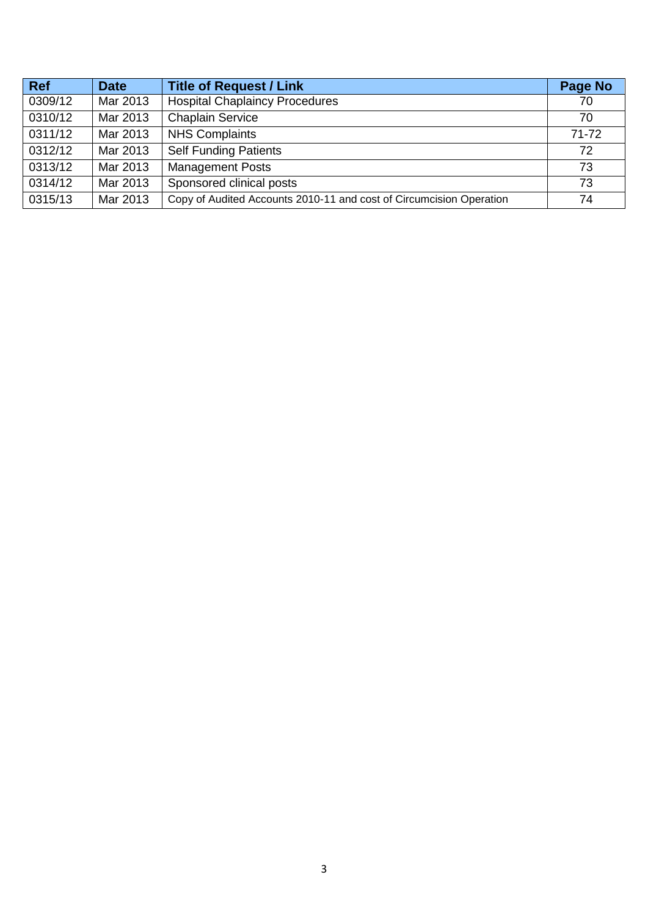| Ref | Date | Title of Request / Link | Page No |
| --- | --- | --- | --- |
| 0309/12 | Mar 2013 | Hospital Chaplaincy Procedures | 70 |
| 0310/12 | Mar 2013 | Chaplain Service | 70 |
| 0311/12 | Mar 2013 | NHS Complaints | 71-72 |
| 0312/12 | Mar 2013 | Self Funding Patients | 72 |
| 0313/12 | Mar 2013 | Management Posts | 73 |
| 0314/12 | Mar 2013 | Sponsored clinical posts | 73 |
| 0315/13 | Mar 2013 | Copy of Audited Accounts 2010-11 and cost of Circumcision Operation | 74 |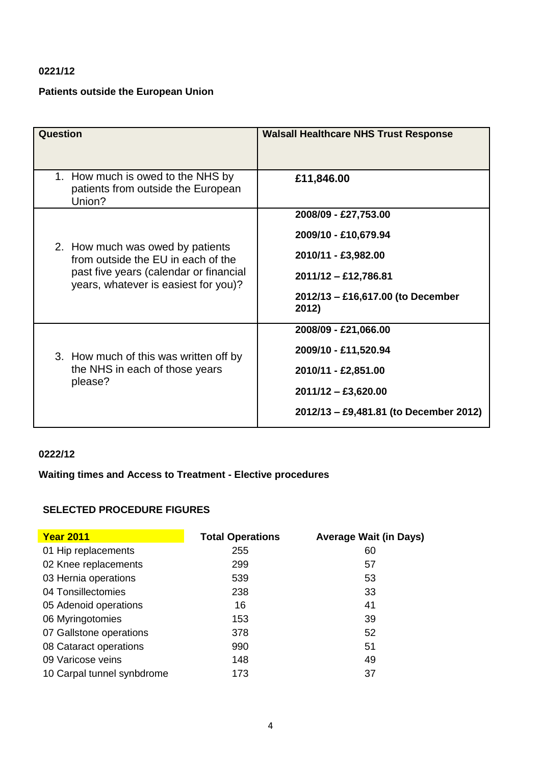**0221/12**

**Patients outside the European Union**

| **Question** | **Walsall Healthcare NHS Trust Response** |
|---|---|
| 1. How much is owed to the NHS by patients from outside the European Union? | **£11,846.00** |
| 2. How much was owed by patients from outside the EU in each of the past five years (calendar or financial years, whatever is easiest for you)? | **2008/09 - £27,753.00**<br>**2009/10 - £10,679.94**<br>**2010/11 - £3,982.00**<br>**2011/12 – £12,786.81**<br>**2012/13 – £16,617.00 (to December 2012)** |
| 3. How much of this was written off by the NHS in each of those years please? | **2008/09 - £21,066.00**<br>**2009/10 - £11,520.94**<br>**2010/11 - £2,851.00**<br>**2011/12 – £3,620.00**<br>**2012/13 – £9,481.81 (to December 2012)** |

**0222/12**

**Waiting times and Access to Treatment - Elective procedures**

**SELECTED PROCEDURE FIGURES**

| **Year 2011** | **Total Operations** | **Average Wait (in Days)** |
|---|---|---|
| 01 Hip replacements | 255 | 60 |
| 02 Knee replacements | 299 | 57 |
| 03 Hernia operations | 539 | 53 |
| 04 Tonsillectomies | 238 | 33 |
| 05 Adenoid operations | 16 | 41 |
| 06 Myringotomies | 153 | 39 |
| 07 Gallstone operations | 378 | 52 |
| 08 Cataract operations | 990 | 51 |
| 09 Varicose veins | 148 | 49 |
| 10 Carpal tunnel synbdrome | 173 | 37 |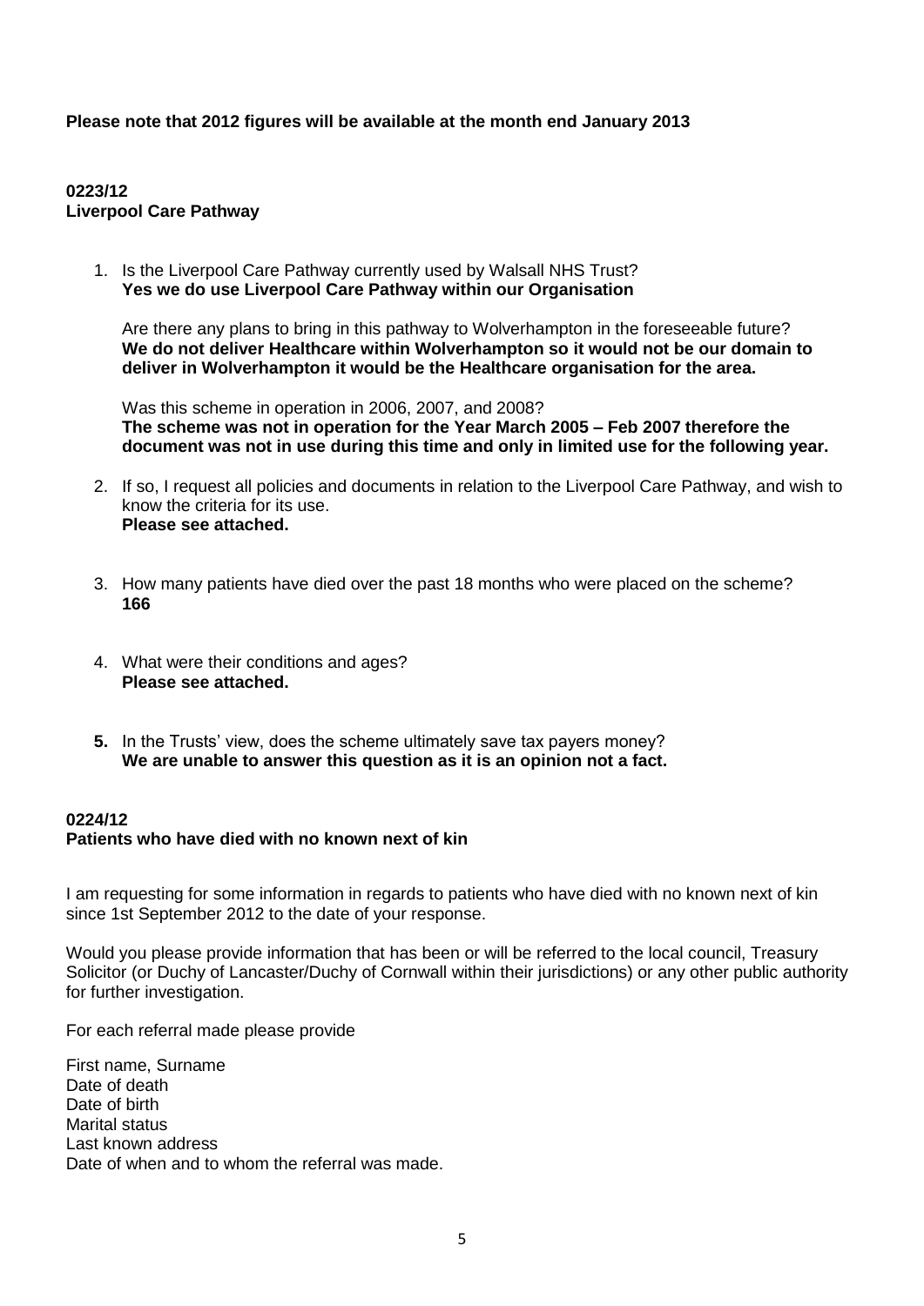**Please note that 2012 figures will be available at the month end January 2013**

**0223/12**
**Liverpool Care Pathway**

1. Is the Liverpool Care Pathway currently used by Walsall NHS Trust?
   **Yes we do use Liverpool Care Pathway within our Organisation**

   Are there any plans to bring in this pathway to Wolverhampton in the foreseeable future?
   **We do not deliver Healthcare within Wolverhampton so it would not be our domain to deliver in Wolverhampton it would be the Healthcare organisation for the area.**

   Was this scheme in operation in 2006, 2007, and 2008?
   **The scheme was not in operation for the Year March 2005 – Feb 2007 therefore the document was not in use during this time and only in limited use for the following year.**

2. If so, I request all policies and documents in relation to the Liverpool Care Pathway, and wish to know the criteria for its use.
   **Please see attached.**

3. How many patients have died over the past 18 months who were placed on the scheme?
   **166**

4. What were their conditions and ages?
   **Please see attached.**

5. In the Trusts' view, does the scheme ultimately save tax payers money?
   **We are unable to answer this question as it is an opinion not a fact.**

**0224/12**
**Patients who have died with no known next of kin**

I am requesting for some information in regards to patients who have died with no known next of kin since 1st September 2012 to the date of your response.

Would you please provide information that has been or will be referred to the local council, Treasury Solicitor (or Duchy of Lancaster/Duchy of Cornwall within their jurisdictions) or any other public authority for further investigation.

For each referral made please provide

First name, Surname
Date of death
Date of birth
Marital status
Last known address
Date of when and to whom the referral was made.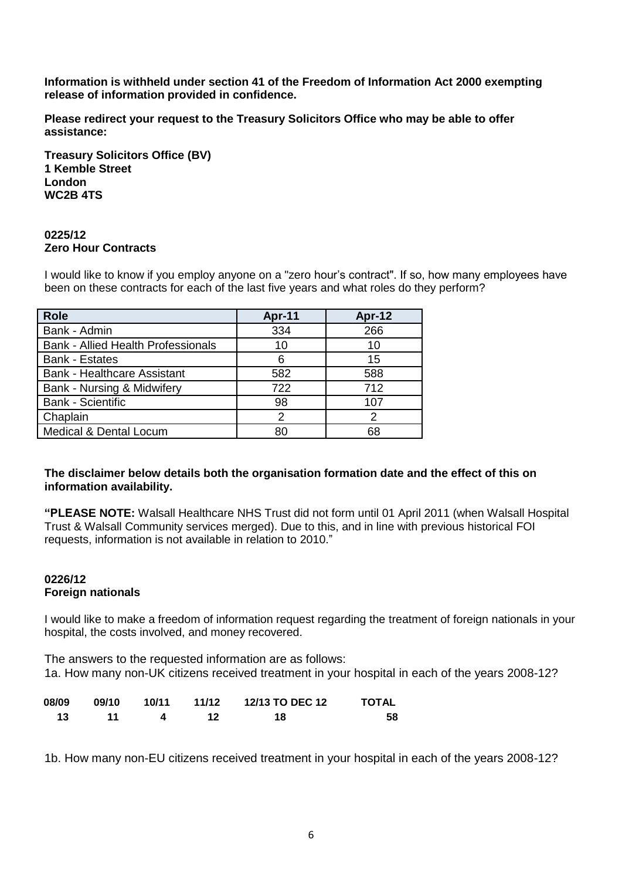**Information is withheld under section 41 of the Freedom of Information Act 2000 exempting release of information provided in confidence.**

**Please redirect your request to the Treasury Solicitors Office who may be able to offer assistance:**

**Treasury Solicitors Office (BV)**
**1 Kemble Street**
**London**
**WC2B 4TS**

**0225/12**
**Zero Hour Contracts**

I would like to know if you employ anyone on a "zero hour's contract". If so, how many employees have been on these contracts for each of the last five years and what roles do they perform?

| Role | Apr-11 | Apr-12 |
|---|---|---|
| Bank - Admin | 334 | 266 |
| Bank - Allied Health Professionals | 10 | 10 |
| Bank - Estates | 6 | 15 |
| Bank - Healthcare Assistant | 582 | 588 |
| Bank - Nursing & Midwifery | 722 | 712 |
| Bank - Scientific | 98 | 107 |
| Chaplain | 2 | 2 |
| Medical & Dental Locum | 80 | 68 |

**The disclaimer below details both the organisation formation date and the effect of this on information availability.**

**"PLEASE NOTE:** Walsall Healthcare NHS Trust did not form until 01 April 2011 (when Walsall Hospital Trust & Walsall Community services merged). Due to this, and in line with previous historical FOI requests, information is not available in relation to 2010."

**0226/12**
**Foreign nationals**

I would like to make a freedom of information request regarding the treatment of foreign nationals in your hospital, the costs involved, and money recovered.

The answers to the requested information are as follows:
1a. How many non-UK citizens received treatment in your hospital in each of the years 2008-12?

| 08/09 | 09/10 | 10/11 | 11/12 | 12/13 TO DEC 12 | TOTAL |
|---|---|---|---|---|---|
| 13 | 11 | 4 | 12 | 18 | 58 |

1b. How many non-EU citizens received treatment in your hospital in each of the years 2008-12?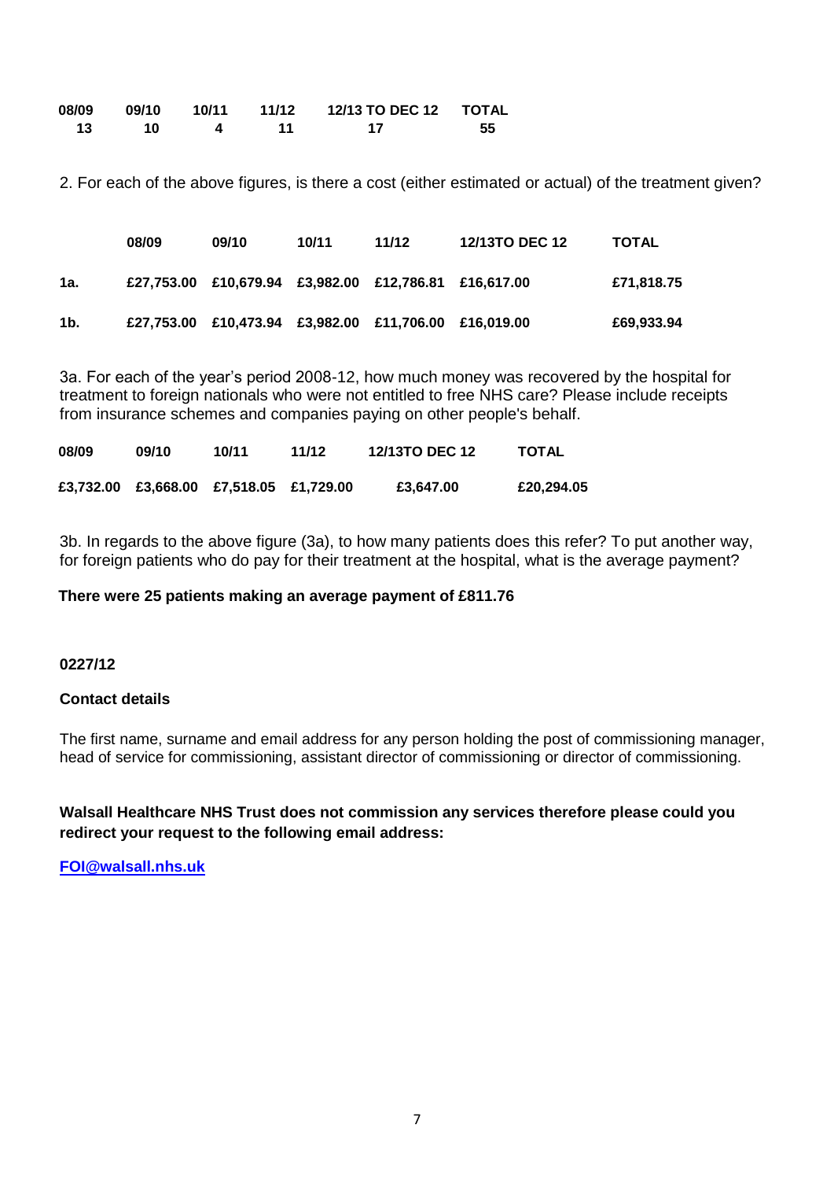| 08/09 | 09/10 | 10/11 | 11/12 | 12/13 TO DEC 12 | TOTAL |
|---|---|---|---|---|---|
| 13 | 10 | 4 | 11 | 17 | 55 |

2. For each of the above figures, is there a cost (either estimated or actual) of the treatment given?

| | 08/09 | 09/10 | 10/11 | 11/12 | 12/13TO DEC 12 | TOTAL |
|---|---|---|---|---|---|---|
| 1a. | £27,753.00 | £10,679.94 | £3,982.00 | £12,786.81 | £16,617.00 | £71,818.75 |
| 1b. | £27,753.00 | £10,473.94 | £3,982.00 | £11,706.00 | £16,019.00 | £69,933.94 |

3a. For each of the year's period 2008-12, how much money was recovered by the hospital for treatment to foreign nationals who were not entitled to free NHS care? Please include receipts from insurance schemes and companies paying on other people's behalf.

| 08/09 | 09/10 | 10/11 | 11/12 | 12/13TO DEC 12 | TOTAL |
|---|---|---|---|---|---|
| £3,732.00 | £3,668.00 | £7,518.05 | £1,729.00 | £3,647.00 | £20,294.05 |

3b. In regards to the above figure (3a), to how many patients does this refer? To put another way, for foreign patients who do pay for their treatment at the hospital, what is the average payment?

**There were 25 patients making an average payment of £811.76**

**0227/12**

**Contact details**

The first name, surname and email address for any person holding the post of commissioning manager, head of service for commissioning, assistant director of commissioning or director of commissioning.

**Walsall Healthcare NHS Trust does not commission any services therefore please could you redirect your request to the following email address:**

**FOI@walsall.nhs.uk**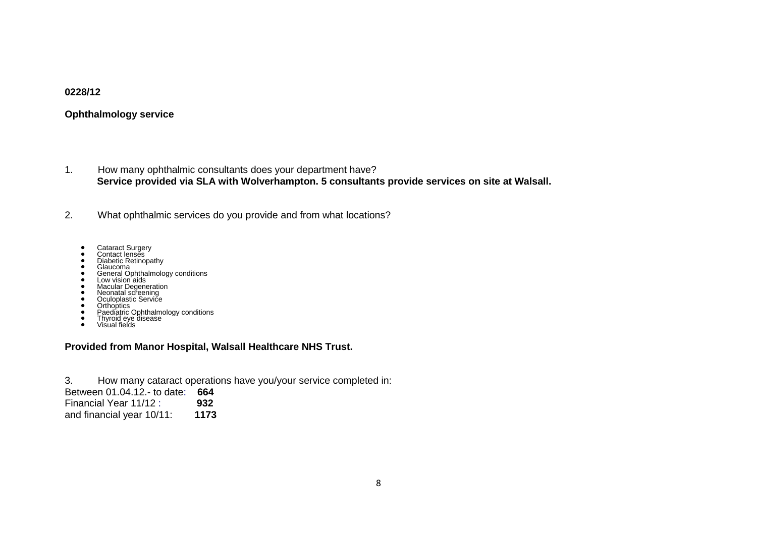**0228/12**

**Ophthalmology service**

1. How many ophthalmic consultants does your department have?
   **Service provided via SLA with Wolverhampton. 5 consultants provide services on site at Walsall.**

2. What ophthalmic services do you provide and from what locations?

- Cataract Surgery
- Contact lenses
- Diabetic Retinopathy
- Glaucoma
- General Ophthalmology conditions
- Low vision aids
- Macular Degeneration
- Neonatal screening
- Oculoplastic Service
- Orthoptics
- Paediatric Ophthalmology conditions
- Thyroid eye disease
- Visual fields

**Provided from Manor Hospital, Walsall Healthcare NHS Trust.**

3. How many cataract operations have you/your service completed in:

Between 01.04.12.- to date: **664**
Financial Year 11/12 : **932**
and financial year 10/11: **1173**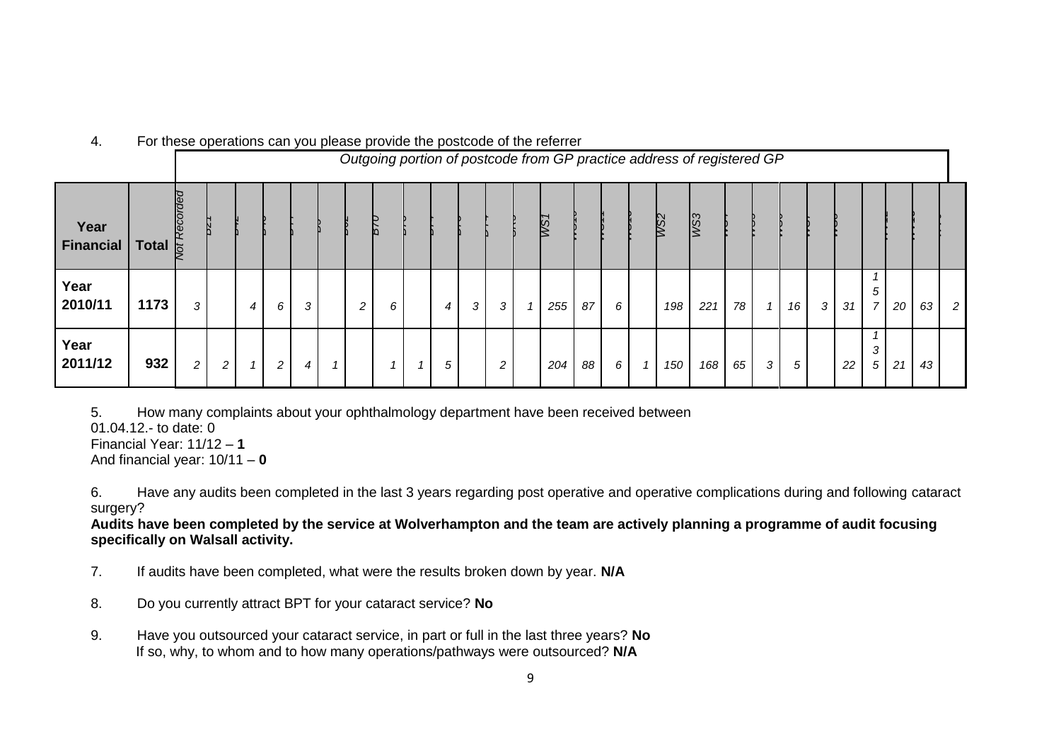4. For these operations can you please provide the postcode of the referrer

| Year Financial | Total | Outgoing portion of postcode from GP practice address of registered GP | | | | | | | | | | | | | | | | | | | | | | | | | | | |
|---|---|---|---|---|---|---|---|---|---|---|---|---|---|---|---|---|---|---|---|---|---|---|---|---|---|---|---|---|---|
| | | Not Recorded | B21 | B42 | | | | | B70 | | | | | | WS1 | | | | WS2 | WS3 | | | | | | | | | |
| Year 2010/11 | 1173 | 3 | | 4 | 6 | 3 | | 2 | 6 | | 4 | 3 | 3 | 1 | 255 | 87 | 6 | | 198 | 221 | 78 | 1 | 16 | 3 | 31 | 157 | 20 | 63 | 2 |
| Year 2011/12 | 932 | 2 | 2 | 1 | 2 | 4 | 1 | | 1 | 1 | 5 | | 2 | | 204 | 88 | 6 | 1 | 150 | 168 | 65 | 3 | 5 | | 22 | 135 | 21 | 43 | |

5. How many complaints about your ophthalmology department have been received between
01.04.12.- to date: 0
Financial Year: 11/12 – **1**
And financial year: 10/11 – **0**

6. Have any audits been completed in the last 3 years regarding post operative and operative complications during and following cataract surgery?
**Audits have been completed by the service at Wolverhampton and the team are actively planning a programme of audit focusing specifically on Walsall activity.**

7. If audits have been completed, what were the results broken down by year. **N/A**

8. Do you currently attract BPT for your cataract service? **No**

9. Have you outsourced your cataract service, in part or full in the last three years? **No**
If so, why, to whom and to how many operations/pathways were outsourced? **N/A**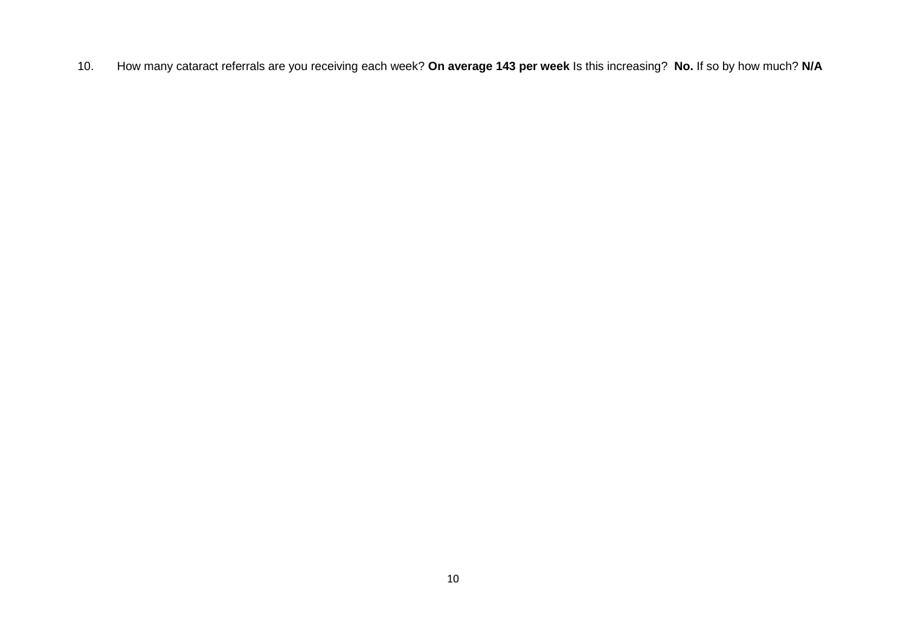10. How many cataract referrals are you receiving each week? **On average 143 per week** Is this increasing? **No.** If so by how much? **N/A**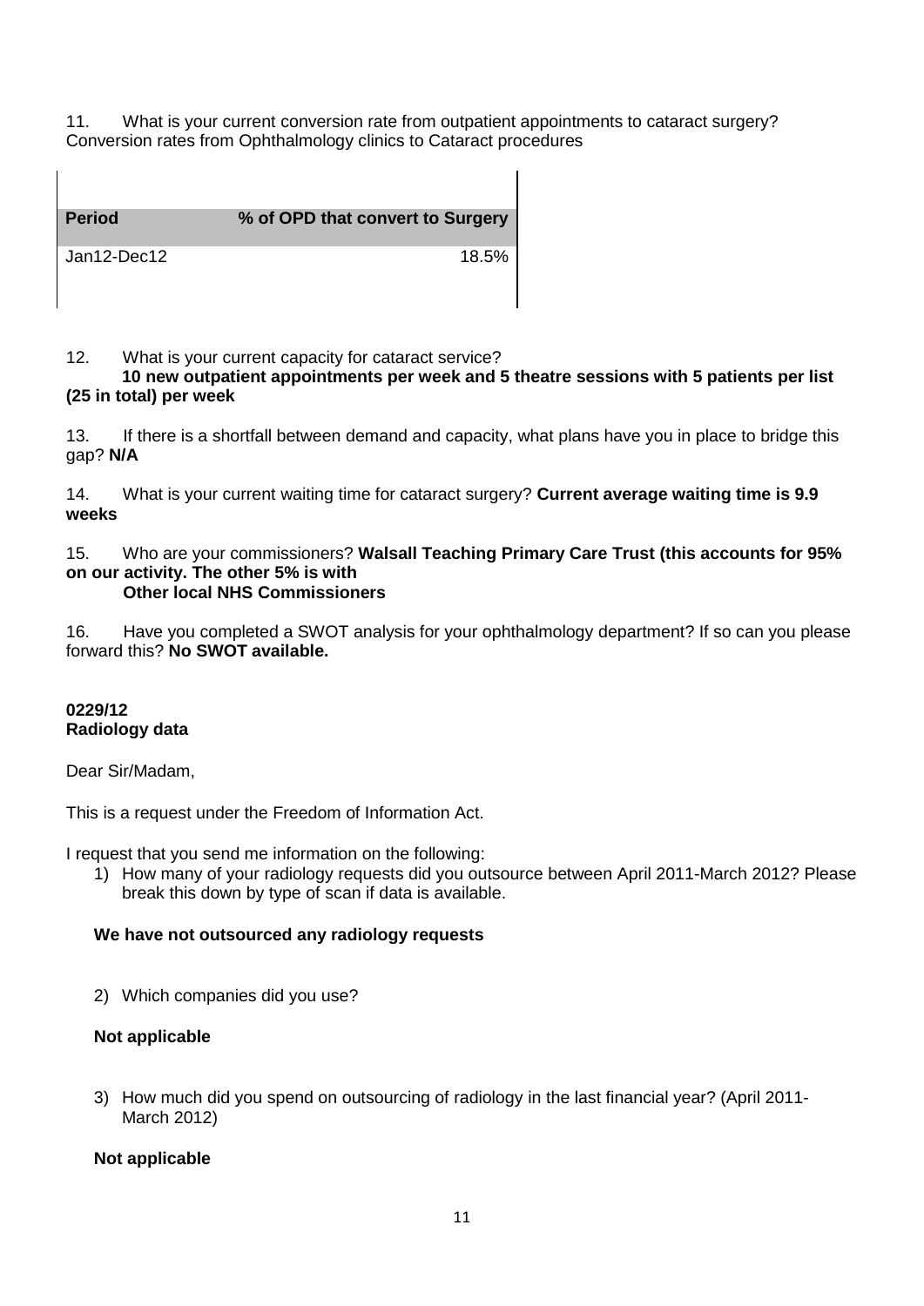11. What is your current conversion rate from outpatient appointments to cataract surgery?
Conversion rates from Ophthalmology clinics to Cataract procedures

| Period | % of OPD that convert to Surgery |
|---|---|
| Jan12-Dec12 | 18.5% |

12. What is your current capacity for cataract service?
**10 new outpatient appointments per week and 5 theatre sessions with 5 patients per list (25 in total) per week**

13. If there is a shortfall between demand and capacity, what plans have you in place to bridge this gap? **N/A**

14. What is your current waiting time for cataract surgery? **Current average waiting time is 9.9 weeks**

15. Who are your commissioners? **Walsall Teaching Primary Care Trust (this accounts for 95% on our activity. The other 5% is with Other local NHS Commissioners**

16. Have you completed a SWOT analysis for your ophthalmology department? If so can you please forward this? **No SWOT available.**

**0229/12**
**Radiology data**

Dear Sir/Madam,

This is a request under the Freedom of Information Act.

I request that you send me information on the following:

1) How many of your radiology requests did you outsource between April 2011-March 2012? Please break this down by type of scan if data is available.

**We have not outsourced any radiology requests**

2) Which companies did you use?

**Not applicable**

3) How much did you spend on outsourcing of radiology in the last financial year? (April 2011-March 2012)

**Not applicable**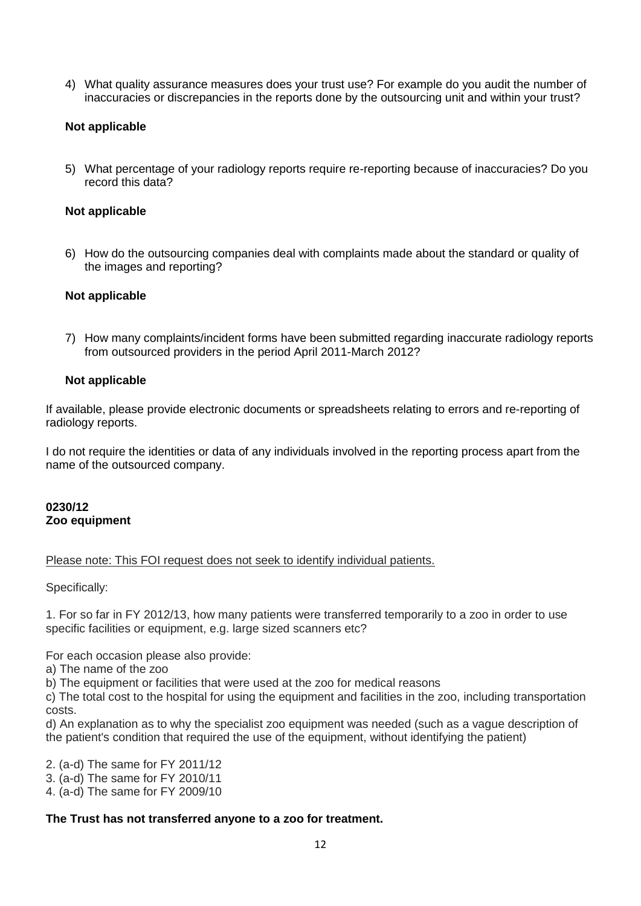4) What quality assurance measures does your trust use? For example do you audit the number of inaccuracies or discrepancies in the reports done by the outsourcing unit and within your trust?

**Not applicable**

5) What percentage of your radiology reports require re-reporting because of inaccuracies? Do you record this data?

**Not applicable**

6) How do the outsourcing companies deal with complaints made about the standard or quality of the images and reporting?

**Not applicable**

7) How many complaints/incident forms have been submitted regarding inaccurate radiology reports from outsourced providers in the period April 2011-March 2012?

**Not applicable**

If available, please provide electronic documents or spreadsheets relating to errors and re-reporting of radiology reports.

I do not require the identities or data of any individuals involved in the reporting process apart from the name of the outsourced company.

**0230/12**
**Zoo equipment**

Please note: This FOI request does not seek to identify individual patients.

Specifically:

1. For so far in FY 2012/13, how many patients were transferred temporarily to a zoo in order to use specific facilities or equipment, e.g. large sized scanners etc?

For each occasion please also provide:
a) The name of the zoo
b) The equipment or facilities that were used at the zoo for medical reasons
c) The total cost to the hospital for using the equipment and facilities in the zoo, including transportation costs.
d) An explanation as to why the specialist zoo equipment was needed (such as a vague description of the patient's condition that required the use of the equipment, without identifying the patient)

2. (a-d) The same for FY 2011/12
3. (a-d) The same for FY 2010/11
4. (a-d) The same for FY 2009/10

**The Trust has not transferred anyone to a zoo for treatment.**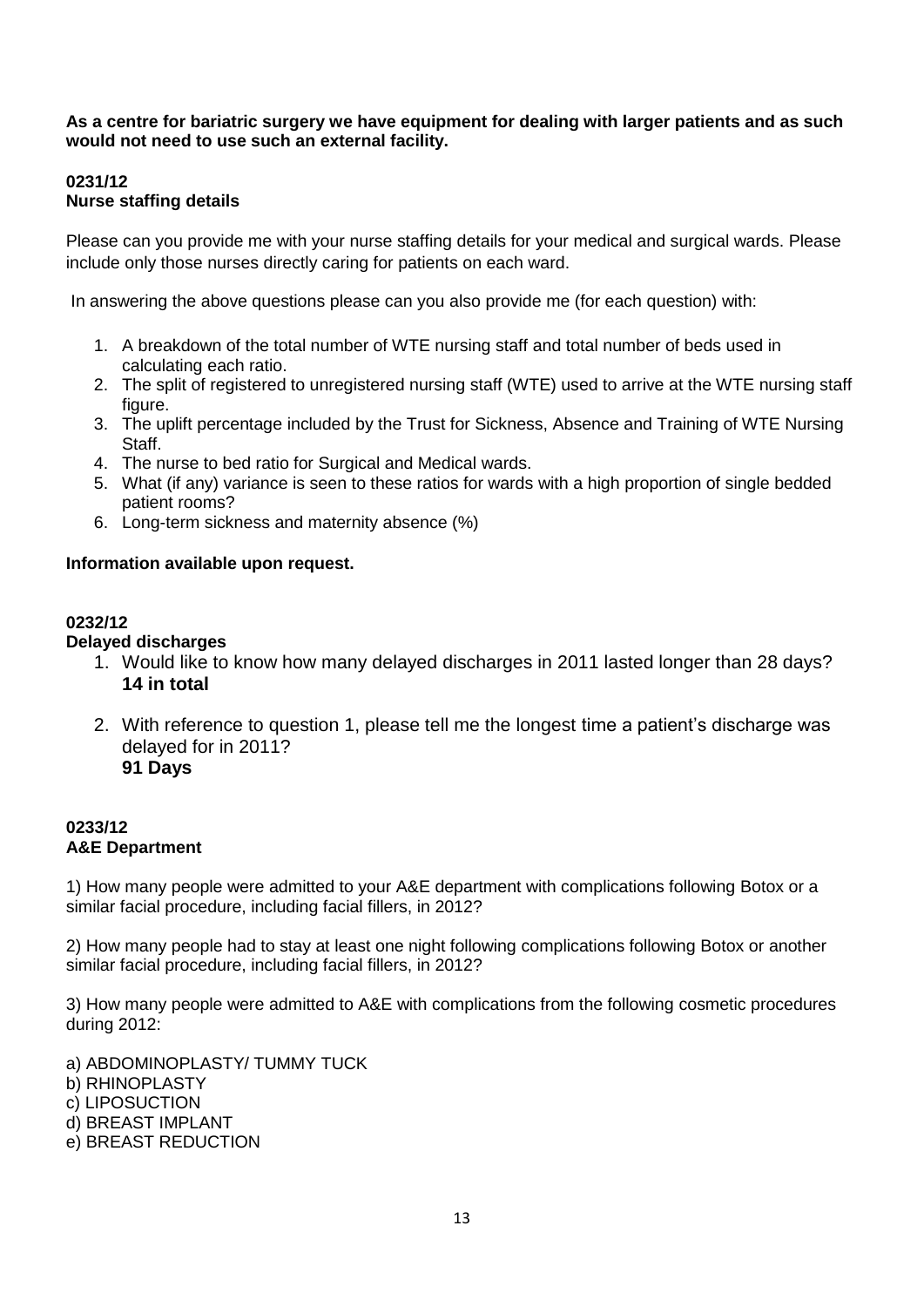**As a centre for bariatric surgery we have equipment for dealing with larger patients and as such would not need to use such an external facility.**

**0231/12**
**Nurse staffing details**

Please can you provide me with your nurse staffing details for your medical and surgical wards. Please include only those nurses directly caring for patients on each ward.

In answering the above questions please can you also provide me (for each question) with:

1. A breakdown of the total number of WTE nursing staff and total number of beds used in calculating each ratio.
2. The split of registered to unregistered nursing staff (WTE) used to arrive at the WTE nursing staff figure.
3. The uplift percentage included by the Trust for Sickness, Absence and Training of WTE Nursing Staff.
4. The nurse to bed ratio for Surgical and Medical wards.
5. What (if any) variance is seen to these ratios for wards with a high proportion of single bedded patient rooms?
6. Long-term sickness and maternity absence (%)

**Information available upon request.**

**0232/12**
**Delayed discharges**

1. Would like to know how many delayed discharges in 2011 lasted longer than 28 days?
   **14 in total**
2. With reference to question 1, please tell me the longest time a patient's discharge was delayed for in 2011?
   **91 Days**

**0233/12**
**A&E Department**

1) How many people were admitted to your A&E department with complications following Botox or a similar facial procedure, including facial fillers, in 2012?

2) How many people had to stay at least one night following complications following Botox or another similar facial procedure, including facial fillers, in 2012?

3) How many people were admitted to A&E with complications from the following cosmetic procedures during 2012:

a) ABDOMINOPLASTY/ TUMMY TUCK
b) RHINOPLASTY
c) LIPOSUCTION
d) BREAST IMPLANT
e) BREAST REDUCTION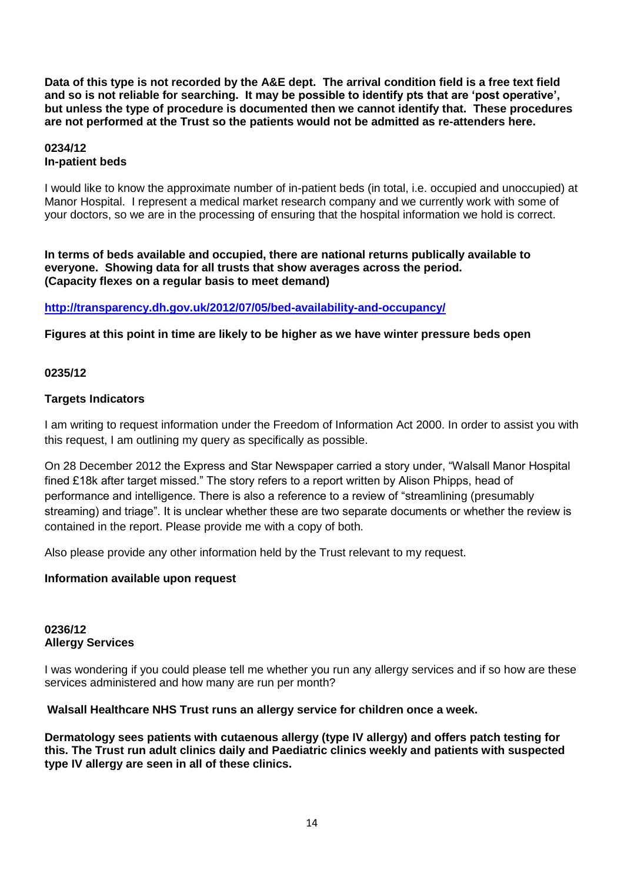**Data of this type is not recorded by the A&E dept. The arrival condition field is a free text field and so is not reliable for searching. It may be possible to identify pts that are 'post operative', but unless the type of procedure is documented then we cannot identify that. These procedures are not performed at the Trust so the patients would not be admitted as re-attenders here.**

**0234/12**
**In-patient beds**

I would like to know the approximate number of in-patient beds (in total, i.e. occupied and unoccupied) at Manor Hospital. I represent a medical market research company and we currently work with some of your doctors, so we are in the processing of ensuring that the hospital information we hold is correct.

**In terms of beds available and occupied, there are national returns publically available to everyone. Showing data for all trusts that show averages across the period. (Capacity flexes on a regular basis to meet demand)**

**http://transparency.dh.gov.uk/2012/07/05/bed-availability-and-occupancy/**

**Figures at this point in time are likely to be higher as we have winter pressure beds open**

**0235/12**

**Targets Indicators**

I am writing to request information under the Freedom of Information Act 2000. In order to assist you with this request, I am outlining my query as specifically as possible.

On 28 December 2012 the Express and Star Newspaper carried a story under, "Walsall Manor Hospital fined £18k after target missed." The story refers to a report written by Alison Phipps, head of performance and intelligence. There is also a reference to a review of "streamlining (presumably streaming) and triage". It is unclear whether these are two separate documents or whether the review is contained in the report. Please provide me with a copy of both.

Also please provide any other information held by the Trust relevant to my request.

**Information available upon request**

**0236/12**
**Allergy Services**

I was wondering if you could please tell me whether you run any allergy services and if so how are these services administered and how many are run per month?

**Walsall Healthcare NHS Trust runs an allergy service for children once a week.**

**Dermatology sees patients with cutaenous allergy (type IV allergy) and offers patch testing for this. The Trust run adult clinics daily and Paediatric clinics weekly and patients with suspected type IV allergy are seen in all of these clinics.**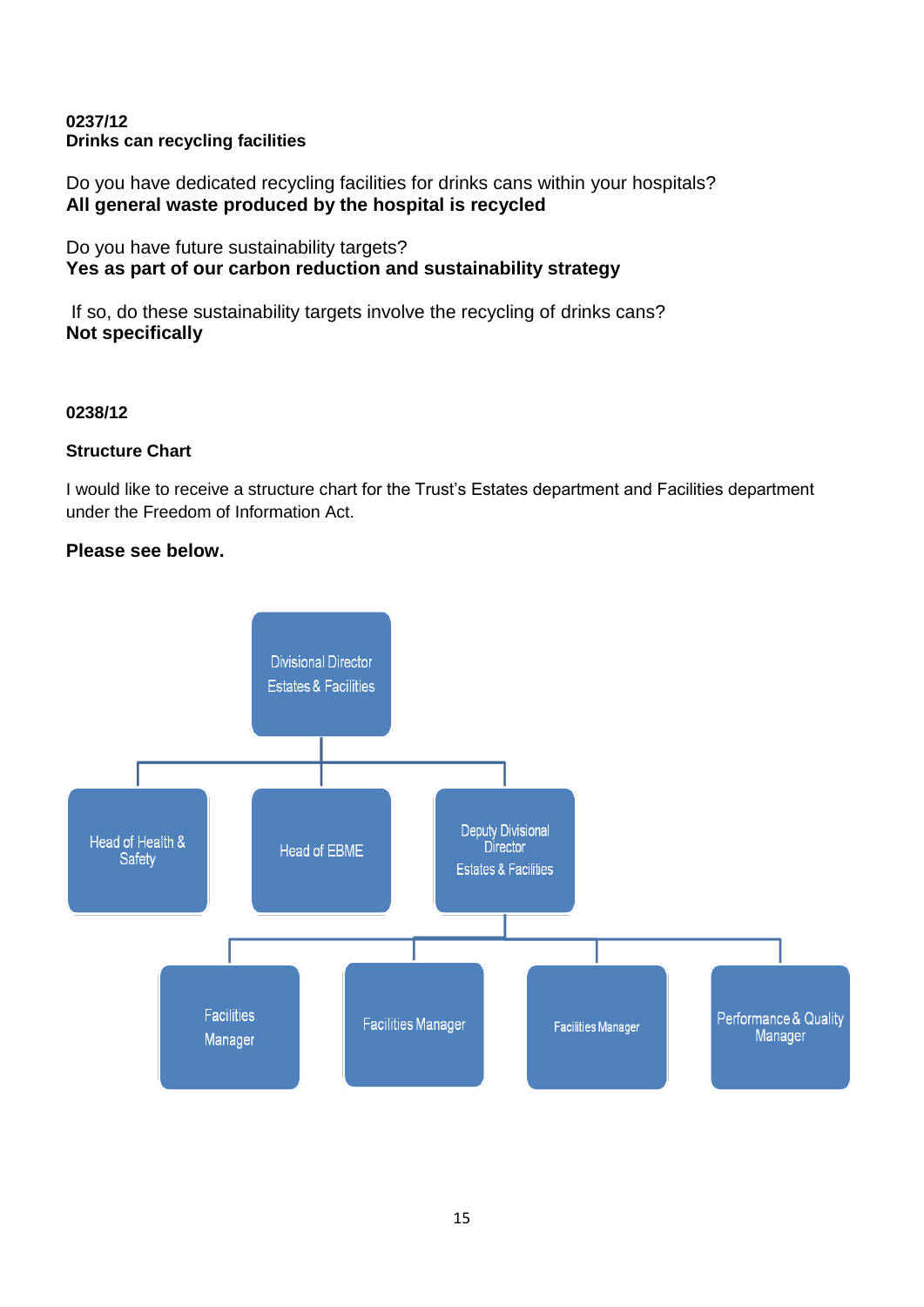**0237/12**
**Drinks can recycling facilities**

Do you have dedicated recycling facilities for drinks cans within your hospitals?
**All general waste produced by the hospital is recycled**

Do you have future sustainability targets?
**Yes as part of our carbon reduction and sustainability strategy**

If so, do these sustainability targets involve the recycling of drinks cans?
**Not specifically**

**0238/12**

**Structure Chart**

I would like to receive a structure chart for the Trust's Estates department and Facilities department under the Freedom of Information Act.

**Please see below.**

- Divisional Director Estates & Facilities
  - Head of Health & Safety
  - Head of EBME
  - Deputy Divisional Director Estates & Facilities
    - Facilities Manager
    - Facilities Manager
    - Facilities Manager
    - Performance & Quality Manager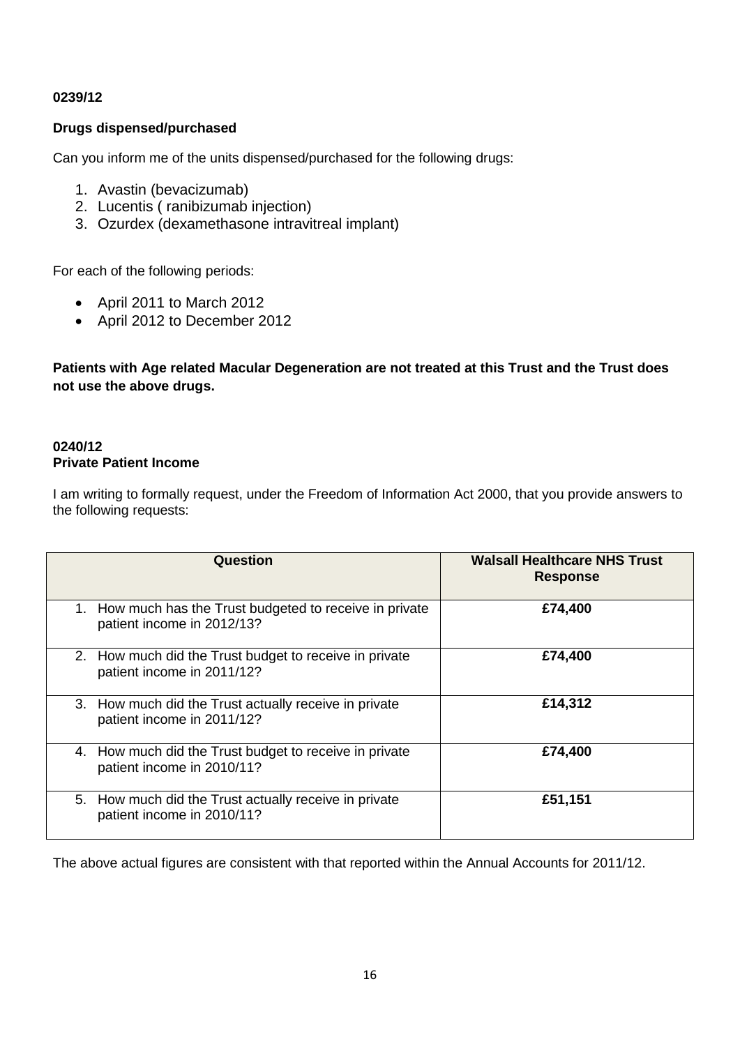**0239/12**

**Drugs dispensed/purchased**

Can you inform me of the units dispensed/purchased for the following drugs:

1. Avastin (bevacizumab)
2. Lucentis ( ranibizumab injection)
3. Ozurdex (dexamethasone intravitreal implant)

For each of the following periods:

- April 2011 to March 2012
- April 2012 to December 2012

**Patients with Age related Macular Degeneration are not treated at this Trust and the Trust does not use the above drugs.**

**0240/12**
**Private Patient Income**

I am writing to formally request, under the Freedom of Information Act 2000, that you provide answers to the following requests:

| Question | Walsall Healthcare NHS Trust Response |
|---|---|
| 1. How much has the Trust budgeted to receive in private patient income in 2012/13? | **£74,400** |
| 2. How much did the Trust budget to receive in private patient income in 2011/12? | **£74,400** |
| 3. How much did the Trust actually receive in private patient income in 2011/12? | **£14,312** |
| 4. How much did the Trust budget to receive in private patient income in 2010/11? | **£74,400** |
| 5. How much did the Trust actually receive in private patient income in 2010/11? | **£51,151** |

The above actual figures are consistent with that reported within the Annual Accounts for 2011/12.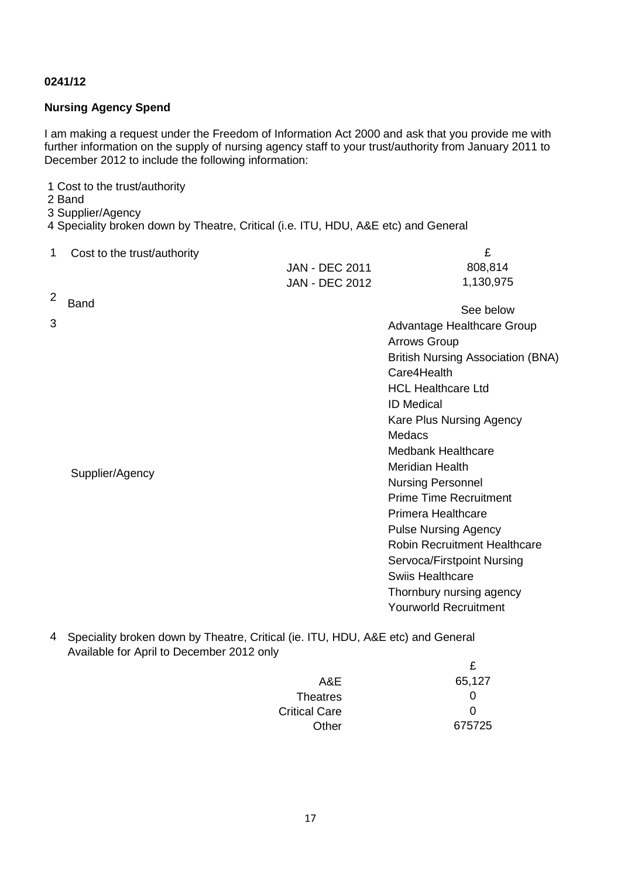**0241/12**

**Nursing Agency Spend**

I am making a request under the Freedom of Information Act 2000 and ask that you provide me with further information on the supply of nursing agency staff to your trust/authority from January 2011 to December 2012 to include the following information:

1 Cost to the trust/authority
2 Band
3 Supplier/Agency
4 Speciality broken down by Theatre, Critical (i.e. ITU, HDU, A&E etc) and General

| | | | |
|---|---|---|---|
| 1 | Cost to the trust/authority | | £ |
| | | JAN - DEC 2011 | 808,814 |
| | | JAN - DEC 2012 | 1,130,975 |
| 2 | Band | | See below |
| 3 | Supplier/Agency | | Advantage Healthcare Group<br>Arrows Group<br>British Nursing Association (BNA)<br>Care4Health<br>HCL Healthcare Ltd<br>ID Medical<br>Kare Plus Nursing Agency<br>Medacs<br>Medbank Healthcare<br>Meridian Health<br>Nursing Personnel<br>Prime Time Recruitment<br>Primera Healthcare<br>Pulse Nursing Agency<br>Robin Recruitment Healthcare<br>Servoca/Firstpoint Nursing<br>Swiis Healthcare<br>Thornbury nursing agency<br>Yourworld Recruitment |

4 Speciality broken down by Theatre, Critical (ie. ITU, HDU, A&E etc) and General
Available for April to December 2012 only

| | £ |
|---|---|
| A&E | 65,127 |
| Theatres | 0 |
| Critical Care | 0 |
| Other | 675725 |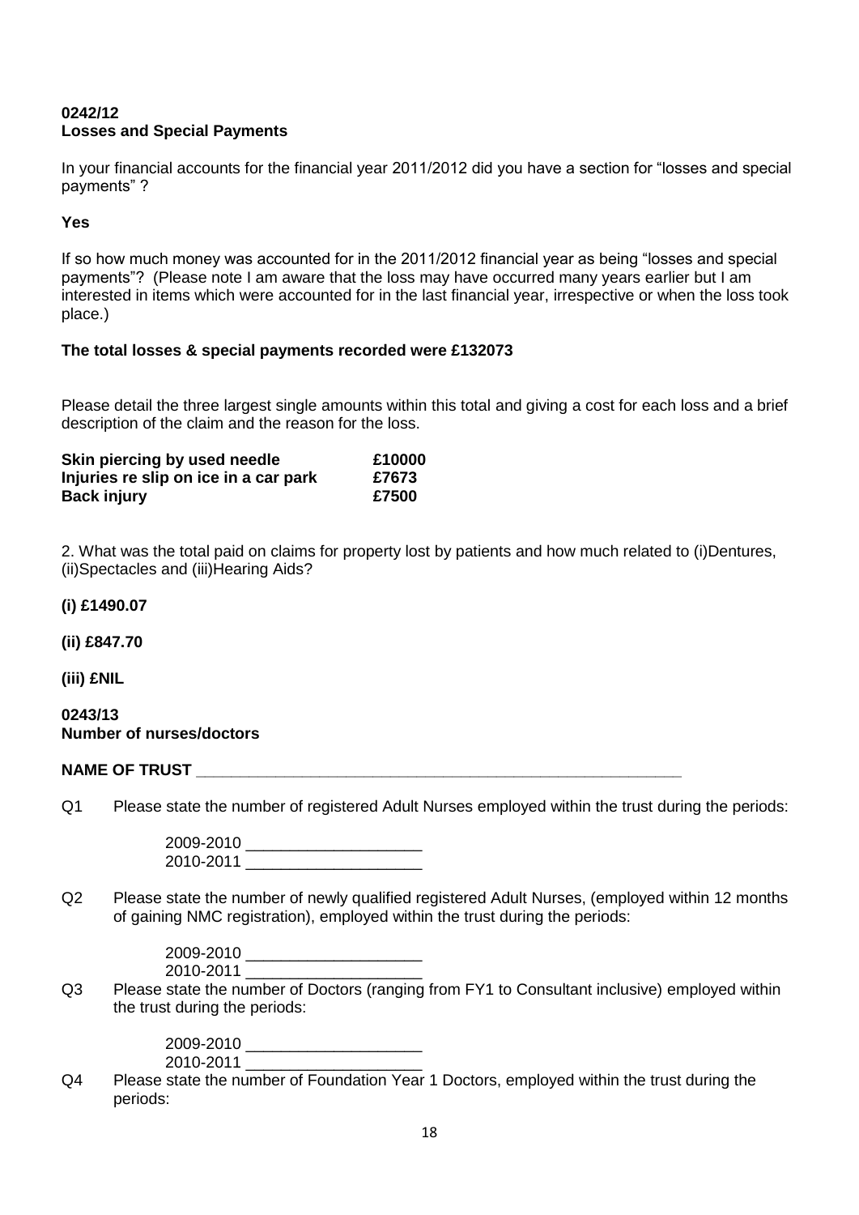**0242/12**
**Losses and Special Payments**

In your financial accounts for the financial year 2011/2012 did you have a section for "losses and special payments" ?

**Yes**

If so how much money was accounted for in the 2011/2012 financial year as being "losses and special payments"? (Please note I am aware that the loss may have occurred many years earlier but I am interested in items which were accounted for in the last financial year, irrespective or when the loss took place.)

**The total losses & special payments recorded were £132073**

Please detail the three largest single amounts within this total and giving a cost for each loss and a brief description of the claim and the reason for the loss.

| | |
|---|---|
| **Skin piercing by used needle** | **£10000** |
| **Injuries re slip on ice in a car park** | **£7673** |
| **Back injury** | **£7500** |

2. What was the total paid on claims for property lost by patients and how much related to (i)Dentures, (ii)Spectacles and (iii)Hearing Aids?

**(i) £1490.07**

**(ii) £847.70**

**(iii) £NIL**

**0243/13**
**Number of nurses/doctors**

**NAME OF TRUST** _______________________________________________

Q1 Please state the number of registered Adult Nurses employed within the trust during the periods:

2009-2010 ____________________
2010-2011 ____________________

Q2 Please state the number of newly qualified registered Adult Nurses, (employed within 12 months of gaining NMC registration), employed within the trust during the periods:

2009-2010 ____________________
2010-2011 ____________________

Q3 Please state the number of Doctors (ranging from FY1 to Consultant inclusive) employed within the trust during the periods:

2009-2010 ____________________
2010-2011 ____________________

Q4 Please state the number of Foundation Year 1 Doctors, employed within the trust during the periods: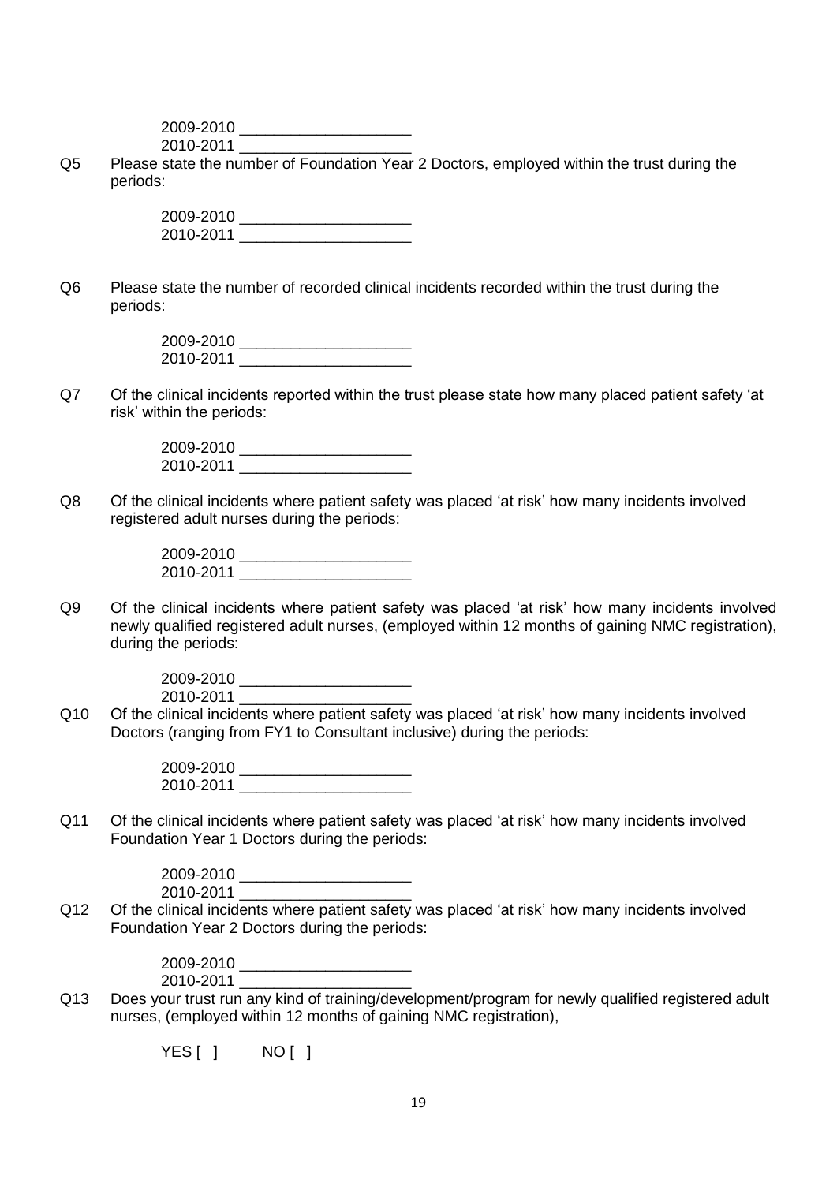2009-2010 ____________________
2010-2011 ____________________

Q5 Please state the number of Foundation Year 2 Doctors, employed within the trust during the periods:

2009-2010 ____________________
2010-2011 ____________________

Q6 Please state the number of recorded clinical incidents recorded within the trust during the periods:

2009-2010 ____________________
2010-2011 ____________________

Q7 Of the clinical incidents reported within the trust please state how many placed patient safety 'at risk' within the periods:

2009-2010 ____________________
2010-2011 ____________________

Q8 Of the clinical incidents where patient safety was placed 'at risk' how many incidents involved registered adult nurses during the periods:

2009-2010 ____________________
2010-2011 ____________________

Q9 Of the clinical incidents where patient safety was placed 'at risk' how many incidents involved newly qualified registered adult nurses, (employed within 12 months of gaining NMC registration), during the periods:

2009-2010 ____________________
2010-2011 ____________________

Q10 Of the clinical incidents where patient safety was placed 'at risk' how many incidents involved Doctors (ranging from FY1 to Consultant inclusive) during the periods:

2009-2010 ____________________
2010-2011 ____________________

Q11 Of the clinical incidents where patient safety was placed 'at risk' how many incidents involved Foundation Year 1 Doctors during the periods:

2009-2010 ____________________
2010-2011 ____________________

Q12 Of the clinical incidents where patient safety was placed 'at risk' how many incidents involved Foundation Year 2 Doctors during the periods:

2009-2010 ____________________
2010-2011 ____________________

Q13 Does your trust run any kind of training/development/program for newly qualified registered adult nurses, (employed within 12 months of gaining NMC registration),

YES [ ]    NO [ ]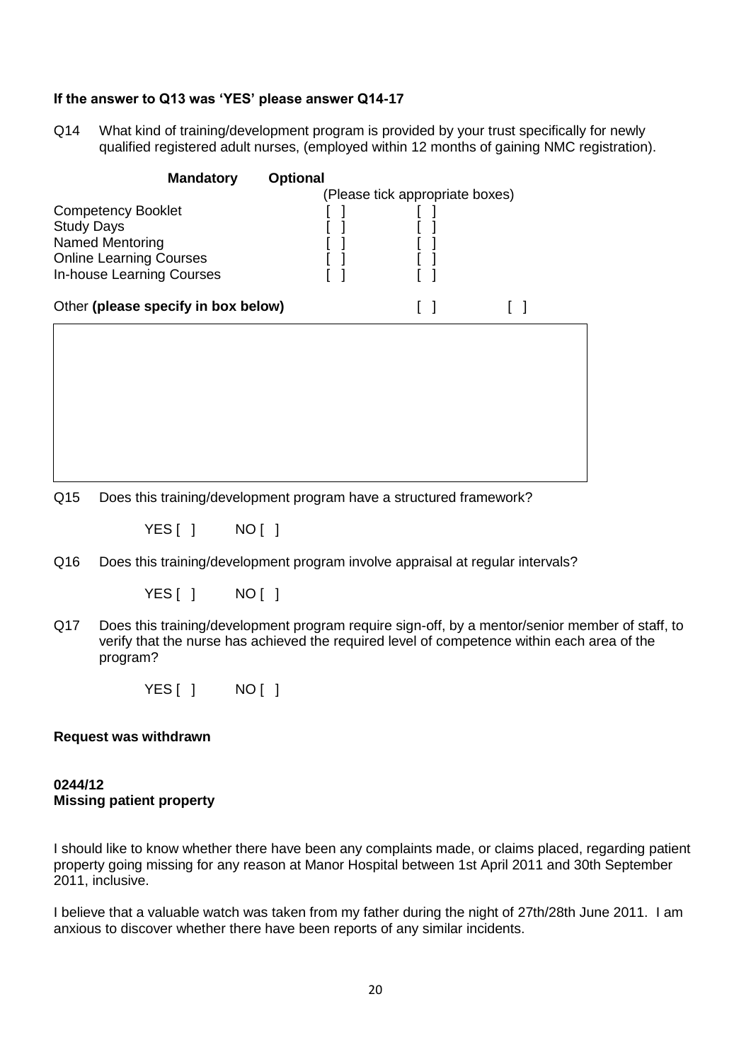**If the answer to Q13 was 'YES' please answer Q14-17**

Q14 What kind of training/development program is provided by your trust specifically for newly qualified registered adult nurses, (employed within 12 months of gaining NMC registration).

| | **Mandatory** | **Optional** |
|---|---|---|
| | (Please tick appropriate boxes) | |
| Competency Booklet | [ ] | [ ] |
| Study Days | [ ] | [ ] |
| Named Mentoring | [ ] | [ ] |
| Online Learning Courses | [ ] | [ ] |
| In-house Learning Courses | [ ] | [ ] |
| Other **(please specify in box below)** | [ ] | [ ] |

Q15 Does this training/development program have a structured framework?

YES [ ] NO [ ]

Q16 Does this training/development program involve appraisal at regular intervals?

YES [ ] NO [ ]

Q17 Does this training/development program require sign-off, by a mentor/senior member of staff, to verify that the nurse has achieved the required level of competence within each area of the program?

YES [ ] NO [ ]

**Request was withdrawn**

**0244/12**
**Missing patient property**

I should like to know whether there have been any complaints made, or claims placed, regarding patient property going missing for any reason at Manor Hospital between 1st April 2011 and 30th September 2011, inclusive.

I believe that a valuable watch was taken from my father during the night of 27th/28th June 2011. I am anxious to discover whether there have been reports of any similar incidents.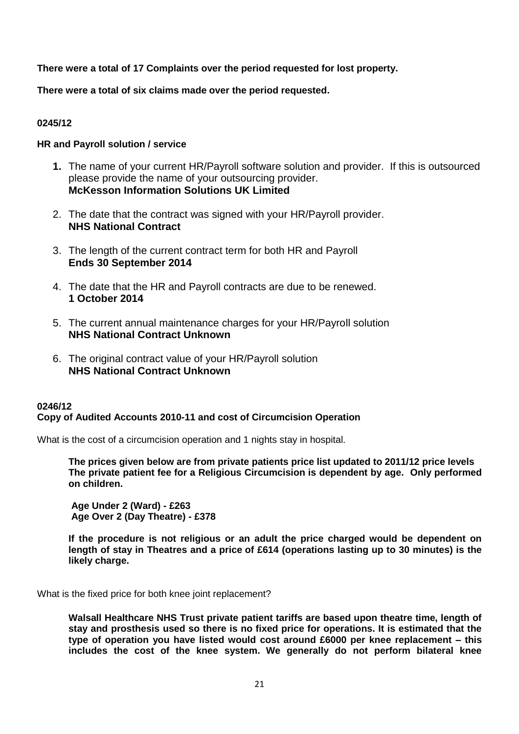**There were a total of 17 Complaints over the period requested for lost property.**

**There were a total of six claims made over the period requested.**

**0245/12**

**HR and Payroll solution / service**

1. The name of your current HR/Payroll software solution and provider. If this is outsourced please provide the name of your outsourcing provider.
   **McKesson Information Solutions UK Limited**

2. The date that the contract was signed with your HR/Payroll provider.
   **NHS National Contract**

3. The length of the current contract term for both HR and Payroll
   **Ends 30 September 2014**

4. The date that the HR and Payroll contracts are due to be renewed.
   **1 October 2014**

5. The current annual maintenance charges for your HR/Payroll solution
   **NHS National Contract Unknown**

6. The original contract value of your HR/Payroll solution
   **NHS National Contract Unknown**

**0246/12**
**Copy of Audited Accounts 2010-11 and cost of Circumcision Operation**

What is the cost of a circumcision operation and 1 nights stay in hospital.

> **The prices given below are from private patients price list updated to 2011/12 price levels The private patient fee for a Religious Circumcision is dependent by age. Only performed on children.**
>
> **Age Under 2 (Ward) - £263**
> **Age Over 2 (Day Theatre) - £378**
>
> **If the procedure is not religious or an adult the price charged would be dependent on length of stay in Theatres and a price of £614 (operations lasting up to 30 minutes) is the likely charge.**

What is the fixed price for both knee joint replacement?

> **Walsall Healthcare NHS Trust private patient tariffs are based upon theatre time, length of stay and prosthesis used so there is no fixed price for operations. It is estimated that the type of operation you have listed would cost around £6000 per knee replacement – this includes the cost of the knee system. We generally do not perform bilateral knee**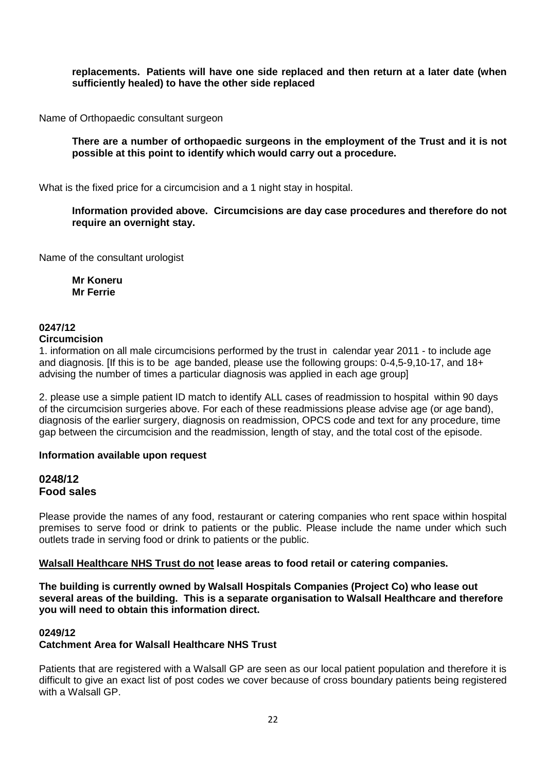**replacements. Patients will have one side replaced and then return at a later date (when sufficiently healed) to have the other side replaced**

Name of Orthopaedic consultant surgeon

**There are a number of orthopaedic surgeons in the employment of the Trust and it is not possible at this point to identify which would carry out a procedure.**

What is the fixed price for a circumcision and a 1 night stay in hospital.

**Information provided above. Circumcisions are day case procedures and therefore do not require an overnight stay.**

Name of the consultant urologist

**Mr Koneru**
**Mr Ferrie**

**0247/12**
**Circumcision**

1. information on all male circumcisions performed by the trust in calendar year 2011 - to include age and diagnosis. [If this is to be age banded, please use the following groups: 0-4,5-9,10-17, and 18+ advising the number of times a particular diagnosis was applied in each age group]

2. please use a simple patient ID match to identify ALL cases of readmission to hospital within 90 days of the circumcision surgeries above. For each of these readmissions please advise age (or age band), diagnosis of the earlier surgery, diagnosis on readmission, OPCS code and text for any procedure, time gap between the circumcision and the readmission, length of stay, and the total cost of the episode.

**Information available upon request**

## 0248/12
## Food sales

Please provide the names of any food, restaurant or catering companies who rent space within hospital premises to serve food or drink to patients or the public. Please include the name under which such outlets trade in serving food or drink to patients or the public.

**Walsall Healthcare NHS Trust do not lease areas to food retail or catering companies.**

**The building is currently owned by Walsall Hospitals Companies (Project Co) who lease out several areas of the building. This is a separate organisation to Walsall Healthcare and therefore you will need to obtain this information direct.**

**0249/12**
**Catchment Area for Walsall Healthcare NHS Trust**

Patients that are registered with a Walsall GP are seen as our local patient population and therefore it is difficult to give an exact list of post codes we cover because of cross boundary patients being registered with a Walsall GP.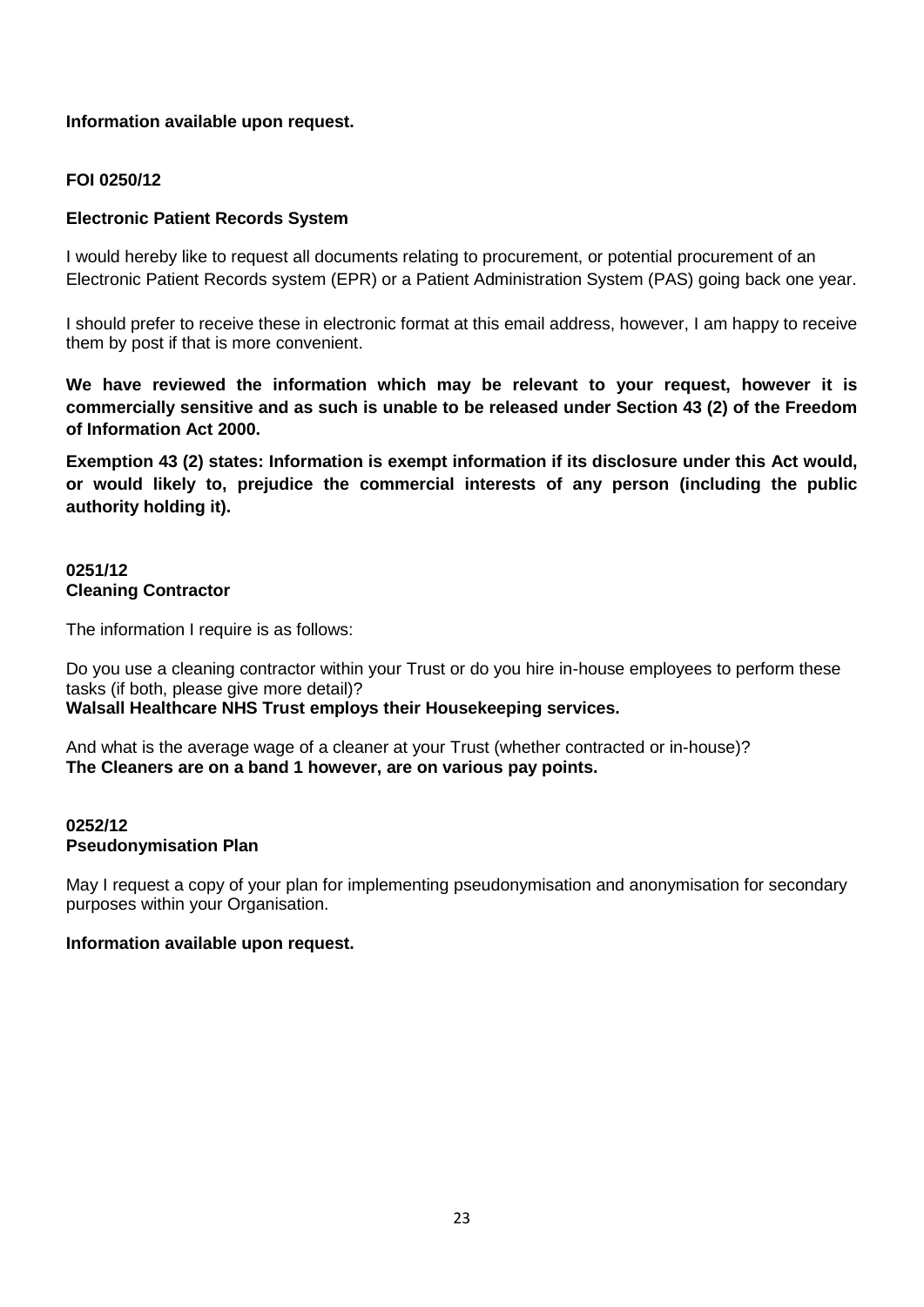**Information available upon request.**

**FOI 0250/12**

**Electronic Patient Records System**

I would hereby like to request all documents relating to procurement, or potential procurement of an Electronic Patient Records system (EPR) or a Patient Administration System (PAS) going back one year.

I should prefer to receive these in electronic format at this email address, however, I am happy to receive them by post if that is more convenient.

**We have reviewed the information which may be relevant to your request, however it is commercially sensitive and as such is unable to be released under Section 43 (2) of the Freedom of Information Act 2000.**

**Exemption 43 (2) states: Information is exempt information if its disclosure under this Act would, or would likely to, prejudice the commercial interests of any person (including the public authority holding it).**

**0251/12**
**Cleaning Contractor**

The information I require is as follows:

Do you use a cleaning contractor within your Trust or do you hire in-house employees to perform these tasks (if both, please give more detail)?
**Walsall Healthcare NHS Trust employs their Housekeeping services.**

And what is the average wage of a cleaner at your Trust (whether contracted or in-house)?
**The Cleaners are on a band 1 however, are on various pay points.**

**0252/12**
**Pseudonymisation Plan**

May I request a copy of your plan for implementing pseudonymisation and anonymisation for secondary purposes within your Organisation.

**Information available upon request.**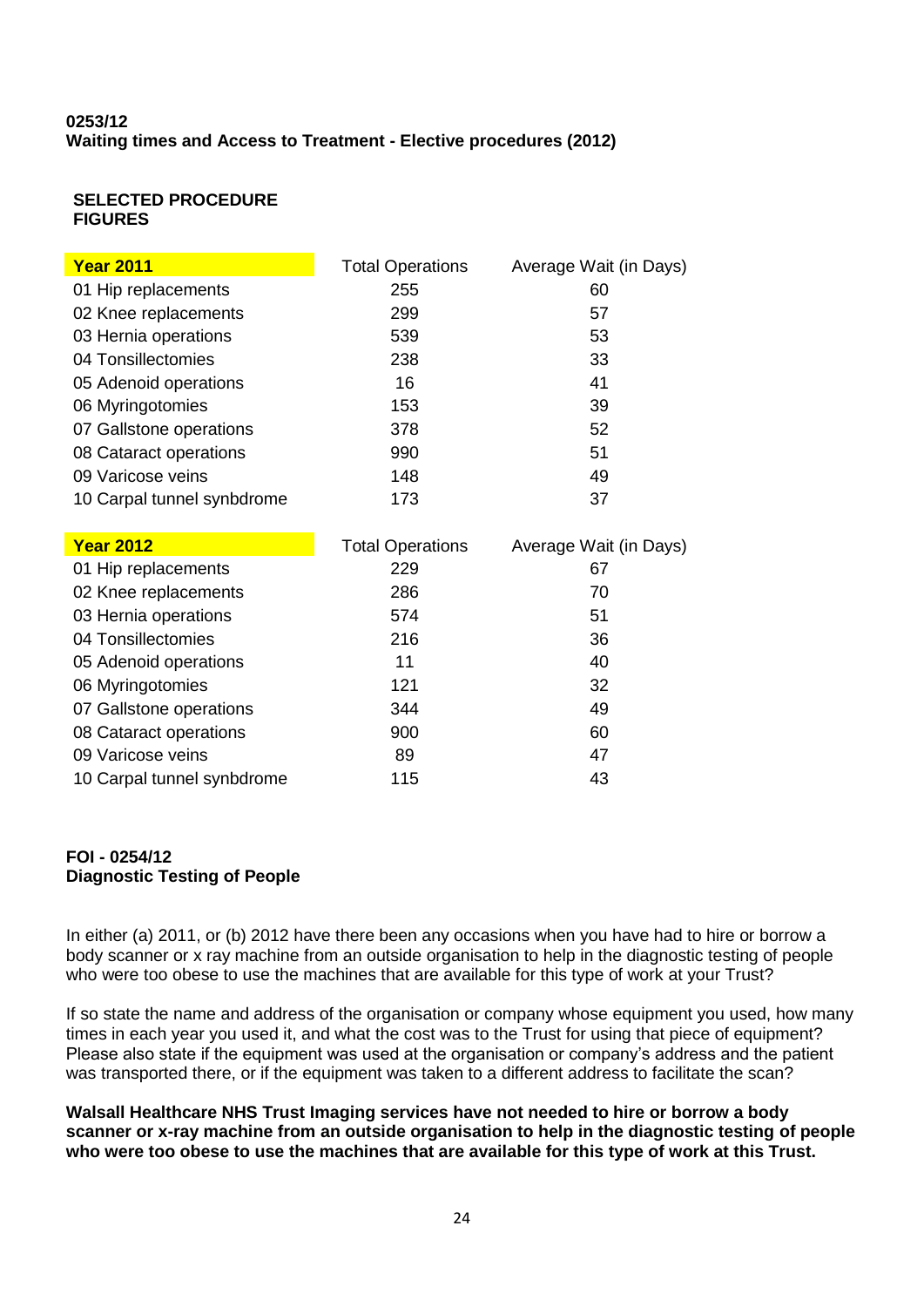**0253/12**
**Waiting times and Access to Treatment - Elective procedures (2012)**

**SELECTED PROCEDURE FIGURES**

| **Year 2011** | Total Operations | Average Wait (in Days) |
|---|---|---|
| 01 Hip replacements | 255 | 60 |
| 02 Knee replacements | 299 | 57 |
| 03 Hernia operations | 539 | 53 |
| 04 Tonsillectomies | 238 | 33 |
| 05 Adenoid operations | 16 | 41 |
| 06 Myringotomies | 153 | 39 |
| 07 Gallstone operations | 378 | 52 |
| 08 Cataract operations | 990 | 51 |
| 09 Varicose veins | 148 | 49 |
| 10 Carpal tunnel synbdrome | 173 | 37 |

| **Year 2012** | Total Operations | Average Wait (in Days) |
|---|---|---|
| 01 Hip replacements | 229 | 67 |
| 02 Knee replacements | 286 | 70 |
| 03 Hernia operations | 574 | 51 |
| 04 Tonsillectomies | 216 | 36 |
| 05 Adenoid operations | 11 | 40 |
| 06 Myringotomies | 121 | 32 |
| 07 Gallstone operations | 344 | 49 |
| 08 Cataract operations | 900 | 60 |
| 09 Varicose veins | 89 | 47 |
| 10 Carpal tunnel synbdrome | 115 | 43 |

**FOI - 0254/12**
**Diagnostic Testing of People**

In either (a) 2011, or (b) 2012 have there been any occasions when you have had to hire or borrow a body scanner or x ray machine from an outside organisation to help in the diagnostic testing of people who were too obese to use the machines that are available for this type of work at your Trust?

If so state the name and address of the organisation or company whose equipment you used, how many times in each year you used it, and what the cost was to the Trust for using that piece of equipment? Please also state if the equipment was used at the organisation or company's address and the patient was transported there, or if the equipment was taken to a different address to facilitate the scan?

**Walsall Healthcare NHS Trust Imaging services have not needed to hire or borrow a body scanner or x-ray machine from an outside organisation to help in the diagnostic testing of people who were too obese to use the machines that are available for this type of work at this Trust.**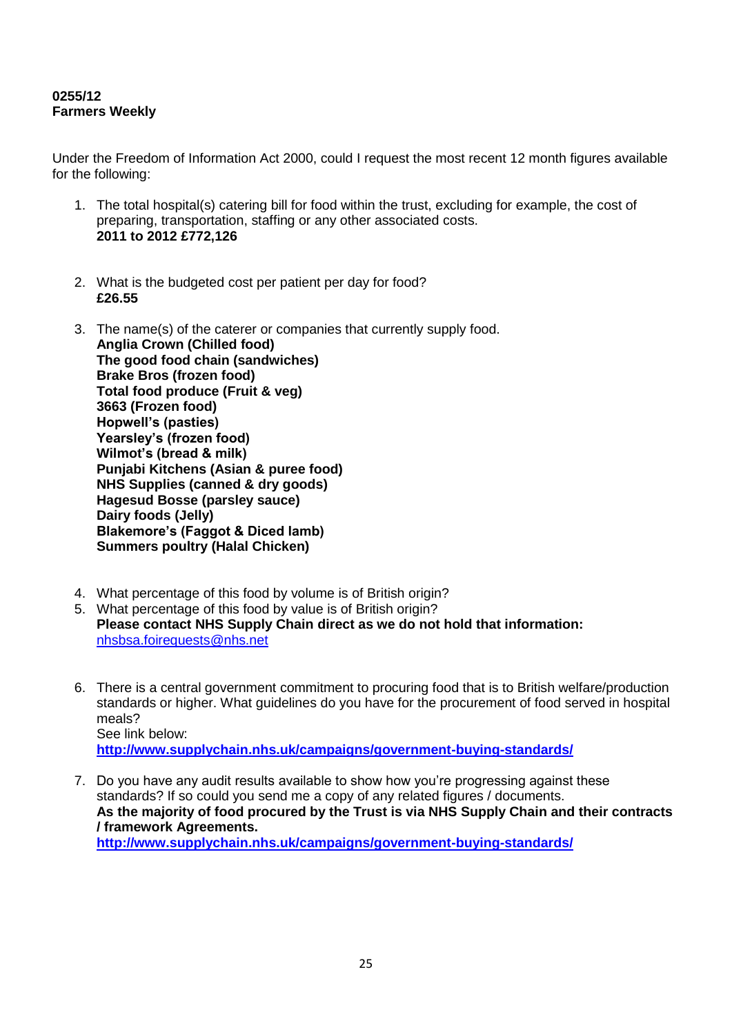**0255/12**
**Farmers Weekly**

Under the Freedom of Information Act 2000, could I request the most recent 12 month figures available for the following:

1. The total hospital(s) catering bill for food within the trust, excluding for example, the cost of preparing, transportation, staffing or any other associated costs.
   **2011 to 2012 £772,126**

2. What is the budgeted cost per patient per day for food?
   **£26.55**

3. The name(s) of the caterer or companies that currently supply food.
   **Anglia Crown (Chilled food)**
   **The good food chain (sandwiches)**
   **Brake Bros (frozen food)**
   **Total food produce (Fruit & veg)**
   **3663 (Frozen food)**
   **Hopwell's (pasties)**
   **Yearsley's (frozen food)**
   **Wilmot's (bread & milk)**
   **Punjabi Kitchens (Asian & puree food)**
   **NHS Supplies (canned & dry goods)**
   **Hagesud Bosse (parsley sauce)**
   **Dairy foods (Jelly)**
   **Blakemore's (Faggot & Diced lamb)**
   **Summers poultry (Halal Chicken)**

4. What percentage of this food by volume is of British origin?
5. What percentage of this food by value is of British origin?
   **Please contact NHS Supply Chain direct as we do not hold that information:**
   nhsbsa.foirequests@nhs.net

6. There is a central government commitment to procuring food that is to British welfare/production standards or higher. What guidelines do you have for the procurement of food served in hospital meals?
   See link below:
   **http://www.supplychain.nhs.uk/campaigns/government-buying-standards/**

7. Do you have any audit results available to show how you're progressing against these standards? If so could you send me a copy of any related figures / documents.
   **As the majority of food procured by the Trust is via NHS Supply Chain and their contracts / framework Agreements.**
   **http://www.supplychain.nhs.uk/campaigns/government-buying-standards/**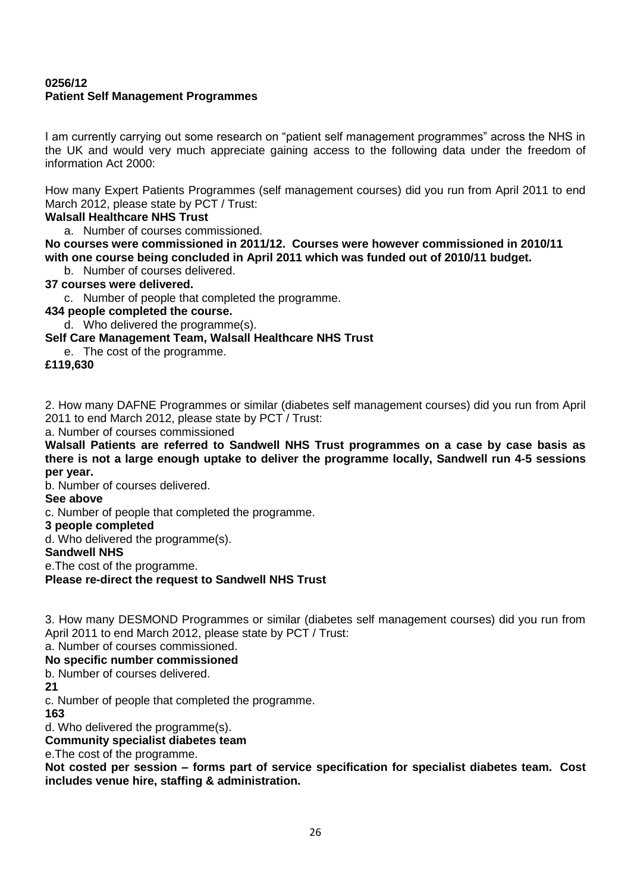**0256/12**
**Patient Self Management Programmes**

I am currently carrying out some research on "patient self management programmes" across the NHS in the UK and would very much appreciate gaining access to the following data under the freedom of information Act 2000:

How many Expert Patients Programmes (self management courses) did you run from April 2011 to end March 2012, please state by PCT / Trust:

**Walsall Healthcare NHS Trust**

a. Number of courses commissioned.

**No courses were commissioned in 2011/12. Courses were however commissioned in 2010/11 with one course being concluded in April 2011 which was funded out of 2010/11 budget.**

b. Number of courses delivered.

**37 courses were delivered.**

c. Number of people that completed the programme.

**434 people completed the course.**

d. Who delivered the programme(s).

**Self Care Management Team, Walsall Healthcare NHS Trust**

e. The cost of the programme.

**£119,630**

2. How many DAFNE Programmes or similar (diabetes self management courses) did you run from April 2011 to end March 2012, please state by PCT / Trust:

a. Number of courses commissioned

**Walsall Patients are referred to Sandwell NHS Trust programmes on a case by case basis as there is not a large enough uptake to deliver the programme locally, Sandwell run 4-5 sessions per year.**

b. Number of courses delivered.

**See above**

c. Number of people that completed the programme.

**3 people completed**

d. Who delivered the programme(s).

**Sandwell NHS**

e.The cost of the programme.

**Please re-direct the request to Sandwell NHS Trust**

3. How many DESMOND Programmes or similar (diabetes self management courses) did you run from April 2011 to end March 2012, please state by PCT / Trust:

a. Number of courses commissioned.

**No specific number commissioned**

b. Number of courses delivered.

**21**

c. Number of people that completed the programme.

**163**

d. Who delivered the programme(s).

**Community specialist diabetes team**

e.The cost of the programme.

**Not costed per session – forms part of service specification for specialist diabetes team. Cost includes venue hire, staffing & administration.**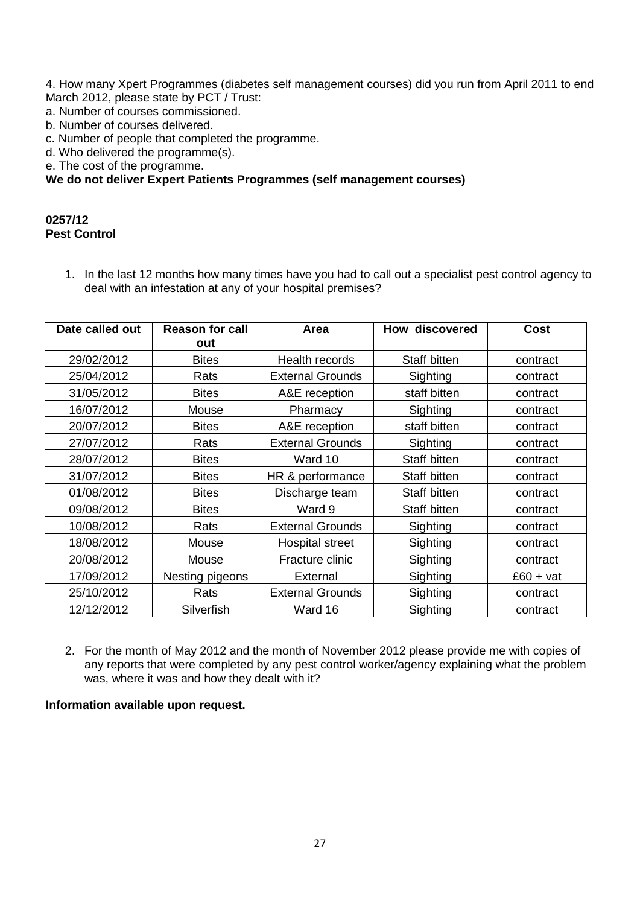4. How many Xpert Programmes (diabetes self management courses) did you run from April 2011 to end March 2012, please state by PCT / Trust:

a. Number of courses commissioned.

b. Number of courses delivered.

c. Number of people that completed the programme.

d. Who delivered the programme(s).

e. The cost of the programme.

**We do not deliver Expert Patients Programmes (self management courses)**

**0257/12**
**Pest Control**

1. In the last 12 months how many times have you had to call out a specialist pest control agency to deal with an infestation at any of your hospital premises?

| Date called out | Reason for call out | Area | How discovered | Cost |
|---|---|---|---|---|
| 29/02/2012 | Bites | Health records | Staff bitten | contract |
| 25/04/2012 | Rats | External Grounds | Sighting | contract |
| 31/05/2012 | Bites | A&E reception | staff bitten | contract |
| 16/07/2012 | Mouse | Pharmacy | Sighting | contract |
| 20/07/2012 | Bites | A&E reception | staff bitten | contract |
| 27/07/2012 | Rats | External Grounds | Sighting | contract |
| 28/07/2012 | Bites | Ward 10 | Staff bitten | contract |
| 31/07/2012 | Bites | HR & performance | Staff bitten | contract |
| 01/08/2012 | Bites | Discharge team | Staff bitten | contract |
| 09/08/2012 | Bites | Ward 9 | Staff bitten | contract |
| 10/08/2012 | Rats | External Grounds | Sighting | contract |
| 18/08/2012 | Mouse | Hospital street | Sighting | contract |
| 20/08/2012 | Mouse | Fracture clinic | Sighting | contract |
| 17/09/2012 | Nesting pigeons | External | Sighting | £60 + vat |
| 25/10/2012 | Rats | External Grounds | Sighting | contract |
| 12/12/2012 | Silverfish | Ward 16 | Sighting | contract |

2. For the month of May 2012 and the month of November 2012 please provide me with copies of any reports that were completed by any pest control worker/agency explaining what the problem was, where it was and how they dealt with it?

**Information available upon request.**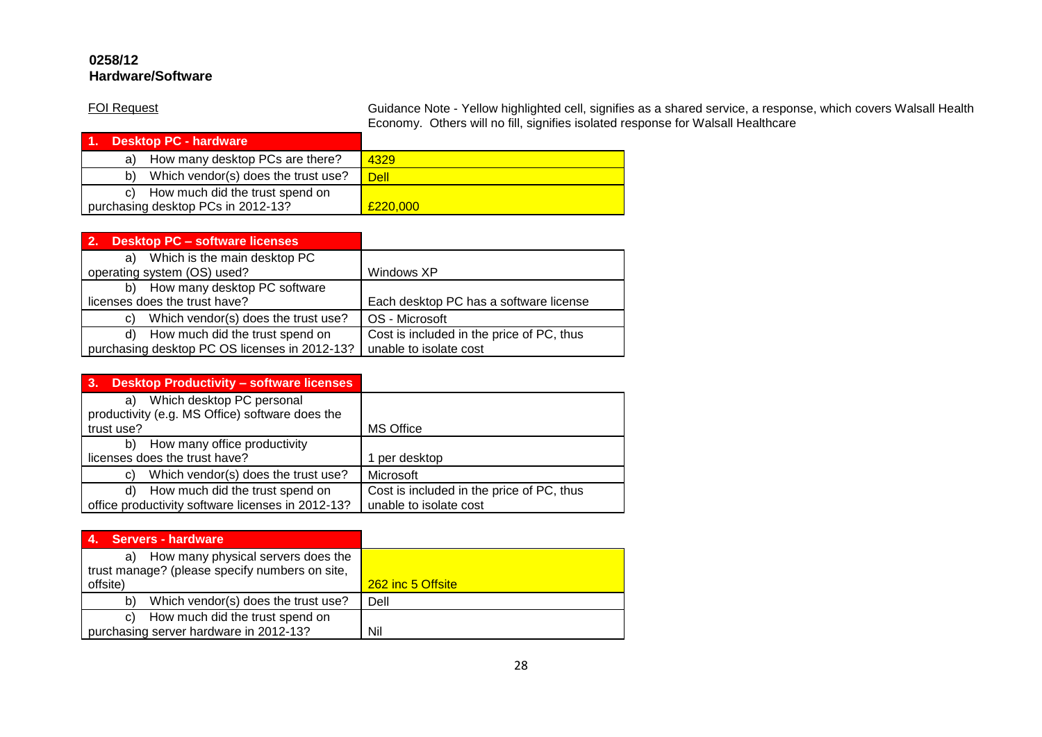**0258/12**
**Hardware/Software**

FOI Request

Guidance Note - Yellow highlighted cell, signifies as a shared service, a response, which covers Walsall Health Economy. Others will no fill, signifies isolated response for Walsall Healthcare

| 1. Desktop PC - hardware | |
|---|---|
| a) How many desktop PCs are there? | 4329 |
| b) Which vendor(s) does the trust use? | Dell |
| c) How much did the trust spend on purchasing desktop PCs in 2012-13? | £220,000 |

| 2. Desktop PC – software licenses | |
|---|---|
| a) Which is the main desktop PC operating system (OS) used? | Windows XP |
| b) How many desktop PC software licenses does the trust have? | Each desktop PC has a software license |
| c) Which vendor(s) does the trust use? | OS - Microsoft |
| d) How much did the trust spend on purchasing desktop PC OS licenses in 2012-13? | Cost is included in the price of PC, thus unable to isolate cost |

| 3. Desktop Productivity – software licenses | |
|---|---|
| a) Which desktop PC personal productivity (e.g. MS Office) software does the trust use? | MS Office |
| b) How many office productivity licenses does the trust have? | 1 per desktop |
| c) Which vendor(s) does the trust use? | Microsoft |
| d) How much did the trust spend on office productivity software licenses in 2012-13? | Cost is included in the price of PC, thus unable to isolate cost |

| 4. Servers - hardware | |
|---|---|
| a) How many physical servers does the trust manage? (please specify numbers on site, offsite) | 262 inc 5 Offsite |
| b) Which vendor(s) does the trust use? | Dell |
| c) How much did the trust spend on purchasing server hardware in 2012-13? | Nil |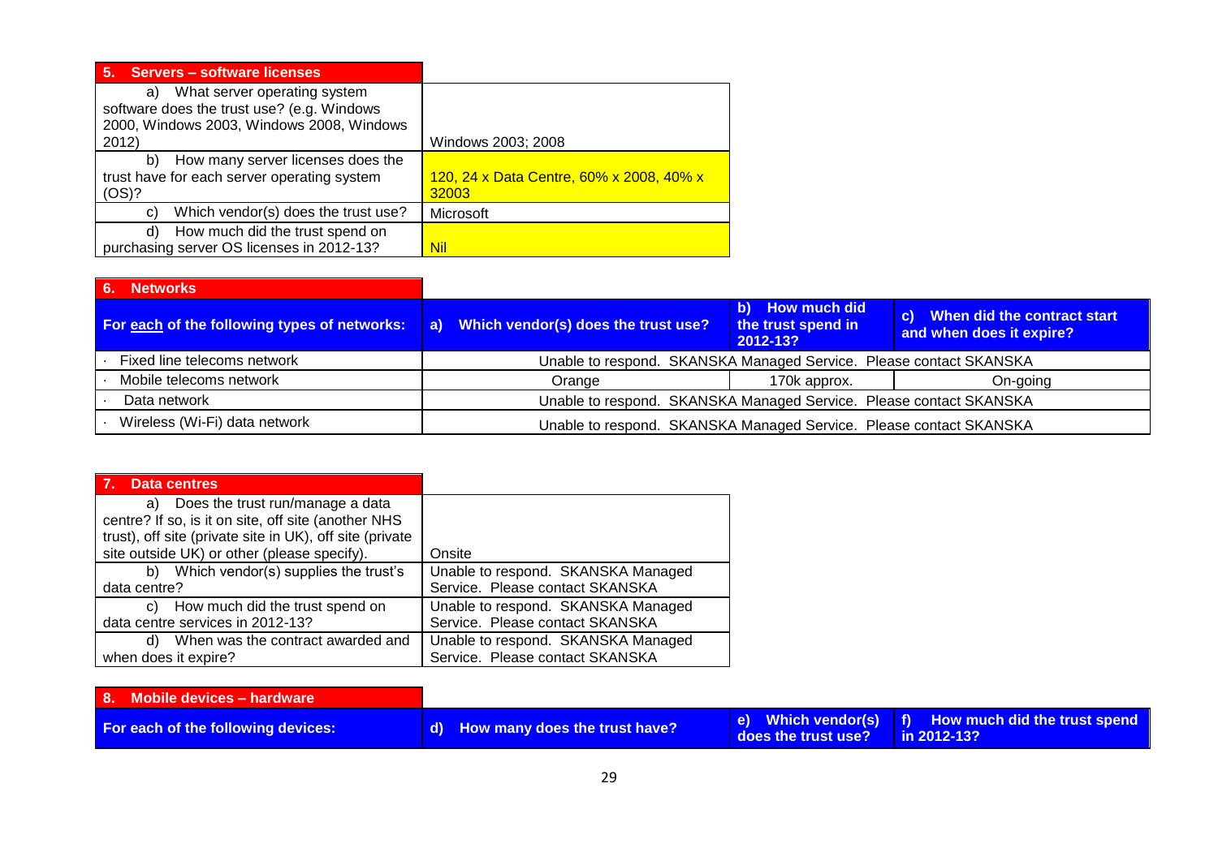| 5. Servers – software licenses | |
|---|---|
| a) What server operating system software does the trust use? (e.g. Windows 2000, Windows 2003, Windows 2008, Windows 2012) | Windows 2003; 2008 |
| b) How many server licenses does the trust have for each server operating system (OS)? | 120, 24 x Data Centre, 60% x 2008, 40% x 32003 |
| c) Which vendor(s) does the trust use? | Microsoft |
| d) How much did the trust spend on purchasing server OS licenses in 2012-13? | Nil |

| 6. Networks | | | |
|---|---|---|---|
| **For each of the following types of networks:** | **a) Which vendor(s) does the trust use?** | **b) How much did the trust spend in 2012-13?** | **c) When did the contract start and when does it expire?** |
| · Fixed line telecoms network | Unable to respond. SKANSKA Managed Service. Please contact SKANSKA | | |
| · Mobile telecoms network | Orange | 170k approx. | On-going |
| · Data network | Unable to respond. SKANSKA Managed Service. Please contact SKANSKA | | |
| · Wireless (Wi-Fi) data network | Unable to respond. SKANSKA Managed Service. Please contact SKANSKA | | |

| 7. Data centres | |
|---|---|
| a) Does the trust run/manage a data centre? If so, is it on site, off site (another NHS trust), off site (private site in UK), off site (private site outside UK) or other (please specify). | Onsite |
| b) Which vendor(s) supplies the trust's data centre? | Unable to respond. SKANSKA Managed Service. Please contact SKANSKA |
| c) How much did the trust spend on data centre services in 2012-13? | Unable to respond. SKANSKA Managed Service. Please contact SKANSKA |
| d) When was the contract awarded and when does it expire? | Unable to respond. SKANSKA Managed Service. Please contact SKANSKA |

| 8. Mobile devices – hardware | | | |
|---|---|---|---|
| **For each of the following devices:** | **d) How many does the trust have?** | **e) Which vendor(s) does the trust use?** | **f) How much did the trust spend in 2012-13?** |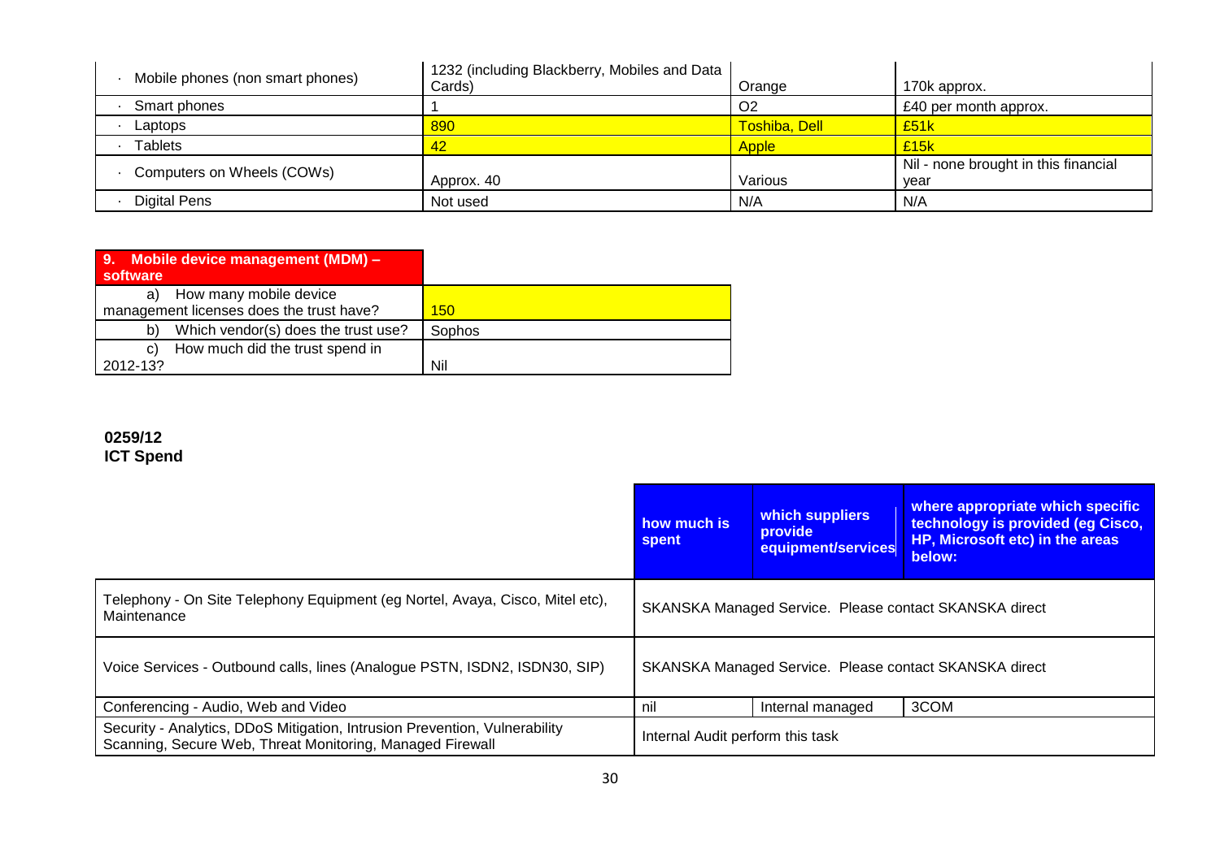| | | | |
|---|---|---|---|
| · Mobile phones (non smart phones) | 1232 (including Blackberry, Mobiles and Data Cards) | Orange | 170k approx. |
| · Smart phones | 1 | O2 | £40 per month approx. |
| · Laptops | 890 | Toshiba, Dell | £51k |
| · Tablets | 42 | Apple | £15k |
| · Computers on Wheels (COWs) | Approx. 40 | Various | Nil - none brought in this financial year |
| · Digital Pens | Not used | N/A | N/A |

| 9. Mobile device management (MDM) – software | |
|---|---|
| a) How many mobile device management licenses does the trust have? | 150 |
| b) Which vendor(s) does the trust use? | Sophos |
| c) How much did the trust spend in 2012-13? | Nil |

**0259/12**
**ICT Spend**

| | how much is spent | which suppliers provide equipment/services | where appropriate which specific technology is provided (eg Cisco, HP, Microsoft etc) in the areas below: |
|---|---|---|---|
| Telephony - On Site Telephony Equipment (eg Nortel, Avaya, Cisco, Mitel etc), Maintenance | SKANSKA Managed Service. Please contact SKANSKA direct | | |
| Voice Services - Outbound calls, lines (Analogue PSTN, ISDN2, ISDN30, SIP) | SKANSKA Managed Service. Please contact SKANSKA direct | | |
| Conferencing - Audio, Web and Video | nil | Internal managed | 3COM |
| Security - Analytics, DDoS Mitigation, Intrusion Prevention, Vulnerability Scanning, Secure Web, Threat Monitoring, Managed Firewall | Internal Audit perform this task | | |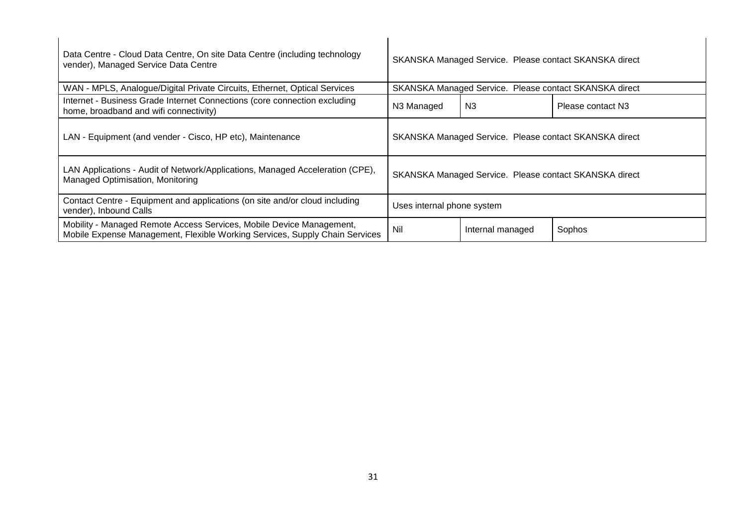| | | | |
|---|---|---|---|
| Data Centre - Cloud Data Centre, On site Data Centre (including technology vender), Managed Service Data Centre | SKANSKA Managed Service. Please contact SKANSKA direct | | |
| WAN - MPLS, Analogue/Digital Private Circuits, Ethernet, Optical Services | SKANSKA Managed Service. Please contact SKANSKA direct | | |
| Internet - Business Grade Internet Connections (core connection excluding home, broadband and wifi connectivity) | N3 Managed | N3 | Please contact N3 |
| LAN - Equipment (and vender - Cisco, HP etc), Maintenance | SKANSKA Managed Service. Please contact SKANSKA direct | | |
| LAN Applications - Audit of Network/Applications, Managed Acceleration (CPE), Managed Optimisation, Monitoring | SKANSKA Managed Service. Please contact SKANSKA direct | | |
| Contact Centre - Equipment and applications (on site and/or cloud including vender), Inbound Calls | Uses internal phone system | | |
| Mobility - Managed Remote Access Services, Mobile Device Management, Mobile Expense Management, Flexible Working Services, Supply Chain Services | Nil | Internal managed | Sophos |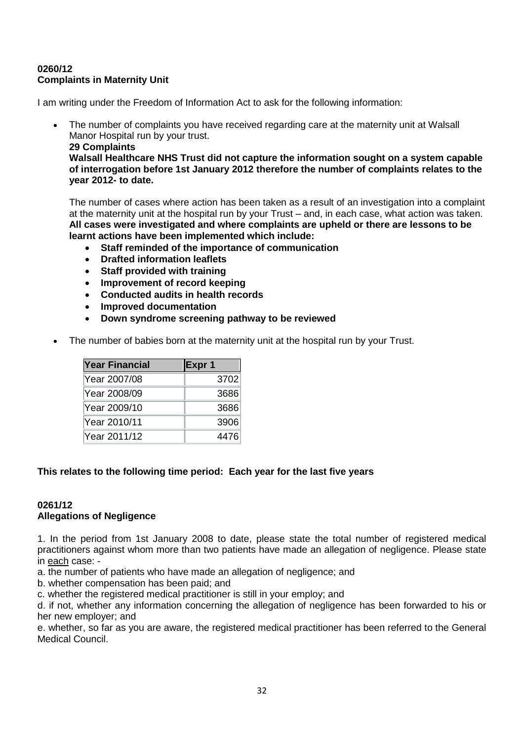**0260/12**
**Complaints in Maternity Unit**

I am writing under the Freedom of Information Act to ask for the following information:

- The number of complaints you have received regarding care at the maternity unit at Walsall Manor Hospital run by your trust.
  **29 Complaints**
  **Walsall Healthcare NHS Trust did not capture the information sought on a system capable of interrogation before 1st January 2012 therefore the number of complaints relates to the year 2012- to date.**

  The number of cases where action has been taken as a result of an investigation into a complaint at the maternity unit at the hospital run by your Trust – and, in each case, what action was taken.
  **All cases were investigated and where complaints are upheld or there are lessons to be learnt actions have been implemented which include:**
    - **Staff reminded of the importance of communication**
    - **Drafted information leaflets**
    - **Staff provided with training**
    - **Improvement of record keeping**
    - **Conducted audits in health records**
    - **Improved documentation**
    - **Down syndrome screening pathway to be reviewed**

- The number of babies born at the maternity unit at the hospital run by your Trust.

| Year Financial | Expr 1 |
|---|---|
| Year 2007/08 | 3702 |
| Year 2008/09 | 3686 |
| Year 2009/10 | 3686 |
| Year 2010/11 | 3906 |
| Year 2011/12 | 4476 |

**This relates to the following time period: Each year for the last five years**

**0261/12**
**Allegations of Negligence**

1. In the period from 1st January 2008 to date, please state the total number of registered medical practitioners against whom more than two patients have made an allegation of negligence. Please state in each case: -

a. the number of patients who have made an allegation of negligence; and

b. whether compensation has been paid; and

c. whether the registered medical practitioner is still in your employ; and

d. if not, whether any information concerning the allegation of negligence has been forwarded to his or her new employer; and

e. whether, so far as you are aware, the registered medical practitioner has been referred to the General Medical Council.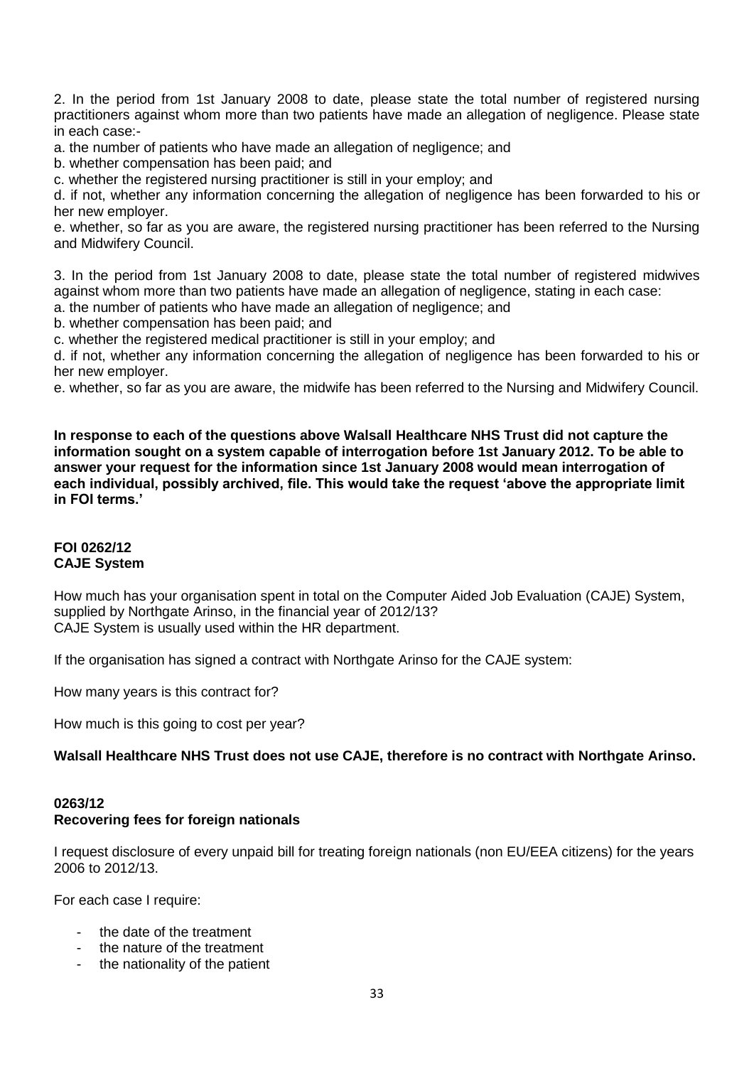2. In the period from 1st January 2008 to date, please state the total number of registered nursing practitioners against whom more than two patients have made an allegation of negligence. Please state in each case:-

a. the number of patients who have made an allegation of negligence; and
b. whether compensation has been paid; and
c. whether the registered nursing practitioner is still in your employ; and
d. if not, whether any information concerning the allegation of negligence has been forwarded to his or her new employer.
e. whether, so far as you are aware, the registered nursing practitioner has been referred to the Nursing and Midwifery Council.

3. In the period from 1st January 2008 to date, please state the total number of registered midwives against whom more than two patients have made an allegation of negligence, stating in each case:

a. the number of patients who have made an allegation of negligence; and
b. whether compensation has been paid; and
c. whether the registered medical practitioner is still in your employ; and
d. if not, whether any information concerning the allegation of negligence has been forwarded to his or her new employer.
e. whether, so far as you are aware, the midwife has been referred to the Nursing and Midwifery Council.

**In response to each of the questions above Walsall Healthcare NHS Trust did not capture the information sought on a system capable of interrogation before 1st January 2012. To be able to answer your request for the information since 1st January 2008 would mean interrogation of each individual, possibly archived, file. This would take the request 'above the appropriate limit in FOI terms.'**

**FOI 0262/12**
**CAJE System**

How much has your organisation spent in total on the Computer Aided Job Evaluation (CAJE) System, supplied by Northgate Arinso, in the financial year of 2012/13?
CAJE System is usually used within the HR department.

If the organisation has signed a contract with Northgate Arinso for the CAJE system:

How many years is this contract for?

How much is this going to cost per year?

**Walsall Healthcare NHS Trust does not use CAJE, therefore is no contract with Northgate Arinso.**

**0263/12**
**Recovering fees for foreign nationals**

I request disclosure of every unpaid bill for treating foreign nationals (non EU/EEA citizens) for the years 2006 to 2012/13.

For each case I require:

- the date of the treatment
- the nature of the treatment
- the nationality of the patient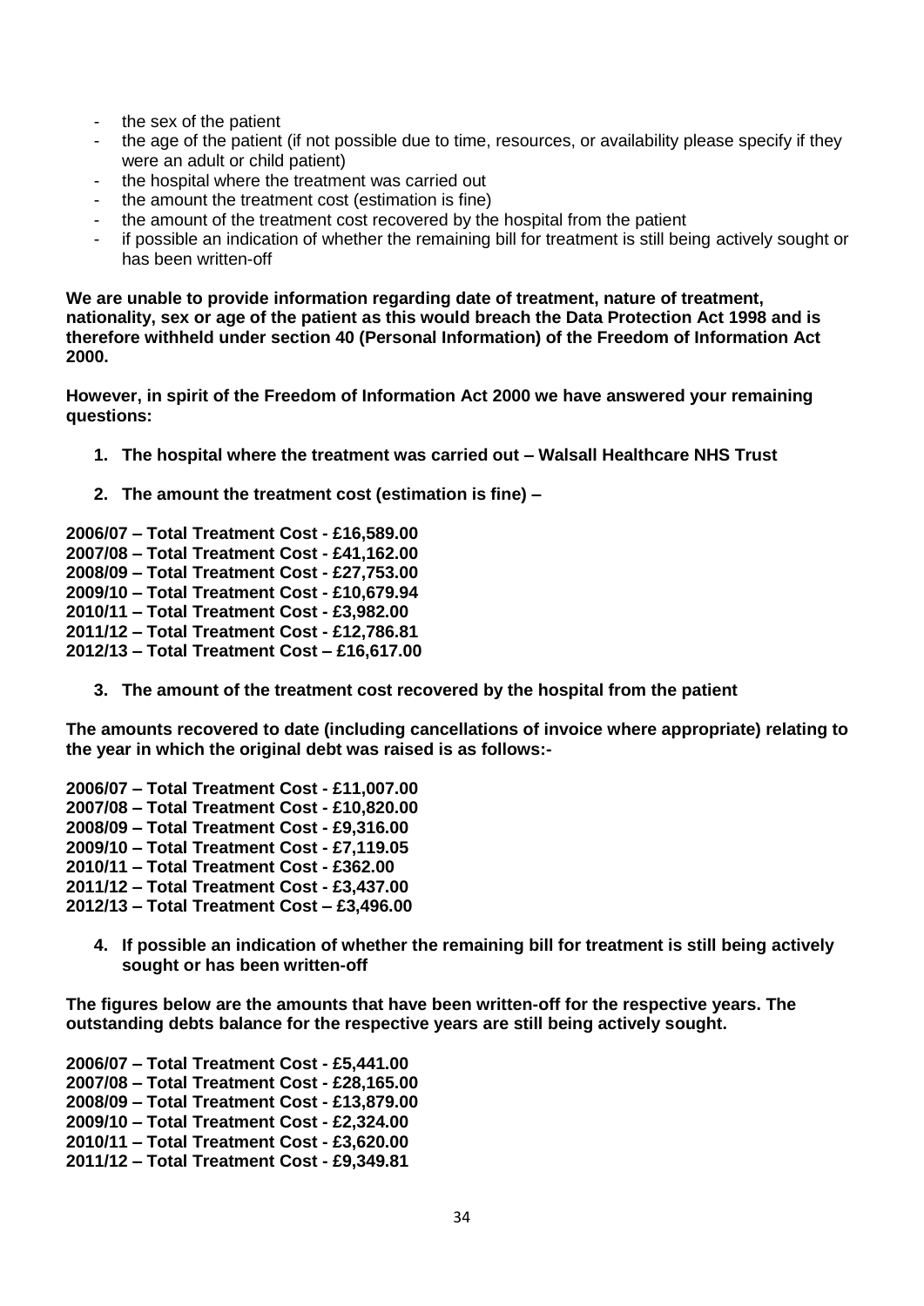- the sex of the patient
- the age of the patient (if not possible due to time, resources, or availability please specify if they were an adult or child patient)
- the hospital where the treatment was carried out
- the amount the treatment cost (estimation is fine)
- the amount of the treatment cost recovered by the hospital from the patient
- if possible an indication of whether the remaining bill for treatment is still being actively sought or has been written-off

**We are unable to provide information regarding date of treatment, nature of treatment, nationality, sex or age of the patient as this would breach the Data Protection Act 1998 and is therefore withheld under section 40 (Personal Information) of the Freedom of Information Act 2000.**

**However, in spirit of the Freedom of Information Act 2000 we have answered your remaining questions:**

1. **The hospital where the treatment was carried out – Walsall Healthcare NHS Trust**

2. **The amount the treatment cost (estimation is fine) –**

**2006/07 – Total Treatment Cost - £16,589.00**
**2007/08 – Total Treatment Cost - £41,162.00**
**2008/09 – Total Treatment Cost - £27,753.00**
**2009/10 – Total Treatment Cost - £10,679.94**
**2010/11 – Total Treatment Cost - £3,982.00**
**2011/12 – Total Treatment Cost - £12,786.81**
**2012/13 – Total Treatment Cost – £16,617.00**

3. **The amount of the treatment cost recovered by the hospital from the patient**

**The amounts recovered to date (including cancellations of invoice where appropriate) relating to the year in which the original debt was raised is as follows:-**

**2006/07 – Total Treatment Cost - £11,007.00**
**2007/08 – Total Treatment Cost - £10,820.00**
**2008/09 – Total Treatment Cost - £9,316.00**
**2009/10 – Total Treatment Cost - £7,119.05**
**2010/11 – Total Treatment Cost - £362.00**
**2011/12 – Total Treatment Cost - £3,437.00**
**2012/13 – Total Treatment Cost – £3,496.00**

4. **If possible an indication of whether the remaining bill for treatment is still being actively sought or has been written-off**

**The figures below are the amounts that have been written-off for the respective years. The outstanding debts balance for the respective years are still being actively sought.**

**2006/07 – Total Treatment Cost - £5,441.00**
**2007/08 – Total Treatment Cost - £28,165.00**
**2008/09 – Total Treatment Cost - £13,879.00**
**2009/10 – Total Treatment Cost - £2,324.00**
**2010/11 – Total Treatment Cost - £3,620.00**
**2011/12 – Total Treatment Cost - £9,349.81**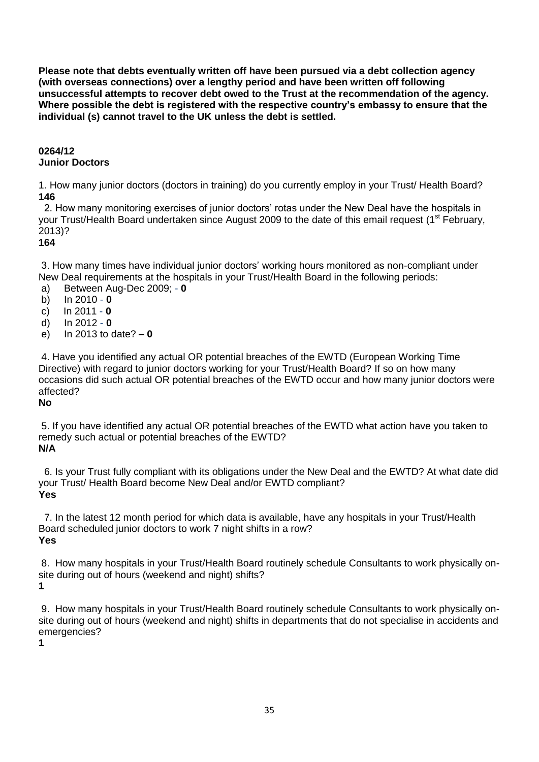**Please note that debts eventually written off have been pursued via a debt collection agency (with overseas connections) over a lengthy period and have been written off following unsuccessful attempts to recover debt owed to the Trust at the recommendation of the agency. Where possible the debt is registered with the respective country's embassy to ensure that the individual (s) cannot travel to the UK unless the debt is settled.**

**0264/12**
**Junior Doctors**

1. How many junior doctors (doctors in training) do you currently employ in your Trust/ Health Board?
**146**

2. How many monitoring exercises of junior doctors' rotas under the New Deal have the hospitals in your Trust/Health Board undertaken since August 2009 to the date of this email request (1st February, 2013)?
**164**

3. How many times have individual junior doctors' working hours monitored as non-compliant under New Deal requirements at the hospitals in your Trust/Health Board in the following periods:

a) Between Aug-Dec 2009; - **0**
b) In 2010 - **0**
c) In 2011 - **0**
d) In 2012 - **0**
e) In 2013 to date? **– 0**

4. Have you identified any actual OR potential breaches of the EWTD (European Working Time Directive) with regard to junior doctors working for your Trust/Health Board? If so on how many occasions did such actual OR potential breaches of the EWTD occur and how many junior doctors were affected?
**No**

5. If you have identified any actual OR potential breaches of the EWTD what action have you taken to remedy such actual or potential breaches of the EWTD?
**N/A**

6. Is your Trust fully compliant with its obligations under the New Deal and the EWTD? At what date did your Trust/ Health Board become New Deal and/or EWTD compliant?
**Yes**

7. In the latest 12 month period for which data is available, have any hospitals in your Trust/Health Board scheduled junior doctors to work 7 night shifts in a row?
**Yes**

8. How many hospitals in your Trust/Health Board routinely schedule Consultants to work physically on-site during out of hours (weekend and night) shifts?
**1**

9. How many hospitals in your Trust/Health Board routinely schedule Consultants to work physically on-site during out of hours (weekend and night) shifts in departments that do not specialise in accidents and emergencies?
**1**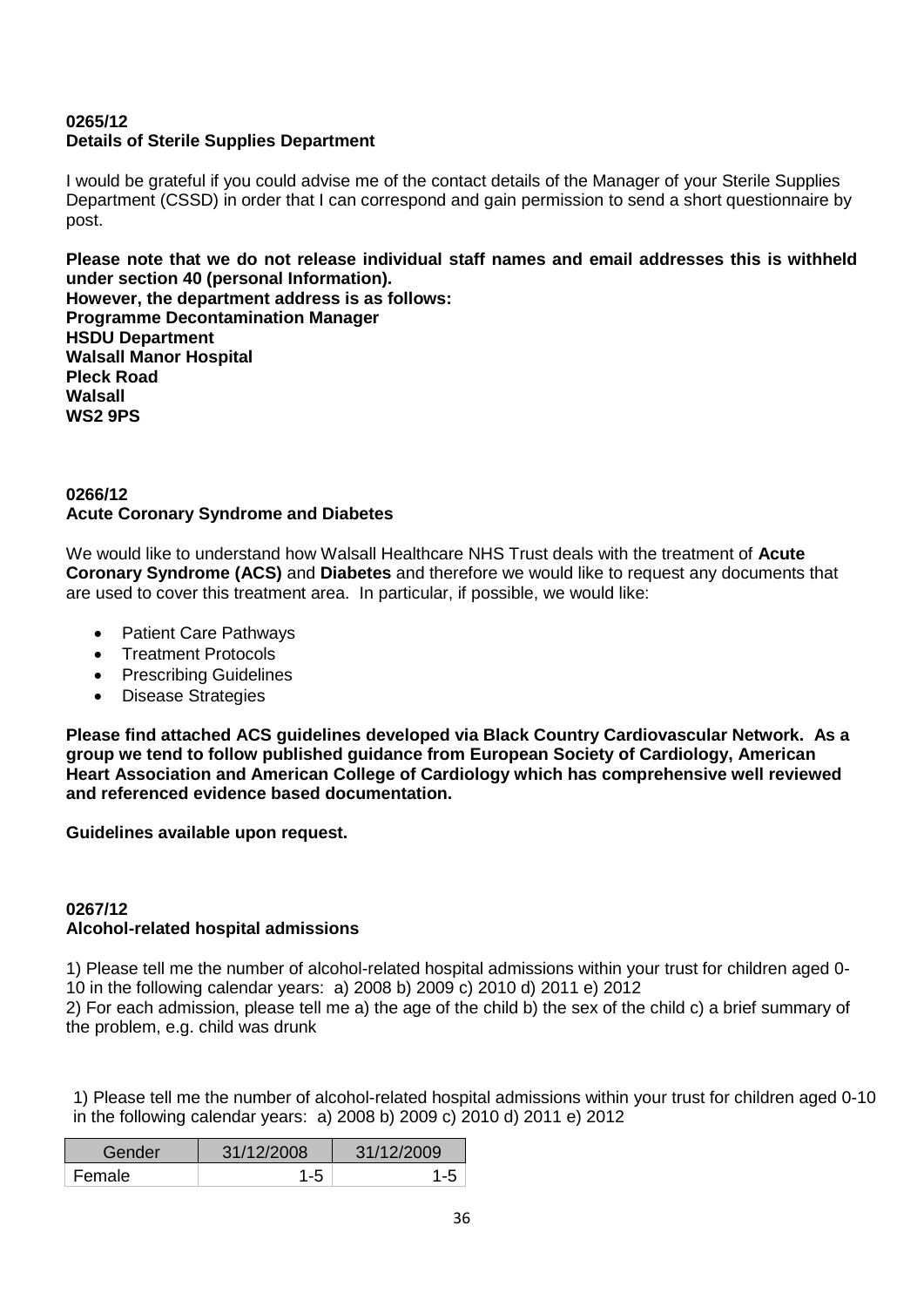**0265/12**
**Details of Sterile Supplies Department**

I would be grateful if you could advise me of the contact details of the Manager of your Sterile Supplies Department (CSSD) in order that I can correspond and gain permission to send a short questionnaire by post.

**Please note that we do not release individual staff names and email addresses this is withheld under section 40 (personal Information).**
**However, the department address is as follows:**
**Programme Decontamination Manager**
**HSDU Department**
**Walsall Manor Hospital**
**Pleck Road**
**Walsall**
**WS2 9PS**

**0266/12**
**Acute Coronary Syndrome and Diabetes**

We would like to understand how Walsall Healthcare NHS Trust deals with the treatment of **Acute Coronary Syndrome (ACS)** and **Diabetes** and therefore we would like to request any documents that are used to cover this treatment area. In particular, if possible, we would like:

- Patient Care Pathways
- Treatment Protocols
- Prescribing Guidelines
- Disease Strategies

**Please find attached ACS guidelines developed via Black Country Cardiovascular Network. As a group we tend to follow published guidance from European Society of Cardiology, American Heart Association and American College of Cardiology which has comprehensive well reviewed and referenced evidence based documentation.**

**Guidelines available upon request.**

**0267/12**
**Alcohol-related hospital admissions**

1) Please tell me the number of alcohol-related hospital admissions within your trust for children aged 0-10 in the following calendar years: a) 2008 b) 2009 c) 2010 d) 2011 e) 2012
2) For each admission, please tell me a) the age of the child b) the sex of the child c) a brief summary of the problem, e.g. child was drunk

1) Please tell me the number of alcohol-related hospital admissions within your trust for children aged 0-10 in the following calendar years: a) 2008 b) 2009 c) 2010 d) 2011 e) 2012

| Gender | 31/12/2008 | 31/12/2009 |
|---|---|---|
| Female | 1-5 | 1-5 |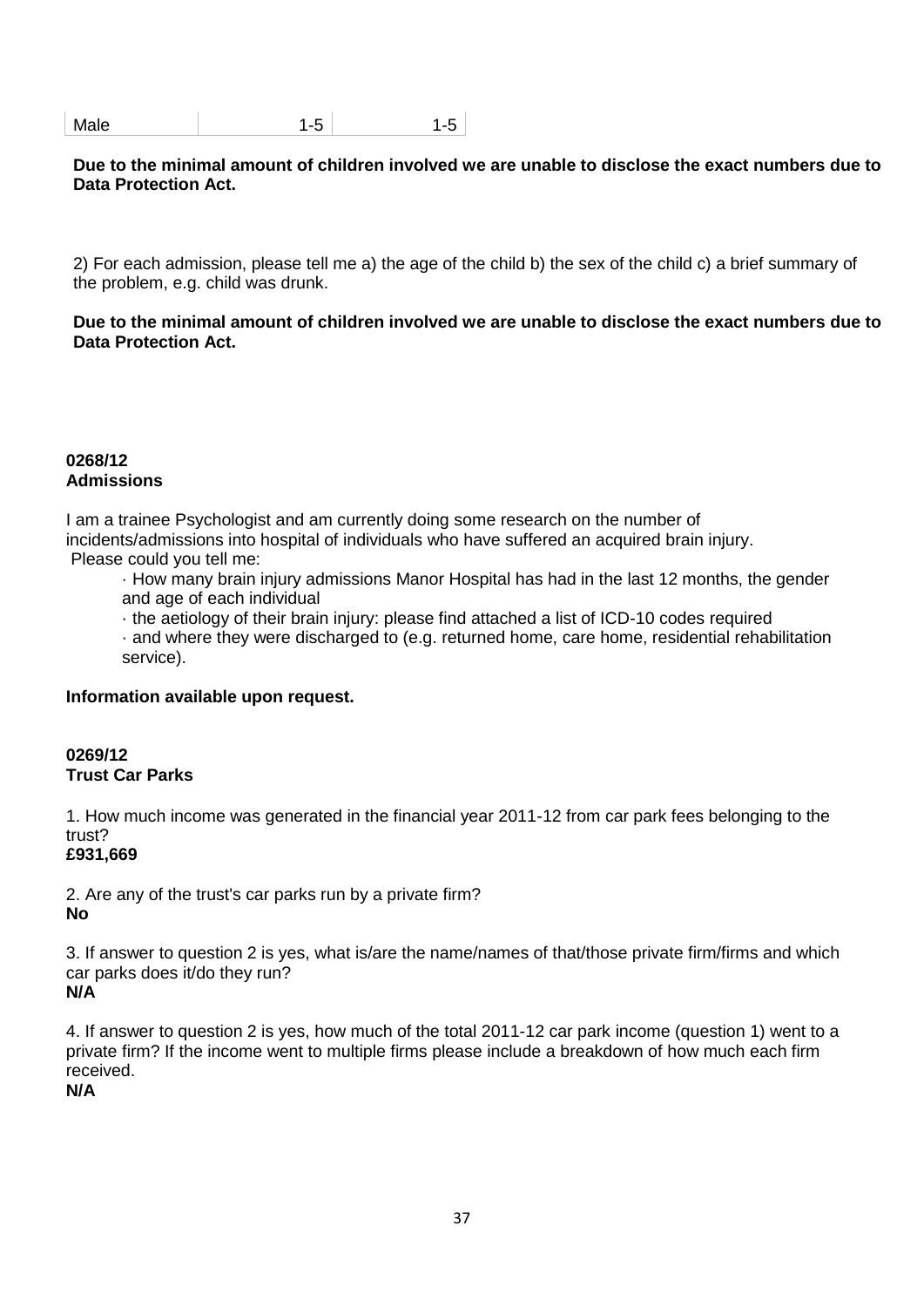| Male | 1-5 | 1-5 |
|---|---|---|

**Due to the minimal amount of children involved we are unable to disclose the exact numbers due to Data Protection Act.**

2) For each admission, please tell me a) the age of the child b) the sex of the child c) a brief summary of the problem, e.g. child was drunk.

**Due to the minimal amount of children involved we are unable to disclose the exact numbers due to Data Protection Act.**

**0268/12**
**Admissions**

I am a trainee Psychologist and am currently doing some research on the number of incidents/admissions into hospital of individuals who have suffered an acquired brain injury.
Please could you tell me:

- How many brain injury admissions Manor Hospital has had in the last 12 months, the gender and age of each individual
- the aetiology of their brain injury: please find attached a list of ICD-10 codes required
- and where they were discharged to (e.g. returned home, care home, residential rehabilitation service).

**Information available upon request.**

**0269/12**
**Trust Car Parks**

1. How much income was generated in the financial year 2011-12 from car park fees belonging to the trust?
**£931,669**

2. Are any of the trust's car parks run by a private firm?
**No**

3. If answer to question 2 is yes, what is/are the name/names of that/those private firm/firms and which car parks does it/do they run?
**N/A**

4. If answer to question 2 is yes, how much of the total 2011-12 car park income (question 1) went to a private firm? If the income went to multiple firms please include a breakdown of how much each firm received.
**N/A**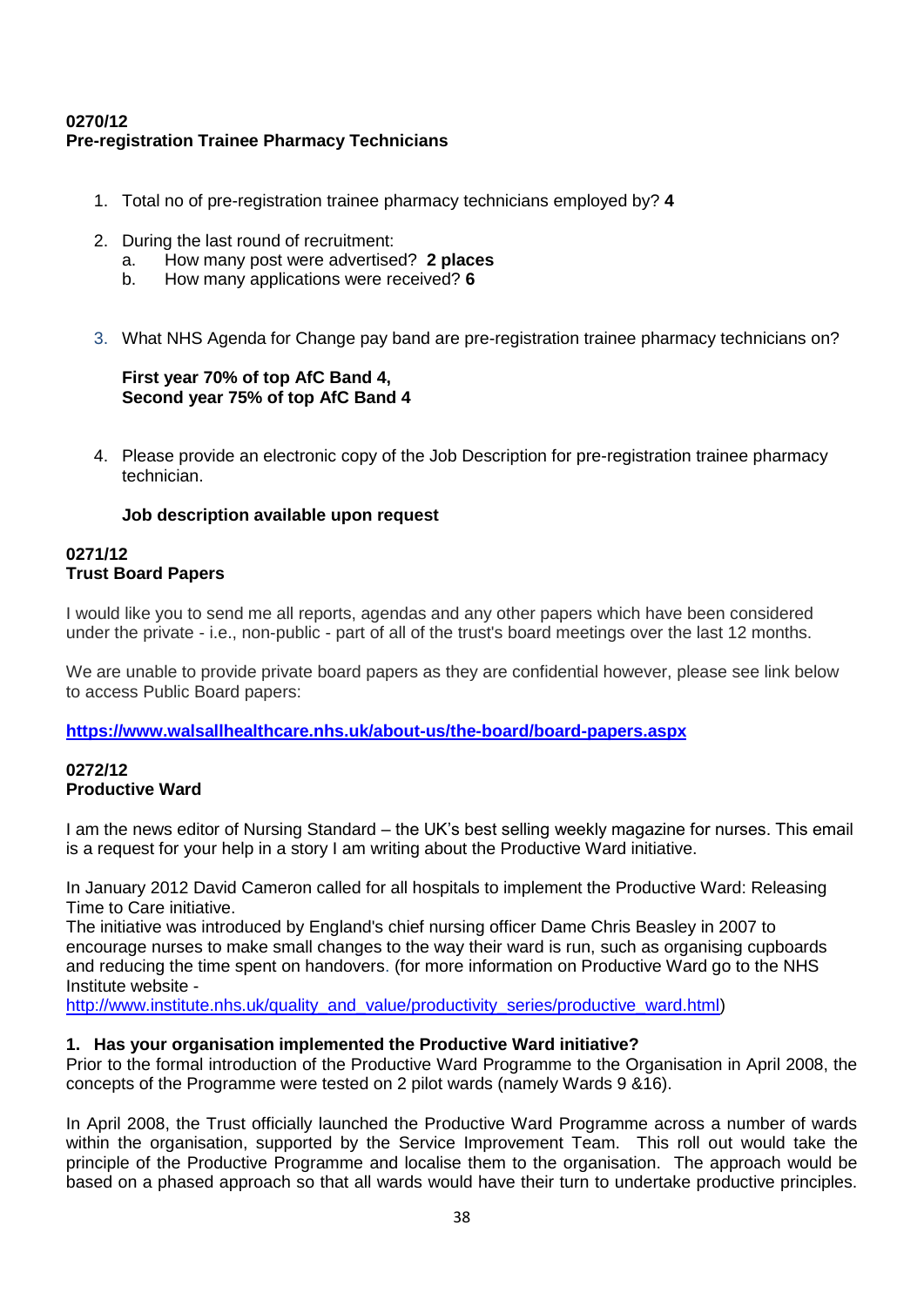**0270/12**
**Pre-registration Trainee Pharmacy Technicians**

1. Total no of pre-registration trainee pharmacy technicians employed by? **4**

2. During the last round of recruitment:
   a. How many post were advertised? **2 places**
   b. How many applications were received? **6**

3. What NHS Agenda for Change pay band are pre-registration trainee pharmacy technicians on?

   **First year 70% of top AfC Band 4,**
   **Second year 75% of top AfC Band 4**

4. Please provide an electronic copy of the Job Description for pre-registration trainee pharmacy technician.

   **Job description available upon request**

**0271/12**
**Trust Board Papers**

I would like you to send me all reports, agendas and any other papers which have been considered under the private - i.e., non-public - part of all of the trust's board meetings over the last 12 months.

We are unable to provide private board papers as they are confidential however, please see link below to access Public Board papers:

**https://www.walsallhealthcare.nhs.uk/about-us/the-board/board-papers.aspx**

**0272/12**
**Productive Ward**

I am the news editor of Nursing Standard – the UK's best selling weekly magazine for nurses. This email is a request for your help in a story I am writing about the Productive Ward initiative.

In January 2012 David Cameron called for all hospitals to implement the Productive Ward: Releasing Time to Care initiative.
The initiative was introduced by England's chief nursing officer Dame Chris Beasley in 2007 to encourage nurses to make small changes to the way their ward is run, such as organising cupboards and reducing the time spent on handovers. (for more information on Productive Ward go to the NHS Institute website - http://www.institute.nhs.uk/quality_and_value/productivity_series/productive_ward.html)

**1. Has your organisation implemented the Productive Ward initiative?**
Prior to the formal introduction of the Productive Ward Programme to the Organisation in April 2008, the concepts of the Programme were tested on 2 pilot wards (namely Wards 9 &16).

In April 2008, the Trust officially launched the Productive Ward Programme across a number of wards within the organisation, supported by the Service Improvement Team. This roll out would take the principle of the Productive Programme and localise them to the organisation. The approach would be based on a phased approach so that all wards would have their turn to undertake productive principles.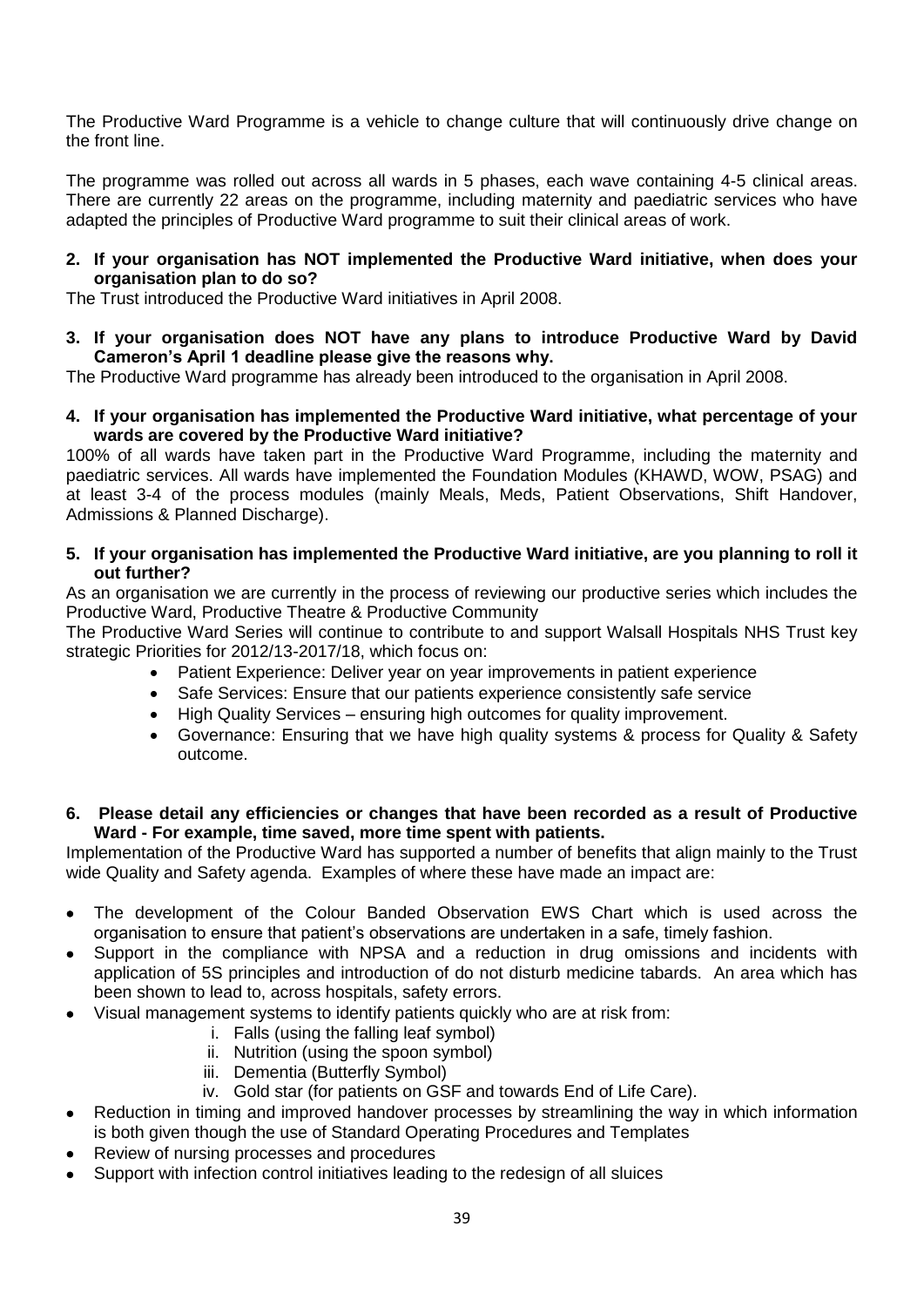The Productive Ward Programme is a vehicle to change culture that will continuously drive change on the front line.

The programme was rolled out across all wards in 5 phases, each wave containing 4-5 clinical areas. There are currently 22 areas on the programme, including maternity and paediatric services who have adapted the principles of Productive Ward programme to suit their clinical areas of work.

**2. If your organisation has NOT implemented the Productive Ward initiative, when does your organisation plan to do so?**

The Trust introduced the Productive Ward initiatives in April 2008.

**3. If your organisation does NOT have any plans to introduce Productive Ward by David Cameron's April 1 deadline please give the reasons why.**

The Productive Ward programme has already been introduced to the organisation in April 2008.

**4. If your organisation has implemented the Productive Ward initiative, what percentage of your wards are covered by the Productive Ward initiative?**

100% of all wards have taken part in the Productive Ward Programme, including the maternity and paediatric services. All wards have implemented the Foundation Modules (KHAWD, WOW, PSAG) and at least 3-4 of the process modules (mainly Meals, Meds, Patient Observations, Shift Handover, Admissions & Planned Discharge).

**5. If your organisation has implemented the Productive Ward initiative, are you planning to roll it out further?**

As an organisation we are currently in the process of reviewing our productive series which includes the Productive Ward, Productive Theatre & Productive Community

The Productive Ward Series will continue to contribute to and support Walsall Hospitals NHS Trust key strategic Priorities for 2012/13-2017/18, which focus on:

- Patient Experience: Deliver year on year improvements in patient experience
- Safe Services: Ensure that our patients experience consistently safe service
- High Quality Services – ensuring high outcomes for quality improvement.
- Governance: Ensuring that we have high quality systems & process for Quality & Safety outcome.

**6. Please detail any efficiencies or changes that have been recorded as a result of Productive Ward - For example, time saved, more time spent with patients.**

Implementation of the Productive Ward has supported a number of benefits that align mainly to the Trust wide Quality and Safety agenda. Examples of where these have made an impact are:

- The development of the Colour Banded Observation EWS Chart which is used across the organisation to ensure that patient's observations are undertaken in a safe, timely fashion.
- Support in the compliance with NPSA and a reduction in drug omissions and incidents with application of 5S principles and introduction of do not disturb medicine tabards. An area which has been shown to lead to, across hospitals, safety errors.
- Visual management systems to identify patients quickly who are at risk from:
    1. Falls (using the falling leaf symbol)
    2. Nutrition (using the spoon symbol)
    3. Dementia (Butterfly Symbol)
    4. Gold star (for patients on GSF and towards End of Life Care).
- Reduction in timing and improved handover processes by streamlining the way in which information is both given though the use of Standard Operating Procedures and Templates
- Review of nursing processes and procedures
- Support with infection control initiatives leading to the redesign of all sluices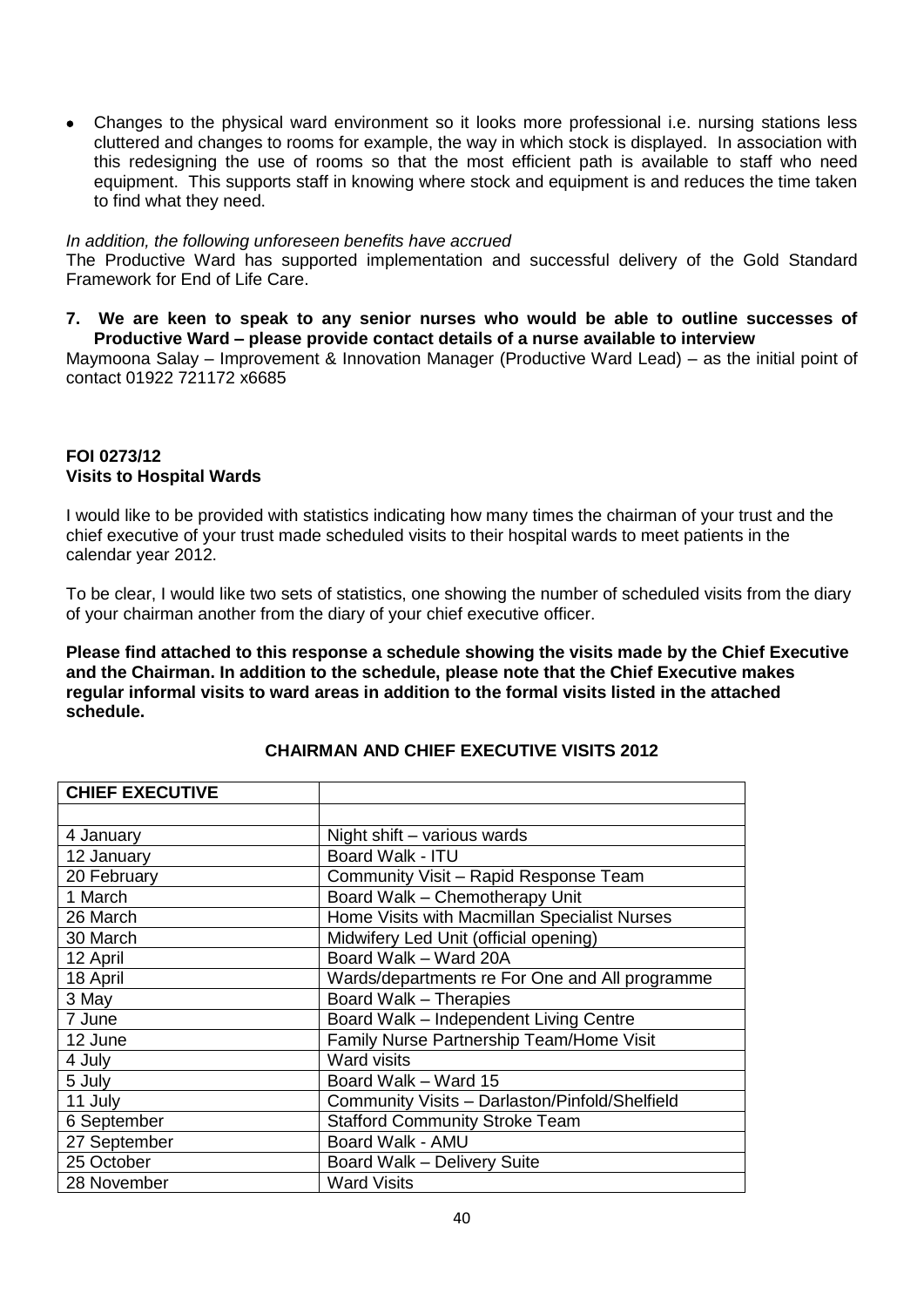- Changes to the physical ward environment so it looks more professional i.e. nursing stations less cluttered and changes to rooms for example, the way in which stock is displayed. In association with this redesigning the use of rooms so that the most efficient path is available to staff who need equipment. This supports staff in knowing where stock and equipment is and reduces the time taken to find what they need.

*In addition, the following unforeseen benefits have accrued*

The Productive Ward has supported implementation and successful delivery of the Gold Standard Framework for End of Life Care.

**7. We are keen to speak to any senior nurses who would be able to outline successes of Productive Ward – please provide contact details of a nurse available to interview**

Maymoona Salay – Improvement & Innovation Manager (Productive Ward Lead) – as the initial point of contact 01922 721172 x6685

**FOI 0273/12**
**Visits to Hospital Wards**

I would like to be provided with statistics indicating how many times the chairman of your trust and the chief executive of your trust made scheduled visits to their hospital wards to meet patients in the calendar year 2012.

To be clear, I would like two sets of statistics, one showing the number of scheduled visits from the diary of your chairman another from the diary of your chief executive officer.

**Please find attached to this response a schedule showing the visits made by the Chief Executive and the Chairman. In addition to the schedule, please note that the Chief Executive makes regular informal visits to ward areas in addition to the formal visits listed in the attached schedule.**

**CHAIRMAN AND CHIEF EXECUTIVE VISITS 2012**

| **CHIEF EXECUTIVE** | |
|---|---|
| | |
| 4 January | Night shift – various wards |
| 12 January | Board Walk - ITU |
| 20 February | Community Visit – Rapid Response Team |
| 1 March | Board Walk – Chemotherapy Unit |
| 26 March | Home Visits with Macmillan Specialist Nurses |
| 30 March | Midwifery Led Unit (official opening) |
| 12 April | Board Walk – Ward 20A |
| 18 April | Wards/departments re For One and All programme |
| 3 May | Board Walk – Therapies |
| 7 June | Board Walk – Independent Living Centre |
| 12 June | Family Nurse Partnership Team/Home Visit |
| 4 July | Ward visits |
| 5 July | Board Walk – Ward 15 |
| 11 July | Community Visits – Darlaston/Pinfold/Shelfield |
| 6 September | Stafford Community Stroke Team |
| 27 September | Board Walk - AMU |
| 25 October | Board Walk – Delivery Suite |
| 28 November | Ward Visits |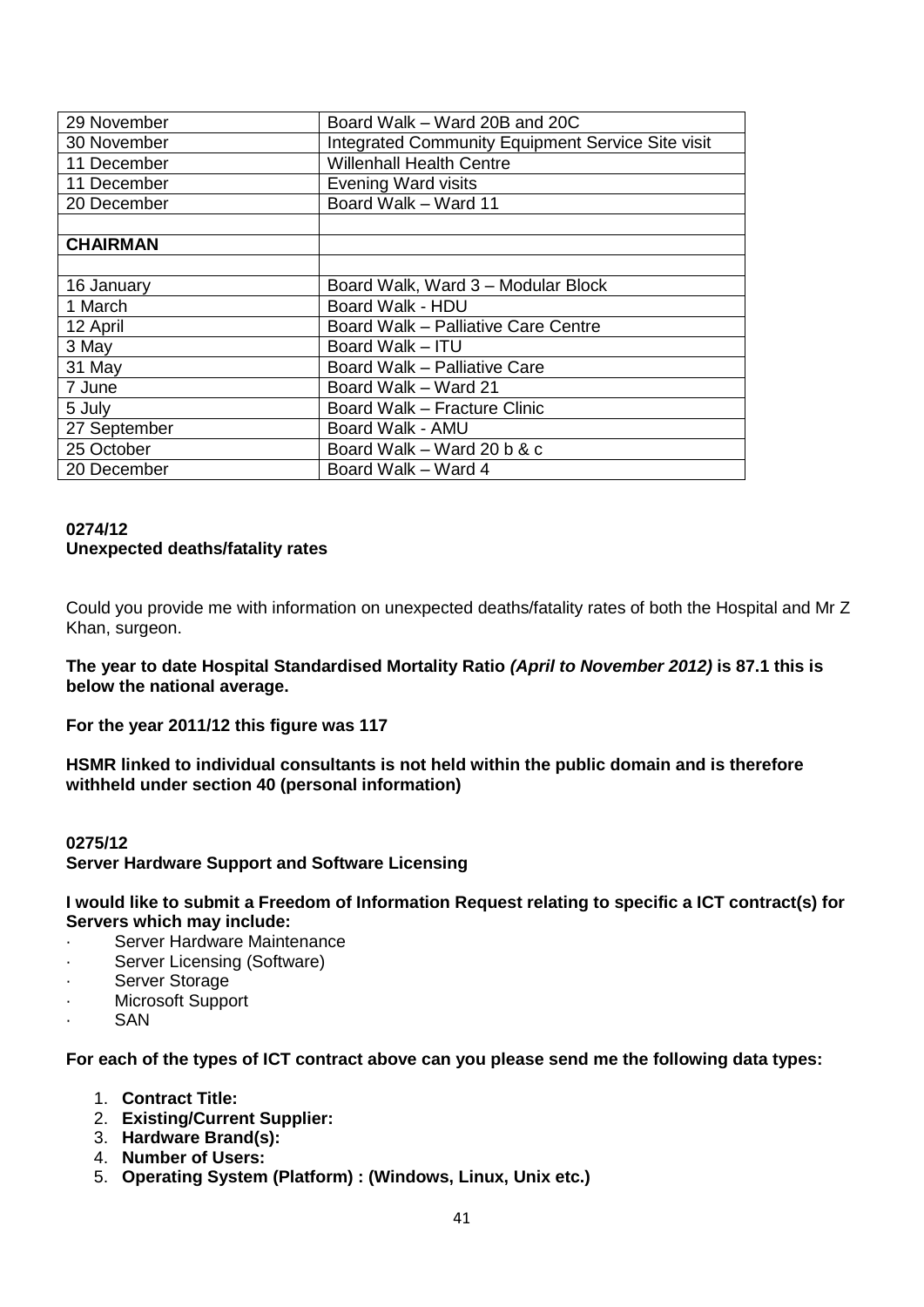| 29 November | Board Walk – Ward 20B and 20C |
|---|---|
| 30 November | Integrated Community Equipment Service Site visit |
| 11 December | Willenhall Health Centre |
| 11 December | Evening Ward visits |
| 20 December | Board Walk – Ward 11 |
| | |
| **CHAIRMAN** | |
| | |
| 16 January | Board Walk, Ward 3 – Modular Block |
| 1 March | Board Walk - HDU |
| 12 April | Board Walk – Palliative Care Centre |
| 3 May | Board Walk – ITU |
| 31 May | Board Walk – Palliative Care |
| 7 June | Board Walk – Ward 21 |
| 5 July | Board Walk – Fracture Clinic |
| 27 September | Board Walk - AMU |
| 25 October | Board Walk – Ward 20 b & c |
| 20 December | Board Walk – Ward 4 |

**0274/12**
**Unexpected deaths/fatality rates**

Could you provide me with information on unexpected deaths/fatality rates of both the Hospital and Mr Z Khan, surgeon.

**The year to date Hospital Standardised Mortality Ratio *(April to November 2012)* is 87.1 this is below the national average.**

**For the year 2011/12 this figure was 117**

**HSMR linked to individual consultants is not held within the public domain and is therefore withheld under section 40 (personal information)**

**0275/12**
**Server Hardware Support and Software Licensing**

**I would like to submit a Freedom of Information Request relating to specific a ICT contract(s) for Servers which may include:**

- Server Hardware Maintenance
- Server Licensing (Software)
- Server Storage
- Microsoft Support
- SAN

**For each of the types of ICT contract above can you please send me the following data types:**

1. **Contract Title:**
2. **Existing/Current Supplier:**
3. **Hardware Brand(s):**
4. **Number of Users:**
5. **Operating System (Platform) : (Windows, Linux, Unix etc.)**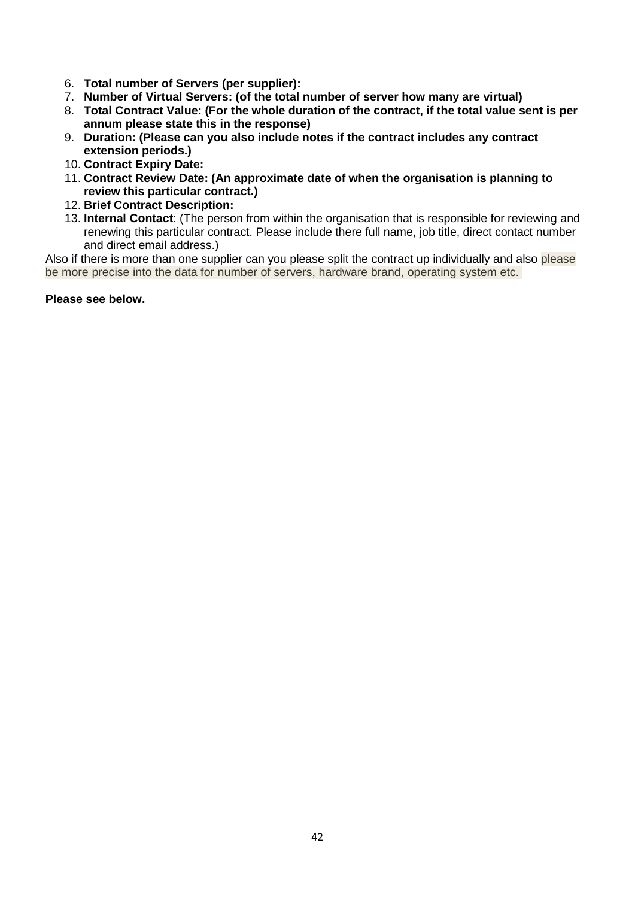6. **Total number of Servers (per supplier):**
7. **Number of Virtual Servers: (of the total number of server how many are virtual)**
8. **Total Contract Value: (For the whole duration of the contract, if the total value sent is per annum please state this in the response)**
9. **Duration: (Please can you also include notes if the contract includes any contract extension periods.)**
10. **Contract Expiry Date:**
11. **Contract Review Date: (An approximate date of when the organisation is planning to review this particular contract.)**
12. **Brief Contract Description:**
13. **Internal Contact**: (The person from within the organisation that is responsible for reviewing and renewing this particular contract. Please include there full name, job title, direct contact number and direct email address.)

Also if there is more than one supplier can you please split the contract up individually and also please be more precise into the data for number of servers, hardware brand, operating system etc.

**Please see below.**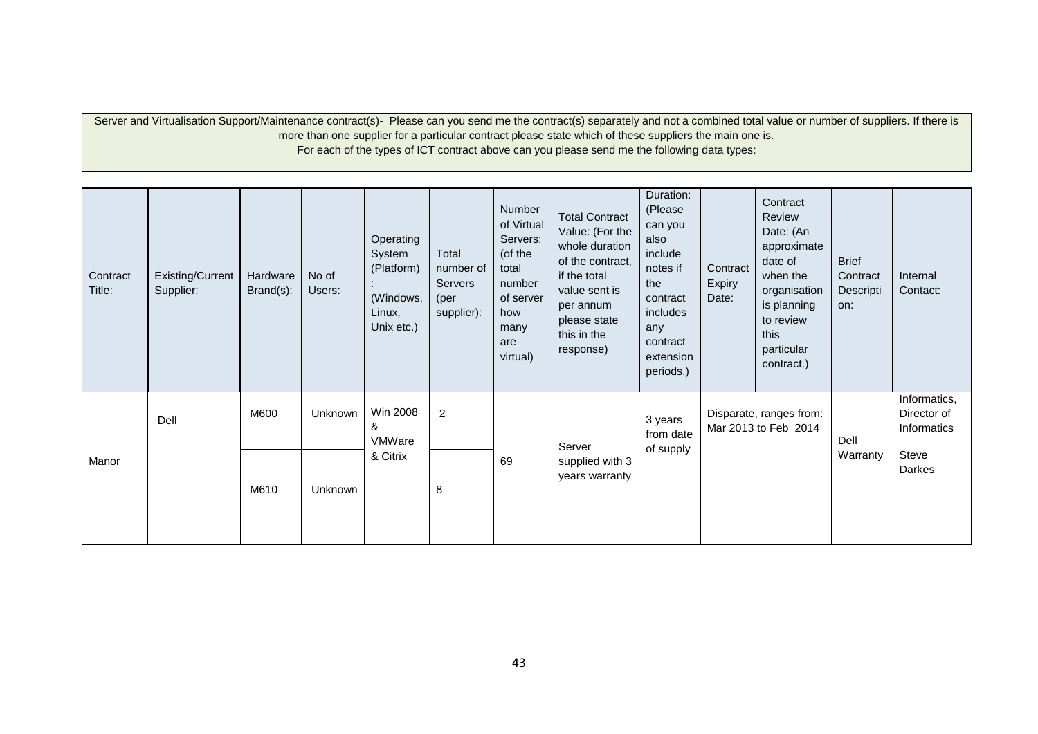Server and Virtualisation Support/Maintenance contract(s)- Please can you send me the contract(s) separately and not a combined total value or number of suppliers. If there is more than one supplier for a particular contract please state which of these suppliers the main one is.
For each of the types of ICT contract above can you please send me the following data types:

| Contract Title: | Existing/Current Supplier: | Hardware Brand(s): | No of Users: | Operating System (Platform) : (Windows, Linux, Unix etc.) | Total number of Servers (per supplier): | Number of Virtual Servers: (of the total number of server how many are virtual) | Total Contract Value: (For the whole duration of the contract, if the total value sent is per annum please state this in the response) | Duration: (Please can you also include notes if the contract includes any contract extension periods.) | Contract Expiry Date: | Contract Review Date: (An approximate date of when the organisation is planning to review this particular contract.) | Brief Contract Description: | Internal Contact: |
|---|---|---|---|---|---|---|---|---|---|---|---|---|
| Manor | Dell | M600 | Unknown | Win 2008 & VMWare & Citrix | 2 | 69 | Server supplied with 3 years warranty | 3 years from date of supply | Disparate, ranges from: Mar 2013 to Feb 2014 | | Dell Warranty | Informatics, Director of Informatics<br>Steve Darkes |
| | | M610 | Unknown | | 8 | | | | | | | |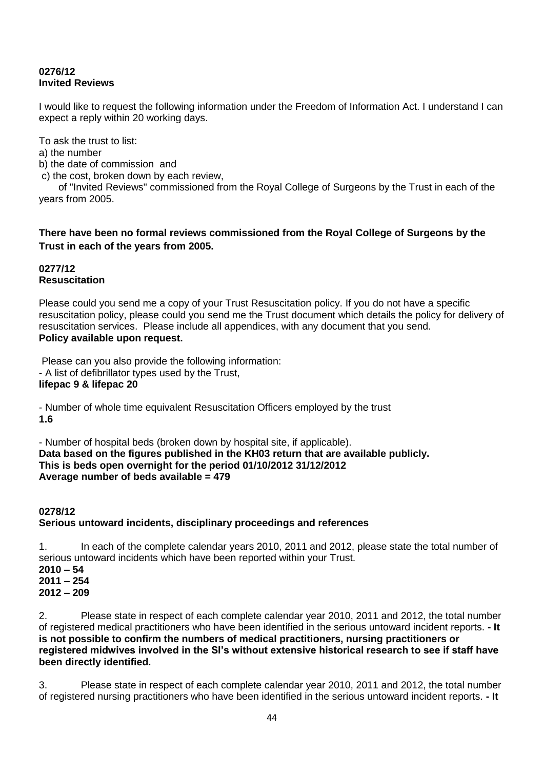**0276/12**
**Invited Reviews**

I would like to request the following information under the Freedom of Information Act. I understand I can expect a reply within 20 working days.

To ask the trust to list:
a) the number
b) the date of commission and
c) the cost, broken down by each review,
of "Invited Reviews" commissioned from the Royal College of Surgeons by the Trust in each of the years from 2005.

**There have been no formal reviews commissioned from the Royal College of Surgeons by the Trust in each of the years from 2005.**

**0277/12**
**Resuscitation**

Please could you send me a copy of your Trust Resuscitation policy. If you do not have a specific resuscitation policy, please could you send me the Trust document which details the policy for delivery of resuscitation services. Please include all appendices, with any document that you send.
**Policy available upon request.**

Please can you also provide the following information:
- A list of defibrillator types used by the Trust,
**lifepac 9 & lifepac 20**

- Number of whole time equivalent Resuscitation Officers employed by the trust
**1.6**

- Number of hospital beds (broken down by hospital site, if applicable).
**Data based on the figures published in the KH03 return that are available publicly.**
**This is beds open overnight for the period 01/10/2012 31/12/2012**
**Average number of beds available = 479**

**0278/12**
**Serious untoward incidents, disciplinary proceedings and references**

1. In each of the complete calendar years 2010, 2011 and 2012, please state the total number of serious untoward incidents which have been reported within your Trust.
**2010 – 54**
**2011 – 254**
**2012 – 209**

2. Please state in respect of each complete calendar year 2010, 2011 and 2012, the total number of registered medical practitioners who have been identified in the serious untoward incident reports. **- It is not possible to confirm the numbers of medical practitioners, nursing practitioners or registered midwives involved in the SI's without extensive historical research to see if staff have been directly identified.**

3. Please state in respect of each complete calendar year 2010, 2011 and 2012, the total number of registered nursing practitioners who have been identified in the serious untoward incident reports. **- It**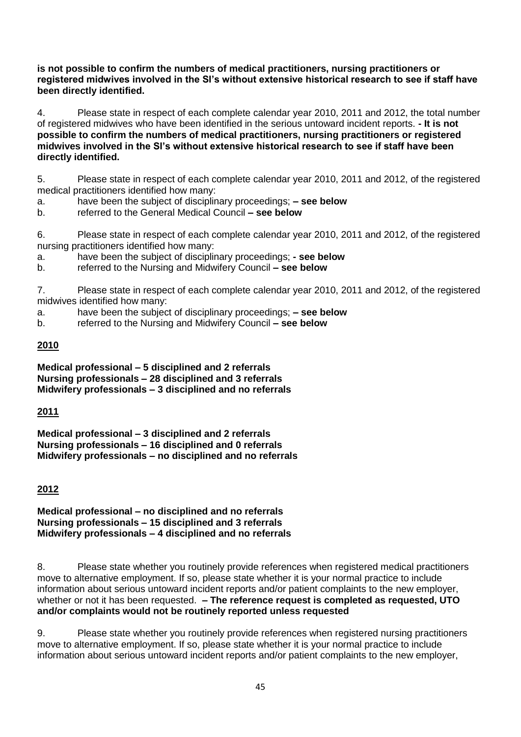**is not possible to confirm the numbers of medical practitioners, nursing practitioners or registered midwives involved in the SI's without extensive historical research to see if staff have been directly identified.**

4. Please state in respect of each complete calendar year 2010, 2011 and 2012, the total number of registered midwives who have been identified in the serious untoward incident reports. **- It is not possible to confirm the numbers of medical practitioners, nursing practitioners or registered midwives involved in the SI's without extensive historical research to see if staff have been directly identified.**

5. Please state in respect of each complete calendar year 2010, 2011 and 2012, of the registered medical practitioners identified how many:

a. have been the subject of disciplinary proceedings; **– see below**

b. referred to the General Medical Council **– see below**

6. Please state in respect of each complete calendar year 2010, 2011 and 2012, of the registered nursing practitioners identified how many:

a. have been the subject of disciplinary proceedings; **- see below**

b. referred to the Nursing and Midwifery Council **– see below**

7. Please state in respect of each complete calendar year 2010, 2011 and 2012, of the registered midwives identified how many:

a. have been the subject of disciplinary proceedings; **– see below**

b. referred to the Nursing and Midwifery Council **– see below**

**2010**

**Medical professional – 5 disciplined and 2 referrals**
**Nursing professionals – 28 disciplined and 3 referrals**
**Midwifery professionals – 3 disciplined and no referrals**

**2011**

**Medical professional – 3 disciplined and 2 referrals**
**Nursing professionals – 16 disciplined and 0 referrals**
**Midwifery professionals – no disciplined and no referrals**

**2012**

**Medical professional – no disciplined and no referrals**
**Nursing professionals – 15 disciplined and 3 referrals**
**Midwifery professionals – 4 disciplined and no referrals**

8. Please state whether you routinely provide references when registered medical practitioners move to alternative employment. If so, please state whether it is your normal practice to include information about serious untoward incident reports and/or patient complaints to the new employer, whether or not it has been requested. **– The reference request is completed as requested, UTO and/or complaints would not be routinely reported unless requested**

9. Please state whether you routinely provide references when registered nursing practitioners move to alternative employment. If so, please state whether it is your normal practice to include information about serious untoward incident reports and/or patient complaints to the new employer,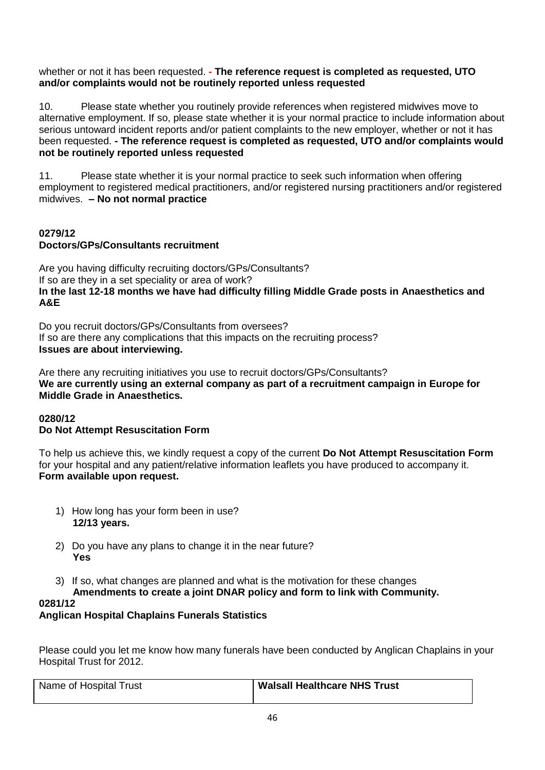whether or not it has been requested. **- The reference request is completed as requested, UTO and/or complaints would not be routinely reported unless requested**

10. Please state whether you routinely provide references when registered midwives move to alternative employment. If so, please state whether it is your normal practice to include information about serious untoward incident reports and/or patient complaints to the new employer, whether or not it has been requested. **- The reference request is completed as requested, UTO and/or complaints would not be routinely reported unless requested**

11. Please state whether it is your normal practice to seek such information when offering employment to registered medical practitioners, and/or registered nursing practitioners and/or registered midwives. **– No not normal practice**

**0279/12**
**Doctors/GPs/Consultants recruitment**

Are you having difficulty recruiting doctors/GPs/Consultants?
If so are they in a set speciality or area of work?
**In the last 12-18 months we have had difficulty filling Middle Grade posts in Anaesthetics and A&E**

Do you recruit doctors/GPs/Consultants from oversees?
If so are there any complications that this impacts on the recruiting process?
**Issues are about interviewing.**

Are there any recruiting initiatives you use to recruit doctors/GPs/Consultants?
**We are currently using an external company as part of a recruitment campaign in Europe for Middle Grade in Anaesthetics.**

**0280/12**
**Do Not Attempt Resuscitation Form**

To help us achieve this, we kindly request a copy of the current **Do Not Attempt Resuscitation Form** for your hospital and any patient/relative information leaflets you have produced to accompany it.
**Form available upon request.**

1) How long has your form been in use?
   **12/13 years.**

2) Do you have any plans to change it in the near future?
   **Yes**

3) If so, what changes are planned and what is the motivation for these changes
   **Amendments to create a joint DNAR policy and form to link with Community.**

**0281/12**
**Anglican Hospital Chaplains Funerals Statistics**

Please could you let me know how many funerals have been conducted by Anglican Chaplains in your Hospital Trust for 2012.

| Name of Hospital Trust | **Walsall Healthcare NHS Trust** |
|---|---|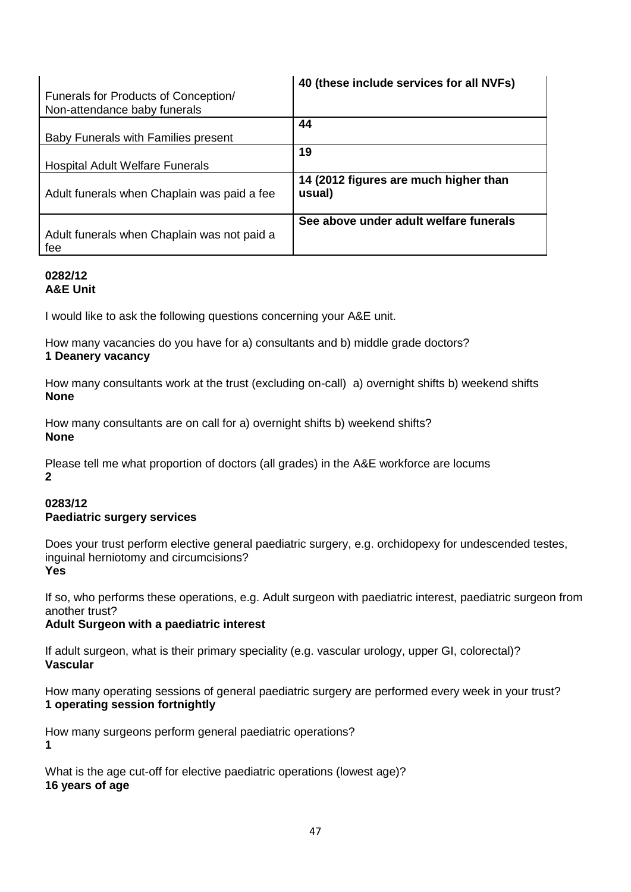| Funerals for Products of Conception/ Non-attendance baby funerals | **40 (these include services for all NVFs)** |
|---|---|
| Baby Funerals with Families present | **44** |
| Hospital Adult Welfare Funerals | **19** |
| Adult funerals when Chaplain was paid a fee | **14 (2012 figures are much higher than usual)** |
| Adult funerals when Chaplain was not paid a fee | **See above under adult welfare funerals** |

**0282/12**
**A&E Unit**

I would like to ask the following questions concerning your A&E unit.

How many vacancies do you have for a) consultants and b) middle grade doctors?
**1 Deanery vacancy**

How many consultants work at the trust (excluding on-call) a) overnight shifts b) weekend shifts
**None**

How many consultants are on call for a) overnight shifts b) weekend shifts?
**None**

Please tell me what proportion of doctors (all grades) in the A&E workforce are locums
**2**

**0283/12**
**Paediatric surgery services**

Does your trust perform elective general paediatric surgery, e.g. orchidopexy for undescended testes, inguinal herniotomy and circumcisions?
**Yes**

If so, who performs these operations, e.g. Adult surgeon with paediatric interest, paediatric surgeon from another trust?
**Adult Surgeon with a paediatric interest**

If adult surgeon, what is their primary speciality (e.g. vascular urology, upper GI, colorectal)?
**Vascular**

How many operating sessions of general paediatric surgery are performed every week in your trust?
**1 operating session fortnightly**

How many surgeons perform general paediatric operations?
**1**

What is the age cut-off for elective paediatric operations (lowest age)?
**16 years of age**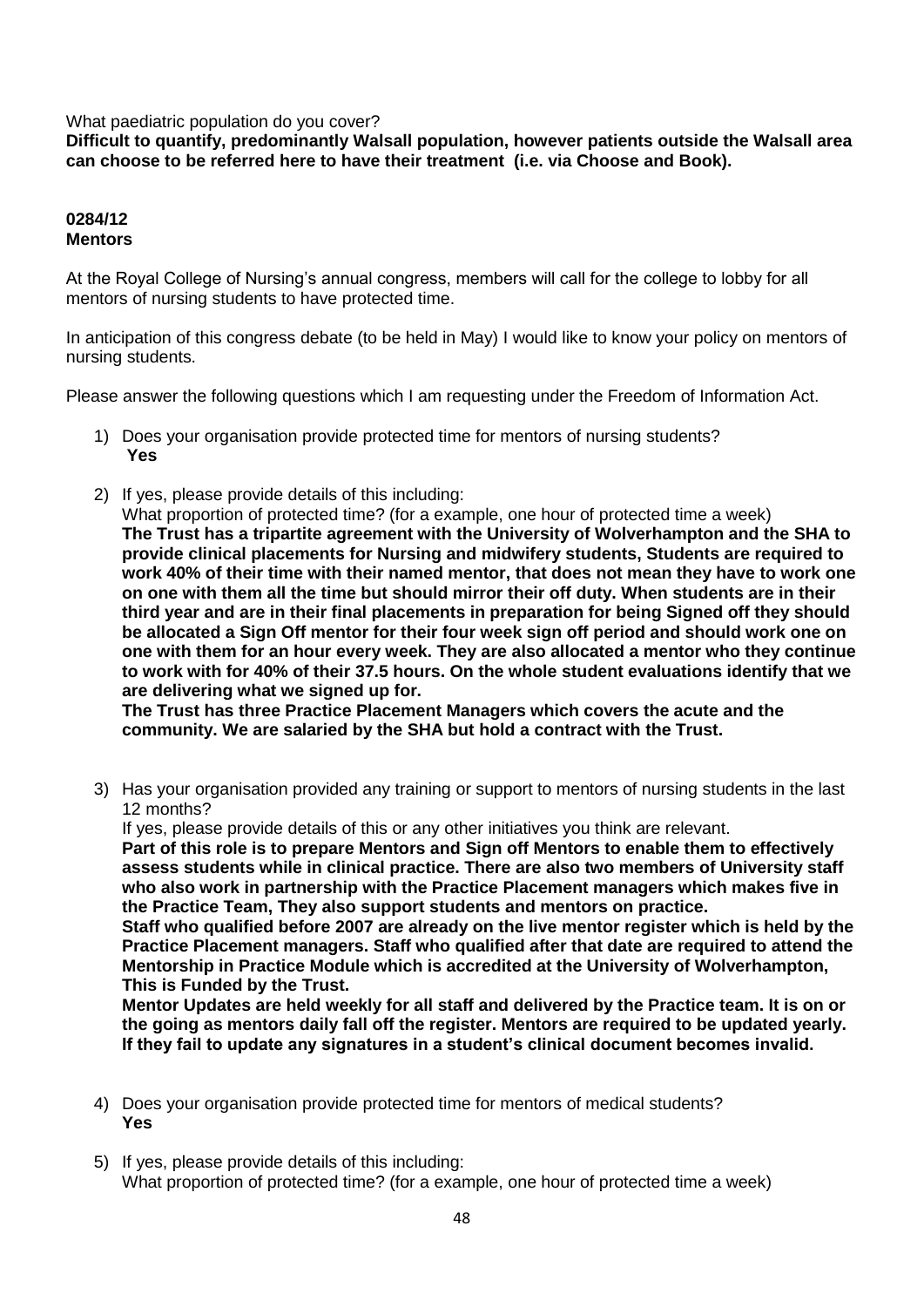What paediatric population do you cover?
**Difficult to quantify, predominantly Walsall population, however patients outside the Walsall area can choose to be referred here to have their treatment (i.e. via Choose and Book).**

**0284/12**
**Mentors**

At the Royal College of Nursing's annual congress, members will call for the college to lobby for all mentors of nursing students to have protected time.

In anticipation of this congress debate (to be held in May) I would like to know your policy on mentors of nursing students.

Please answer the following questions which I am requesting under the Freedom of Information Act.

1) Does your organisation provide protected time for mentors of nursing students?
   **Yes**

2) If yes, please provide details of this including:
   What proportion of protected time? (for a example, one hour of protected time a week)
   **The Trust has a tripartite agreement with the University of Wolverhampton and the SHA to provide clinical placements for Nursing and midwifery students, Students are required to work 40% of their time with their named mentor, that does not mean they have to work one on one with them all the time but should mirror their off duty. When students are in their third year and are in their final placements in preparation for being Signed off they should be allocated a Sign Off mentor for their four week sign off period and should work one on one with them for an hour every week. They are also allocated a mentor who they continue to work with for 40% of their 37.5 hours. On the whole student evaluations identify that we are delivering what we signed up for.**
   **The Trust has three Practice Placement Managers which covers the acute and the community. We are salaried by the SHA but hold a contract with the Trust.**

3) Has your organisation provided any training or support to mentors of nursing students in the last 12 months?
   If yes, please provide details of this or any other initiatives you think are relevant.
   **Part of this role is to prepare Mentors and Sign off Mentors to enable them to effectively assess students while in clinical practice. There are also two members of University staff who also work in partnership with the Practice Placement managers which makes five in the Practice Team, They also support students and mentors on practice.**
   **Staff who qualified before 2007 are already on the live mentor register which is held by the Practice Placement managers. Staff who qualified after that date are required to attend the Mentorship in Practice Module which is accredited at the University of Wolverhampton, This is Funded by the Trust.**
   **Mentor Updates are held weekly for all staff and delivered by the Practice team. It is on or the going as mentors daily fall off the register. Mentors are required to be updated yearly. If they fail to update any signatures in a student's clinical document becomes invalid.**

4) Does your organisation provide protected time for mentors of medical students?
   **Yes**

5) If yes, please provide details of this including:
   What proportion of protected time? (for a example, one hour of protected time a week)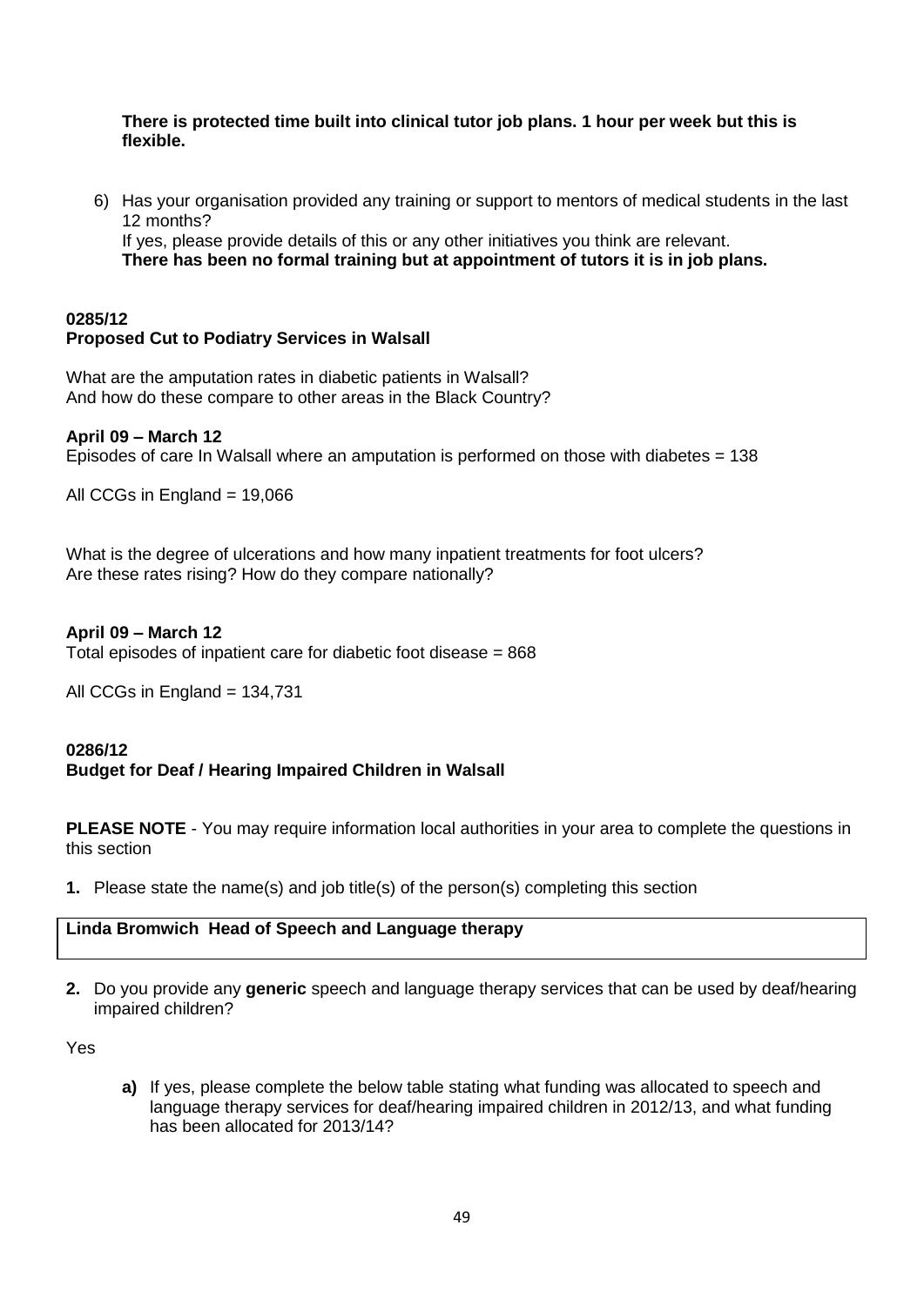**There is protected time built into clinical tutor job plans. 1 hour per week but this is flexible.**

6) Has your organisation provided any training or support to mentors of medical students in the last 12 months?
   If yes, please provide details of this or any other initiatives you think are relevant.
   **There has been no formal training but at appointment of tutors it is in job plans.**

**0285/12**
**Proposed Cut to Podiatry Services in Walsall**

What are the amputation rates in diabetic patients in Walsall?
And how do these compare to other areas in the Black Country?

**April 09 – March 12**
Episodes of care In Walsall where an amputation is performed on those with diabetes = 138

All CCGs in England = 19,066

What is the degree of ulcerations and how many inpatient treatments for foot ulcers?
Are these rates rising? How do they compare nationally?

**April 09 – March 12**
Total episodes of inpatient care for diabetic foot disease = 868

All CCGs in England = 134,731

**0286/12**
**Budget for Deaf / Hearing Impaired Children in Walsall**

**PLEASE NOTE** - You may require information local authorities in your area to complete the questions in this section

**1.** Please state the name(s) and job title(s) of the person(s) completing this section

| **Linda Bromwich Head of Speech and Language therapy** |
| --- |

**2.** Do you provide any **generic** speech and language therapy services that can be used by deaf/hearing impaired children?

Yes

**a)** If yes, please complete the below table stating what funding was allocated to speech and language therapy services for deaf/hearing impaired children in 2012/13, and what funding has been allocated for 2013/14?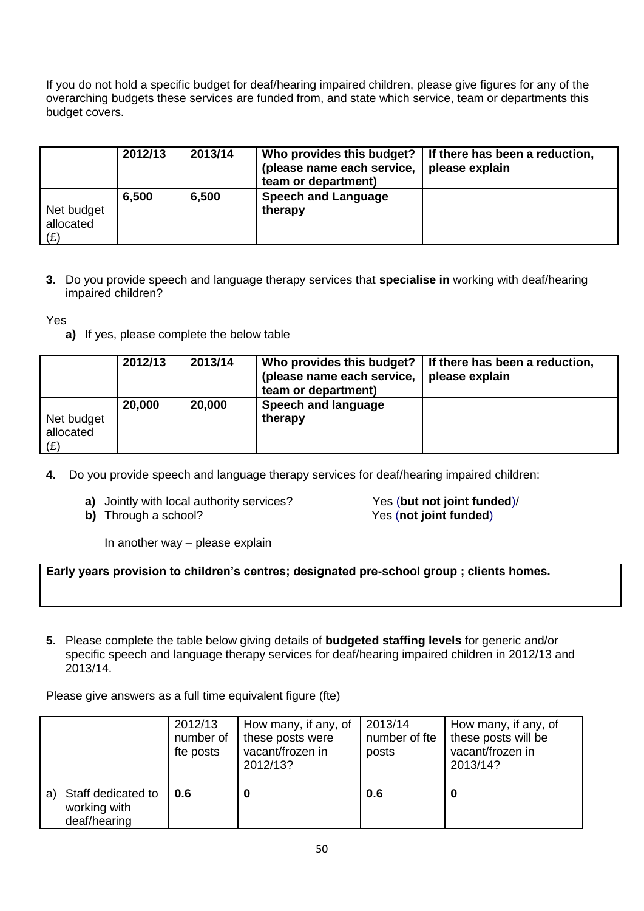If you do not hold a specific budget for deaf/hearing impaired children, please give figures for any of the overarching budgets these services are funded from, and state which service, team or departments this budget covers.

| | **2012/13** | **2013/14** | **Who provides this budget? (please name each service, team or department)** | **If there has been a reduction, please explain** |
|---|---|---|---|---|
| Net budget allocated (£) | **6,500** | **6,500** | **Speech and Language therapy** | |

**3.** Do you provide speech and language therapy services that **specialise in** working with deaf/hearing impaired children?

Yes

**a)** If yes, please complete the below table

| | **2012/13** | **2013/14** | **Who provides this budget? (please name each service, team or department)** | **If there has been a reduction, please explain** |
|---|---|---|---|---|
| Net budget allocated (£) | **20,000** | **20,000** | **Speech and language therapy** | |

**4.** Do you provide speech and language therapy services for deaf/hearing impaired children:

**a)** Jointly with local authority services? Yes (**but not joint funded**)/
**b)** Through a school? Yes (**not joint funded**)

In another way – please explain

**Early years provision to children's centres; designated pre-school group ; clients homes.**

**5.** Please complete the table below giving details of **budgeted staffing levels** for generic and/or specific speech and language therapy services for deaf/hearing impaired children in 2012/13 and 2013/14.

Please give answers as a full time equivalent figure (fte)

| | 2012/13 number of fte posts | How many, if any, of these posts were vacant/frozen in 2012/13? | 2013/14 number of fte posts | How many, if any, of these posts will be vacant/frozen in 2013/14? |
|---|---|---|---|---|
| a) Staff dedicated to working with deaf/hearing | **0.6** | **0** | **0.6** | **0** |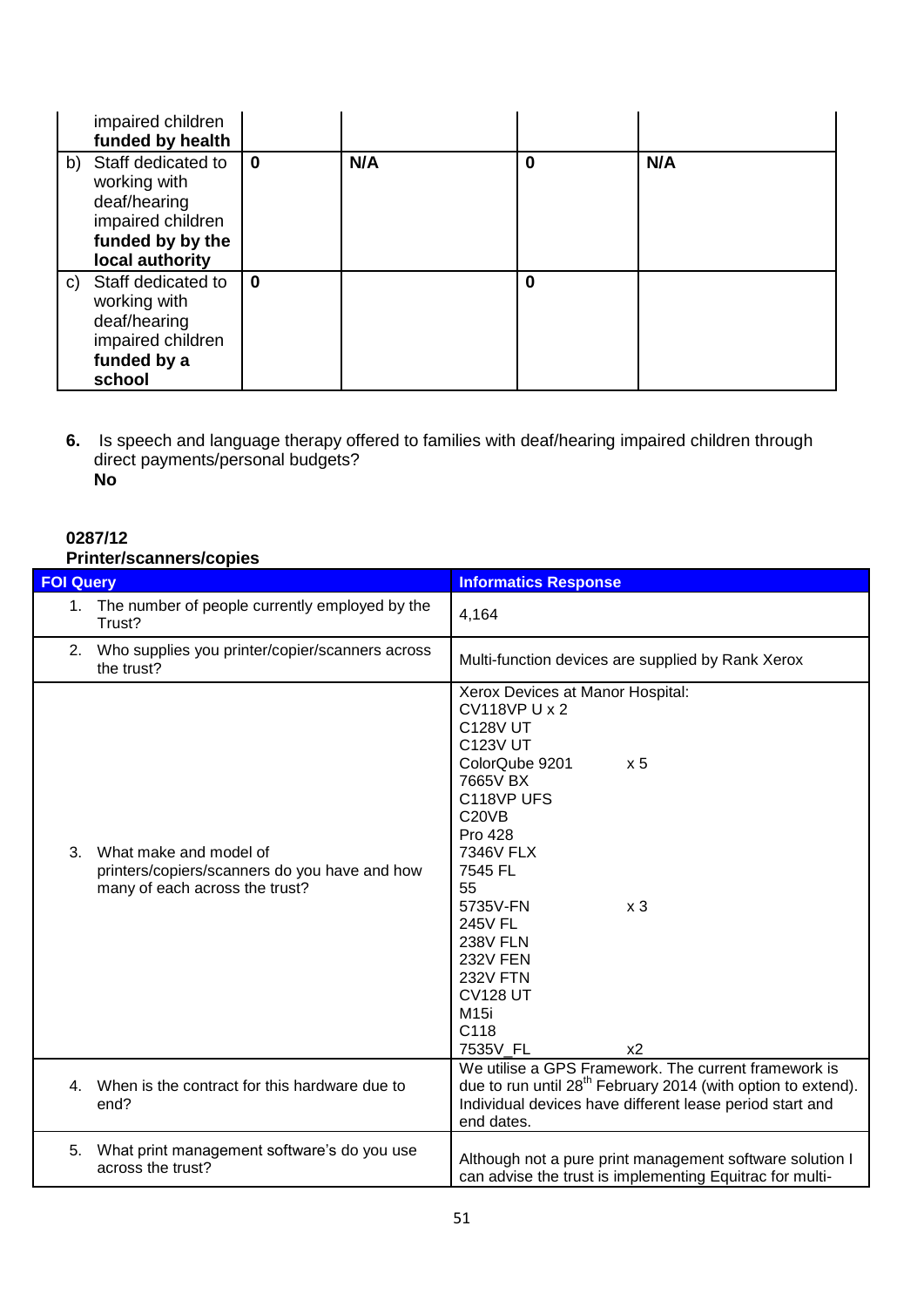| | | | | |
|---|---|---|---|---|
| impaired children **funded by health** | | | | |
| b) Staff dedicated to working with deaf/hearing impaired children **funded by by the local authority** | **0** | **N/A** | **0** | **N/A** |
| c) Staff dedicated to working with deaf/hearing impaired children **funded by a school** | **0** | | **0** | |

**6.** Is speech and language therapy offered to families with deaf/hearing impaired children through direct payments/personal budgets?
**No**

**0287/12**
**Printer/scanners/copies**

| FOI Query | Informatics Response |
|---|---|
| 1. The number of people currently employed by the Trust? | 4,164 |
| 2. Who supplies you printer/copier/scanners across the trust? | Multi-function devices are supplied by Rank Xerox |
| 3. What make and model of printers/copiers/scanners do you have and how many of each across the trust? | Xerox Devices at Manor Hospital:<br>CV118VP U x 2<br>C128V UT<br>C123V UT<br>ColorQube 9201 x 5<br>7665V BX<br>C118VP UFS<br>C20VB<br>Pro 428<br>7346V FLX<br>7545 FL<br>55<br>5735V-FN x 3<br>245V FL<br>238V FLN<br>232V FEN<br>232V FTN<br>CV128 UT<br>M15i<br>C118<br>7535V_FL x2 |
| 4. When is the contract for this hardware due to end? | We utilise a GPS Framework. The current framework is due to run until 28th February 2014 (with option to extend). Individual devices have different lease period start and end dates. |
| 5. What print management software's do you use across the trust? | Although not a pure print management software solution I can advise the trust is implementing Equitrac for multi- |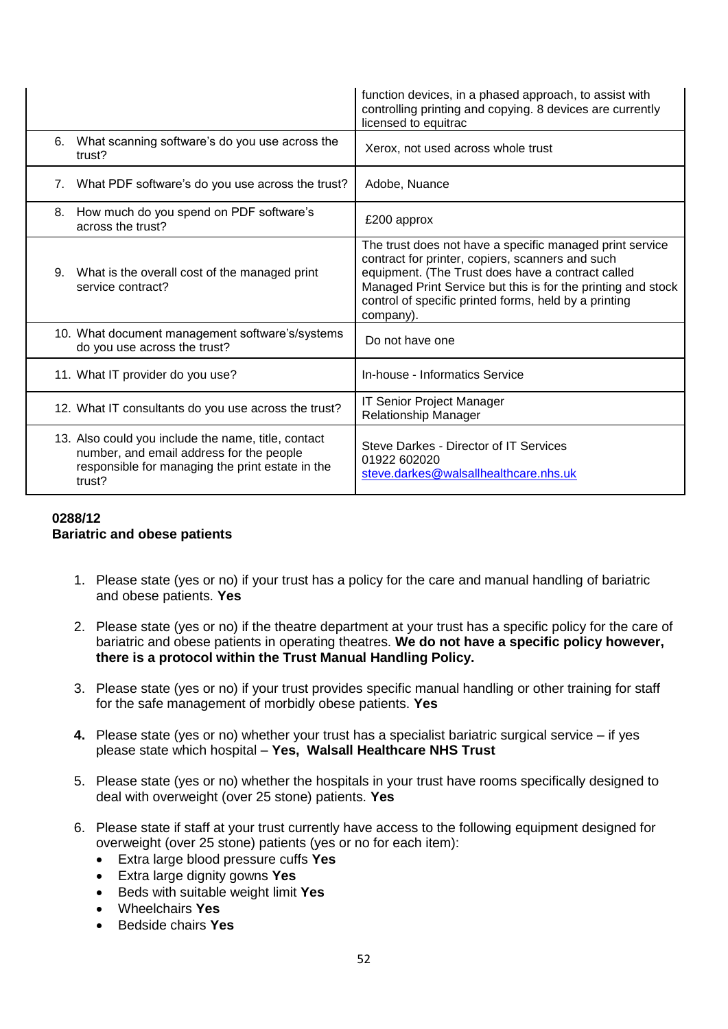| | |
|---|---|
| | function devices, in a phased approach, to assist with controlling printing and copying. 8 devices are currently licensed to equitrac |
| 6. What scanning software's do you use across the trust? | Xerox, not used across whole trust |
| 7. What PDF software's do you use across the trust? | Adobe, Nuance |
| 8. How much do you spend on PDF software's across the trust? | £200 approx |
| 9. What is the overall cost of the managed print service contract? | The trust does not have a specific managed print service contract for printer, copiers, scanners and such equipment. (The Trust does have a contract called Managed Print Service but this is for the printing and stock control of specific printed forms, held by a printing company). |
| 10. What document management software's/systems do you use across the trust? | Do not have one |
| 11. What IT provider do you use? | In-house - Informatics Service |
| 12. What IT consultants do you use across the trust? | IT Senior Project Manager<br>Relationship Manager |
| 13. Also could you include the name, title, contact number, and email address for the people responsible for managing the print estate in the trust? | Steve Darkes - Director of IT Services<br>01922 602020<br>steve.darkes@walsallhealthcare.nhs.uk |

**0288/12**
**Bariatric and obese patients**

1. Please state (yes or no) if your trust has a policy for the care and manual handling of bariatric and obese patients. **Yes**

2. Please state (yes or no) if the theatre department at your trust has a specific policy for the care of bariatric and obese patients in operating theatres. **We do not have a specific policy however, there is a protocol within the Trust Manual Handling Policy.**

3. Please state (yes or no) if your trust provides specific manual handling or other training for staff for the safe management of morbidly obese patients. **Yes**

4. Please state (yes or no) whether your trust has a specialist bariatric surgical service – if yes please state which hospital – **Yes, Walsall Healthcare NHS Trust**

5. Please state (yes or no) whether the hospitals in your trust have rooms specifically designed to deal with overweight (over 25 stone) patients. **Yes**

6. Please state if staff at your trust currently have access to the following equipment designed for overweight (over 25 stone) patients (yes or no for each item):
   - Extra large blood pressure cuffs **Yes**
   - Extra large dignity gowns **Yes**
   - Beds with suitable weight limit **Yes**
   - Wheelchairs **Yes**
   - Bedside chairs **Yes**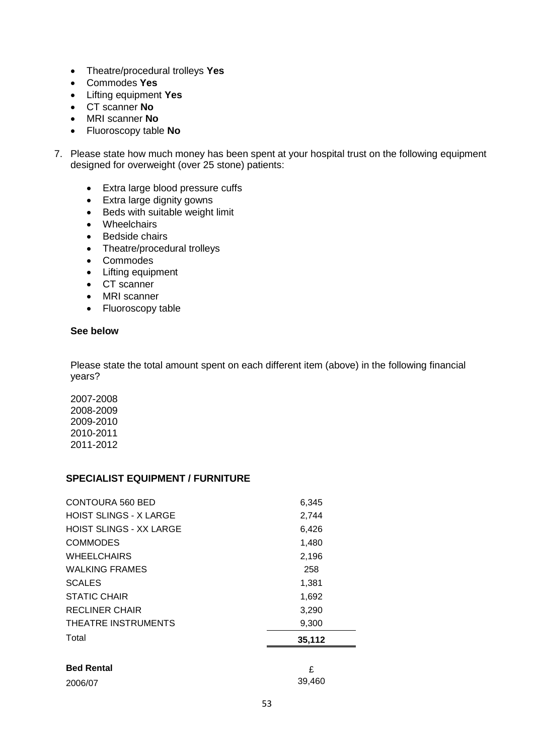- Theatre/procedural trolleys **Yes**
- Commodes **Yes**
- Lifting equipment **Yes**
- CT scanner **No**
- MRI scanner **No**
- Fluoroscopy table **No**

7. Please state how much money has been spent at your hospital trust on the following equipment designed for overweight (over 25 stone) patients:

    - Extra large blood pressure cuffs
    - Extra large dignity gowns
    - Beds with suitable weight limit
    - Wheelchairs
    - Bedside chairs
    - Theatre/procedural trolleys
    - Commodes
    - Lifting equipment
    - CT scanner
    - MRI scanner
    - Fluoroscopy table

    **See below**

    Please state the total amount spent on each different item (above) in the following financial years?

    2007-2008
    2008-2009
    2009-2010
    2010-2011
    2011-2012

**SPECIALIST EQUIPMENT / FURNITURE**

| | |
|---|---|
| CONTOURA 560 BED | 6,345 |
| HOIST SLINGS - X LARGE | 2,744 |
| HOIST SLINGS - XX LARGE | 6,426 |
| COMMODES | 1,480 |
| WHEELCHAIRS | 2,196 |
| WALKING FRAMES | 258 |
| SCALES | 1,381 |
| STATIC CHAIR | 1,692 |
| RECLINER CHAIR | 3,290 |
| THEATRE INSTRUMENTS | 9,300 |
| Total | **35,112** |

| **Bed Rental** | £ |
|---|---|
| 2006/07 | 39,460 |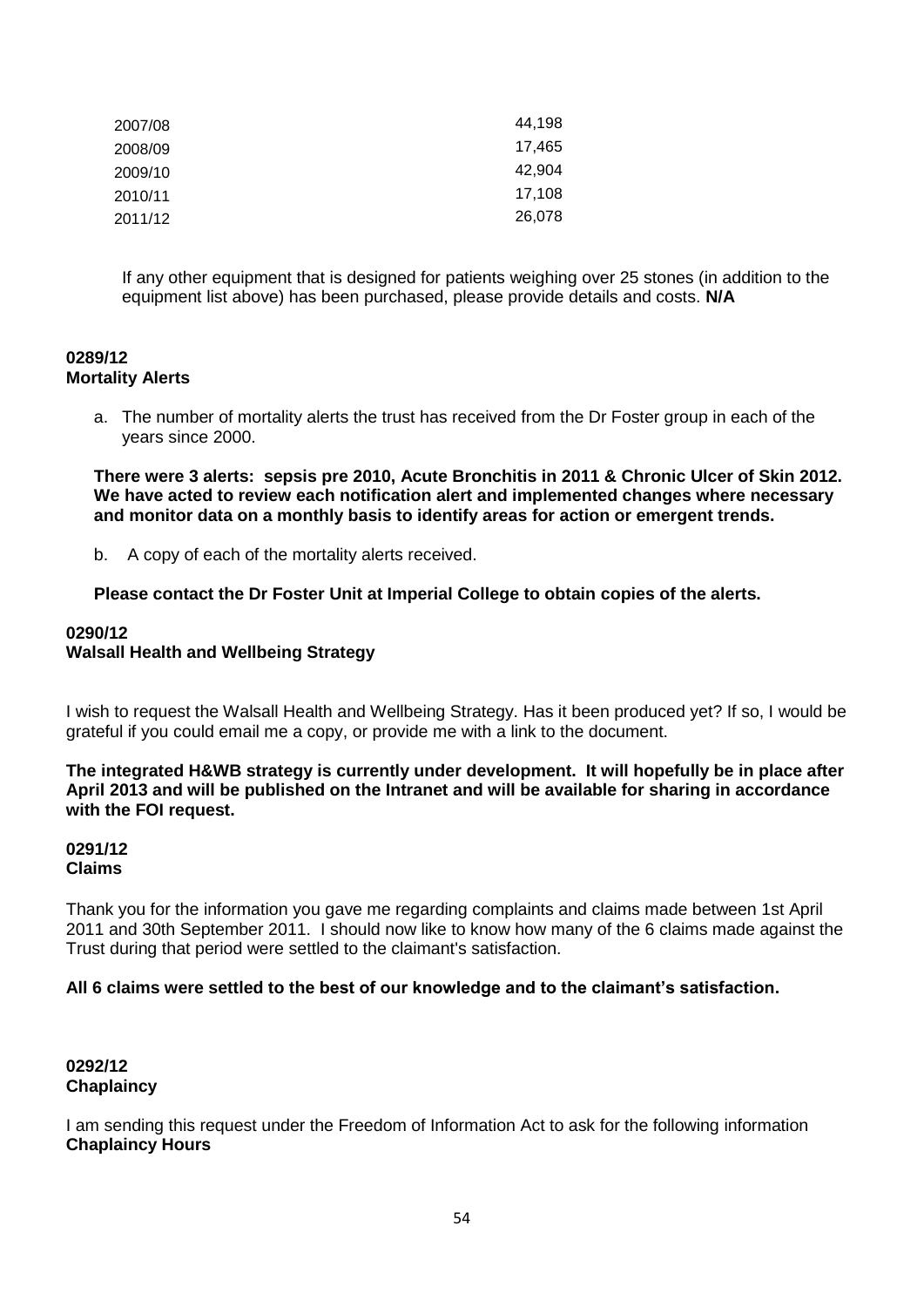| | |
|---|---|
| 2007/08 | 44,198 |
| 2008/09 | 17,465 |
| 2009/10 | 42,904 |
| 2010/11 | 17,108 |
| 2011/12 | 26,078 |

If any other equipment that is designed for patients weighing over 25 stones (in addition to the equipment list above) has been purchased, please provide details and costs. **N/A**

**0289/12**
**Mortality Alerts**

a. The number of mortality alerts the trust has received from the Dr Foster group in each of the years since 2000.

**There were 3 alerts: sepsis pre 2010, Acute Bronchitis in 2011 & Chronic Ulcer of Skin 2012. We have acted to review each notification alert and implemented changes where necessary and monitor data on a monthly basis to identify areas for action or emergent trends.**

b. A copy of each of the mortality alerts received.

**Please contact the Dr Foster Unit at Imperial College to obtain copies of the alerts.**

**0290/12**
**Walsall Health and Wellbeing Strategy**

I wish to request the Walsall Health and Wellbeing Strategy. Has it been produced yet? If so, I would be grateful if you could email me a copy, or provide me with a link to the document.

**The integrated H&WB strategy is currently under development. It will hopefully be in place after April 2013 and will be published on the Intranet and will be available for sharing in accordance with the FOI request.**

**0291/12**
**Claims**

Thank you for the information you gave me regarding complaints and claims made between 1st April 2011 and 30th September 2011. I should now like to know how many of the 6 claims made against the Trust during that period were settled to the claimant's satisfaction.

**All 6 claims were settled to the best of our knowledge and to the claimant's satisfaction.**

**0292/12**
**Chaplaincy**

I am sending this request under the Freedom of Information Act to ask for the following information
**Chaplaincy Hours**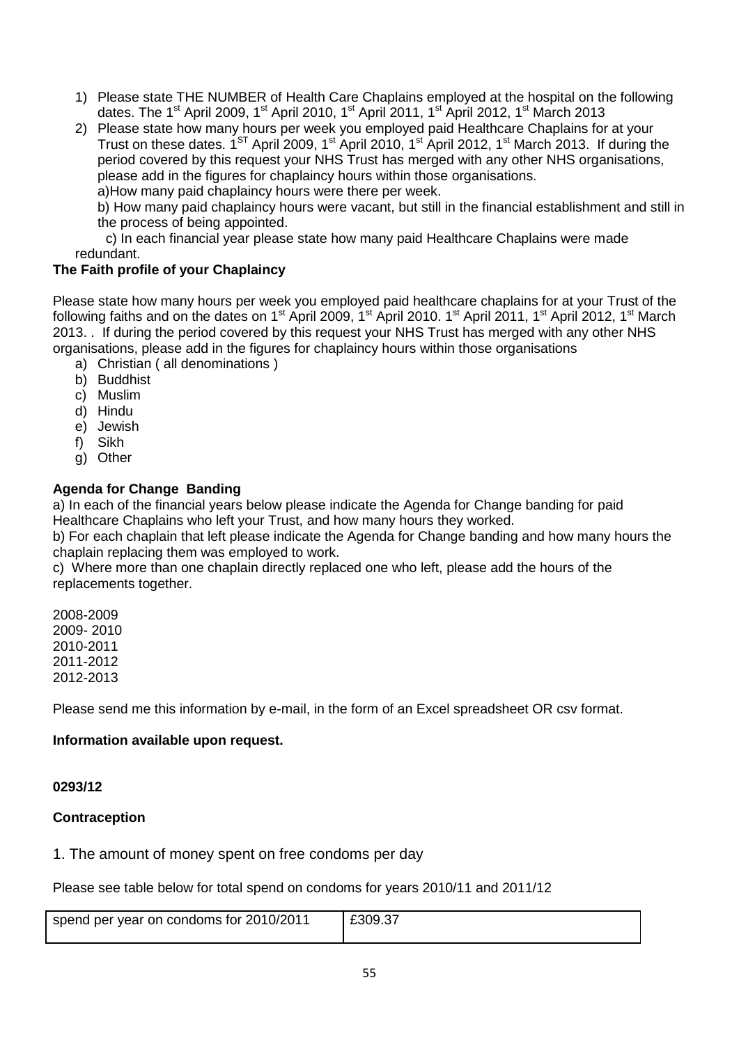1) Please state THE NUMBER of Health Care Chaplains employed at the hospital on the following dates. The 1st April 2009, 1st April 2010, 1st April 2011, 1st April 2012, 1st March 2013
2) Please state how many hours per week you employed paid Healthcare Chaplains for at your Trust on these dates. 1ST April 2009, 1st April 2010, 1st April 2012, 1st March 2013. If during the period covered by this request your NHS Trust has merged with any other NHS organisations, please add in the figures for chaplaincy hours within those organisations.

   a)How many paid chaplaincy hours were there per week.

   b) How many paid chaplaincy hours were vacant, but still in the financial establishment and still in the process of being appointed.

   c) In each financial year please state how many paid Healthcare Chaplains were made redundant.

**The Faith profile of your Chaplaincy**

Please state how many hours per week you employed paid healthcare chaplains for at your Trust of the following faiths and on the dates on 1st April 2009, 1st April 2010. 1st April 2011, 1st April 2012, 1st March 2013. . If during the period covered by this request your NHS Trust has merged with any other NHS organisations, please add in the figures for chaplaincy hours within those organisations

a) Christian ( all denominations )
b) Buddhist
c) Muslim
d) Hindu
e) Jewish
f) Sikh
g) Other

**Agenda for Change Banding**

a) In each of the financial years below please indicate the Agenda for Change banding for paid Healthcare Chaplains who left your Trust, and how many hours they worked.

b) For each chaplain that left please indicate the Agenda for Change banding and how many hours the chaplain replacing them was employed to work.

c) Where more than one chaplain directly replaced one who left, please add the hours of the replacements together.

2008-2009
2009- 2010
2010-2011
2011-2012
2012-2013

Please send me this information by e-mail, in the form of an Excel spreadsheet OR csv format.

**Information available upon request.**

**0293/12**

**Contraception**

1. The amount of money spent on free condoms per day

Please see table below for total spend on condoms for years 2010/11 and 2011/12

| spend per year on condoms for 2010/2011 | £309.37 |
|---|---|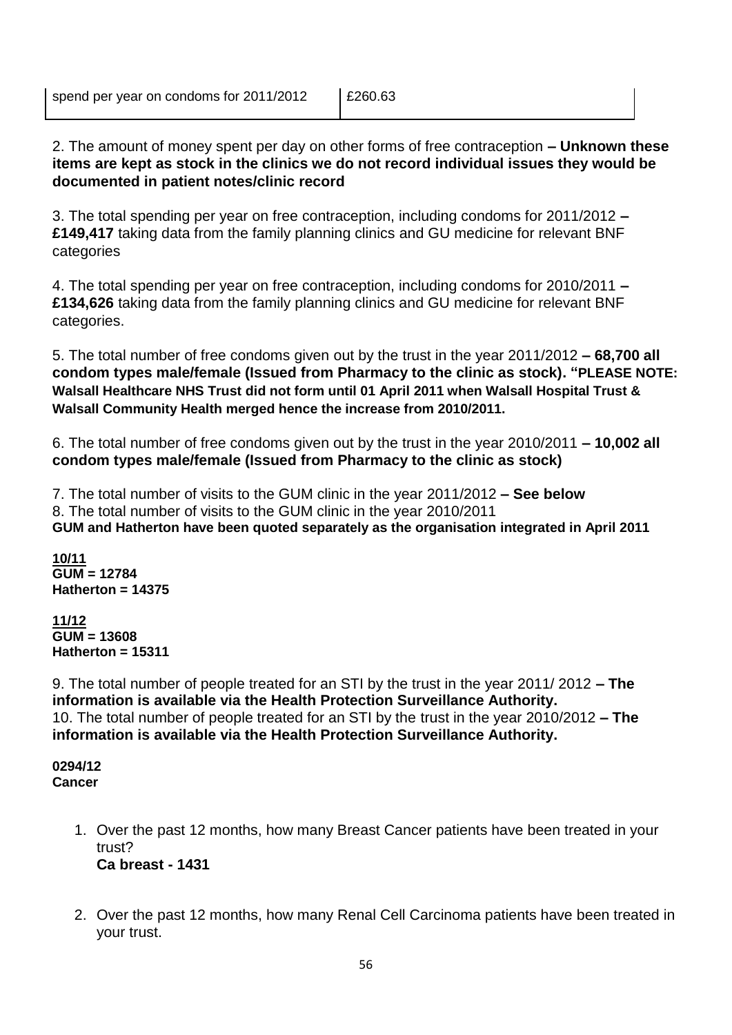| spend per year on condoms for 2011/2012 | £260.63 |
|---|---|

2. The amount of money spent per day on other forms of free contraception **– Unknown these items are kept as stock in the clinics we do not record individual issues they would be documented in patient notes/clinic record**

3. The total spending per year on free contraception, including condoms for 2011/2012 **– £149,417** taking data from the family planning clinics and GU medicine for relevant BNF categories

4. The total spending per year on free contraception, including condoms for 2010/2011 **– £134,626** taking data from the family planning clinics and GU medicine for relevant BNF categories.

5. The total number of free condoms given out by the trust in the year 2011/2012 **– 68,700 all condom types male/female (Issued from Pharmacy to the clinic as stock). "PLEASE NOTE: Walsall Healthcare NHS Trust did not form until 01 April 2011 when Walsall Hospital Trust & Walsall Community Health merged hence the increase from 2010/2011.**

6. The total number of free condoms given out by the trust in the year 2010/2011 **– 10,002 all condom types male/female (Issued from Pharmacy to the clinic as stock)**

7. The total number of visits to the GUM clinic in the year 2011/2012 **– See below**
8. The total number of visits to the GUM clinic in the year 2010/2011
**GUM and Hatherton have been quoted separately as the organisation integrated in April 2011**

**10/11**
**GUM = 12784**
**Hatherton = 14375**

**11/12**
**GUM = 13608**
**Hatherton = 15311**

9. The total number of people treated for an STI by the trust in the year 2011/ 2012 **– The information is available via the Health Protection Surveillance Authority.**
10. The total number of people treated for an STI by the trust in the year 2010/2012 **– The information is available via the Health Protection Surveillance Authority.**

**0294/12**
**Cancer**

1. Over the past 12 months, how many Breast Cancer patients have been treated in your trust?
   **Ca breast - 1431**

2. Over the past 12 months, how many Renal Cell Carcinoma patients have been treated in your trust.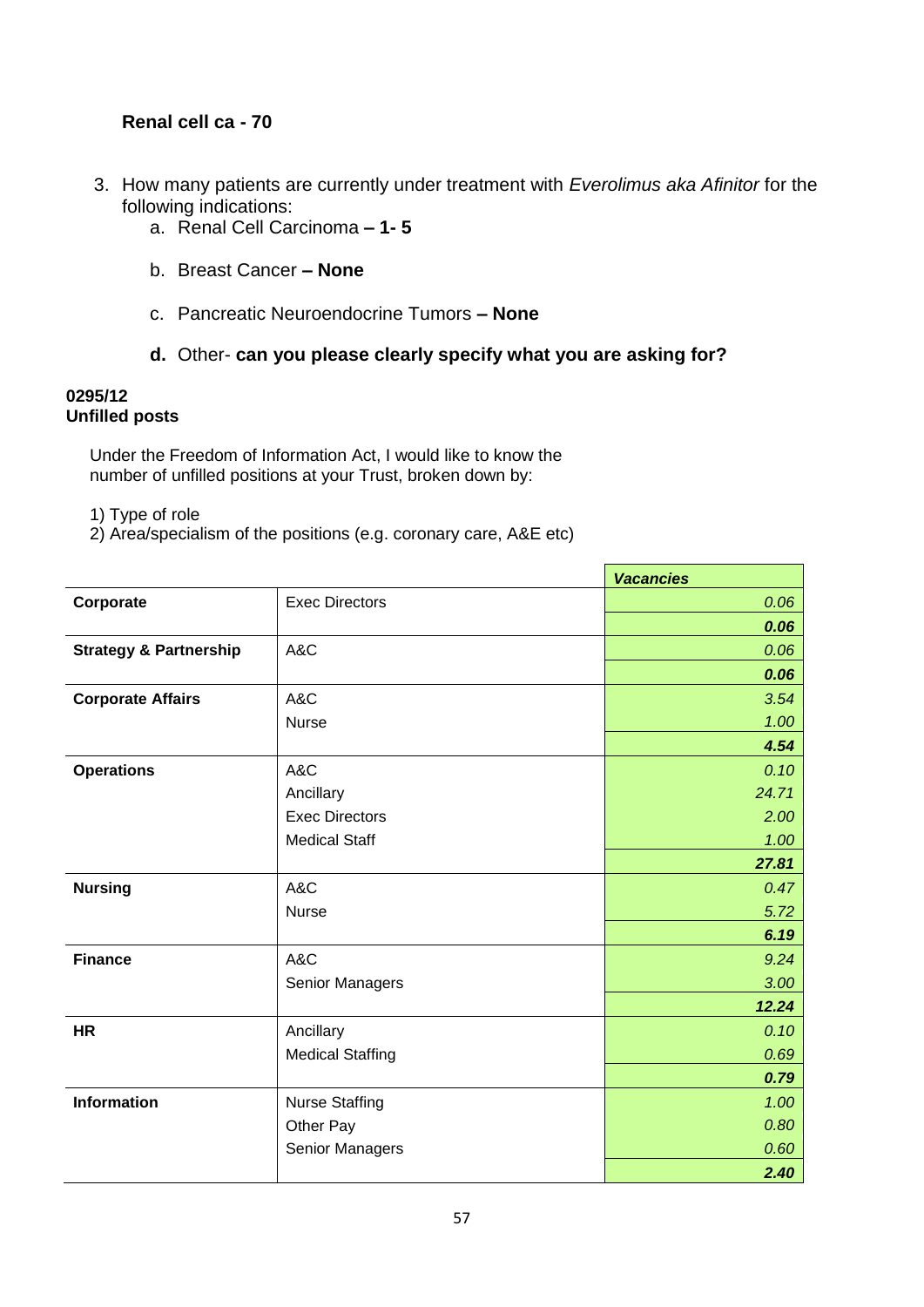**Renal cell ca - 70**

3. How many patients are currently under treatment with *Everolimus aka Afinitor* for the following indications:
    a. Renal Cell Carcinoma **– 1- 5**

    b. Breast Cancer **– None**

    c. Pancreatic Neuroendocrine Tumors **– None**

    **d.** Other- **can you please clearly specify what you are asking for?**

**0295/12**
**Unfilled posts**

Under the Freedom of Information Act, I would like to know the number of unfilled positions at your Trust, broken down by:

1) Type of role
2) Area/specialism of the positions (e.g. coronary care, A&E etc)

| | | ***Vacancies*** |
|---|---|---|
| **Corporate** | Exec Directors | *0.06* |
| | | ***0.06*** |
| **Strategy & Partnership** | A&C | *0.06* |
| | | ***0.06*** |
| **Corporate Affairs** | A&C | *3.54* |
| | Nurse | *1.00* |
| | | ***4.54*** |
| **Operations** | A&C | *0.10* |
| | Ancillary | *24.71* |
| | Exec Directors | *2.00* |
| | Medical Staff | *1.00* |
| | | ***27.81*** |
| **Nursing** | A&C | *0.47* |
| | Nurse | *5.72* |
| | | ***6.19*** |
| **Finance** | A&C | *9.24* |
| | Senior Managers | *3.00* |
| | | ***12.24*** |
| **HR** | Ancillary | *0.10* |
| | Medical Staffing | *0.69* |
| | | ***0.79*** |
| **Information** | Nurse Staffing | *1.00* |
| | Other Pay | *0.80* |
| | Senior Managers | *0.60* |
| | | ***2.40*** |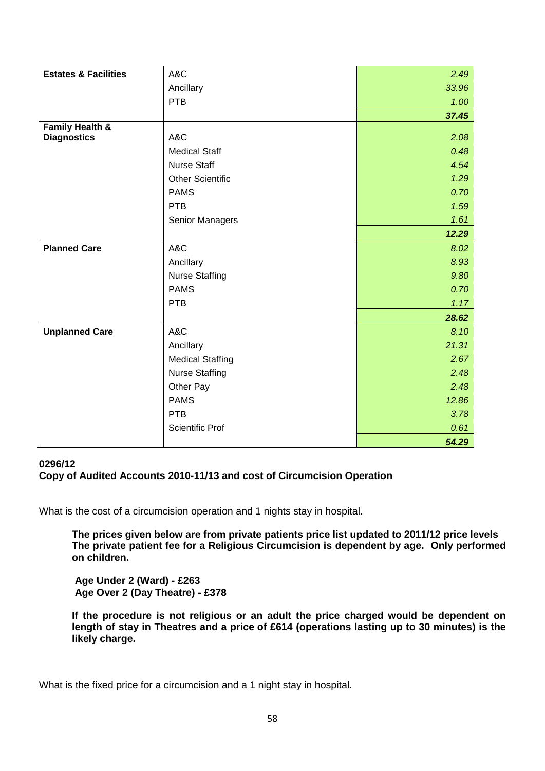| | | |
|---|---|---|
| **Estates & Facilities** | A&C | *2.49* |
| | Ancillary | *33.96* |
| | PTB | *1.00* |
| | | ***37.45*** |
| **Family Health & Diagnostics** | A&C | *2.08* |
| | Medical Staff | *0.48* |
| | Nurse Staff | *4.54* |
| | Other Scientific | *1.29* |
| | PAMS | *0.70* |
| | PTB | *1.59* |
| | Senior Managers | *1.61* |
| | | ***12.29*** |
| **Planned Care** | A&C | *8.02* |
| | Ancillary | *8.93* |
| | Nurse Staffing | *9.80* |
| | PAMS | *0.70* |
| | PTB | *1.17* |
| | | ***28.62*** |
| **Unplanned Care** | A&C | *8.10* |
| | Ancillary | *21.31* |
| | Medical Staffing | *2.67* |
| | Nurse Staffing | *2.48* |
| | Other Pay | *2.48* |
| | PAMS | *12.86* |
| | PTB | *3.78* |
| | Scientific Prof | *0.61* |
| | | ***54.29*** |

**0296/12**
**Copy of Audited Accounts 2010-11/13 and cost of Circumcision Operation**

What is the cost of a circumcision operation and 1 nights stay in hospital.

> **The prices given below are from private patients price list updated to 2011/12 price levels The private patient fee for a Religious Circumcision is dependent by age. Only performed on children.**
>
> **Age Under 2 (Ward) - £263**
> **Age Over 2 (Day Theatre) - £378**
>
> **If the procedure is not religious or an adult the price charged would be dependent on length of stay in Theatres and a price of £614 (operations lasting up to 30 minutes) is the likely charge.**

What is the fixed price for a circumcision and a 1 night stay in hospital.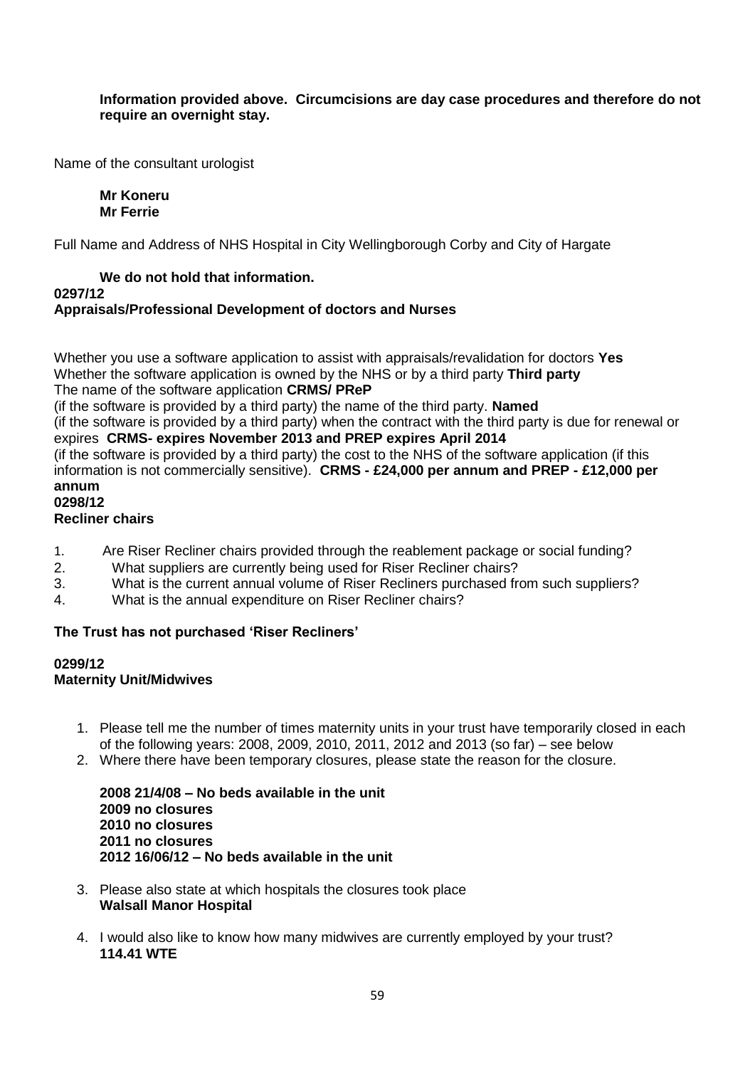**Information provided above. Circumcisions are day case procedures and therefore do not require an overnight stay.**

Name of the consultant urologist

**Mr Koneru**
**Mr Ferrie**

Full Name and Address of NHS Hospital in City Wellingborough Corby and City of Hargate

**We do not hold that information.**

**0297/12**
**Appraisals/Professional Development of doctors and Nurses**

Whether you use a software application to assist with appraisals/revalidation for doctors **Yes**
Whether the software application is owned by the NHS or by a third party **Third party**
The name of the software application **CRMS/ PReP**
(if the software is provided by a third party) the name of the third party. **Named**
(if the software is provided by a third party) when the contract with the third party is due for renewal or expires **CRMS- expires November 2013 and PREP expires April 2014**
(if the software is provided by a third party) the cost to the NHS of the software application (if this information is not commercially sensitive). **CRMS - £24,000 per annum and PREP - £12,000 per annum**

**0298/12**
**Recliner chairs**

1. Are Riser Recliner chairs provided through the reablement package or social funding?
2. What suppliers are currently being used for Riser Recliner chairs?
3. What is the current annual volume of Riser Recliners purchased from such suppliers?
4. What is the annual expenditure on Riser Recliner chairs?

**The Trust has not purchased 'Riser Recliners'**

**0299/12**
**Maternity Unit/Midwives**

1. Please tell me the number of times maternity units in your trust have temporarily closed in each of the following years: 2008, 2009, 2010, 2011, 2012 and 2013 (so far) – see below
2. Where there have been temporary closures, please state the reason for the closure.

   **2008 21/4/08 – No beds available in the unit**
   **2009 no closures**
   **2010 no closures**
   **2011 no closures**
   **2012 16/06/12 – No beds available in the unit**

3. Please also state at which hospitals the closures took place
   **Walsall Manor Hospital**

4. I would also like to know how many midwives are currently employed by your trust?
   **114.41 WTE**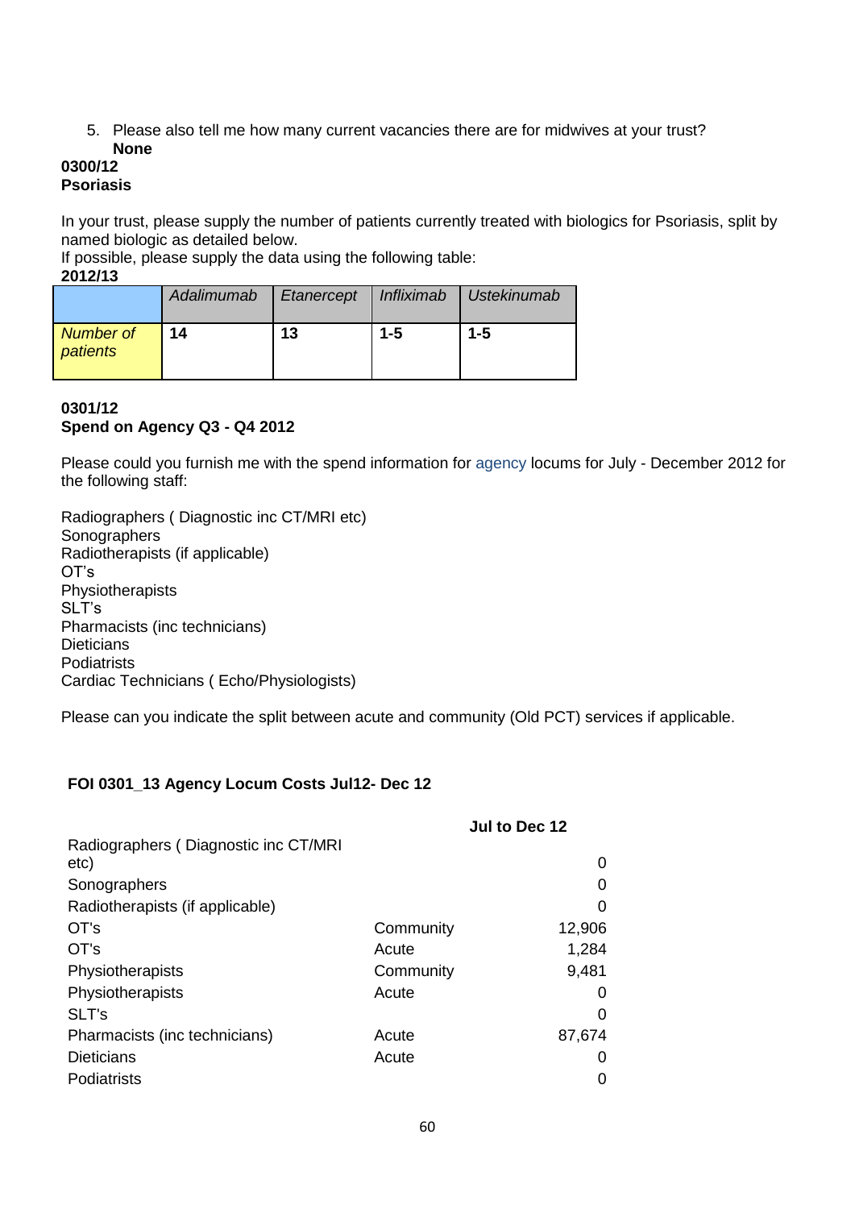5. Please also tell me how many current vacancies there are for midwives at your trust?
   **None**

**0300/12**
**Psoriasis**

In your trust, please supply the number of patients currently treated with biologics for Psoriasis, split by named biologic as detailed below.
If possible, please supply the data using the following table:
**2012/13**

| | *Adalimumab* | *Etanercept* | *Infliximab* | *Ustekinumab* |
|---|---|---|---|---|
| *Number of patients* | **14** | **13** | **1-5** | **1-5** |

**0301/12**
**Spend on Agency Q3 - Q4 2012**

Please could you furnish me with the spend information for agency locums for July - December 2012 for the following staff:

Radiographers ( Diagnostic inc CT/MRI etc)
Sonographers
Radiotherapists (if applicable)
OT's
Physiotherapists
SLT's
Pharmacists (inc technicians)
Dieticians
Podiatrists
Cardiac Technicians ( Echo/Physiologists)

Please can you indicate the split between acute and community (Old PCT) services if applicable.

**FOI 0301_13 Agency Locum Costs Jul12- Dec 12**

| | | **Jul to Dec 12** |
|---|---|---|
| Radiographers ( Diagnostic inc CT/MRI etc) | | 0 |
| Sonographers | | 0 |
| Radiotherapists (if applicable) | | 0 |
| OT's | Community | 12,906 |
| OT's | Acute | 1,284 |
| Physiotherapists | Community | 9,481 |
| Physiotherapists | Acute | 0 |
| SLT's | | 0 |
| Pharmacists (inc technicians) | Acute | 87,674 |
| Dieticians | Acute | 0 |
| Podiatrists | | 0 |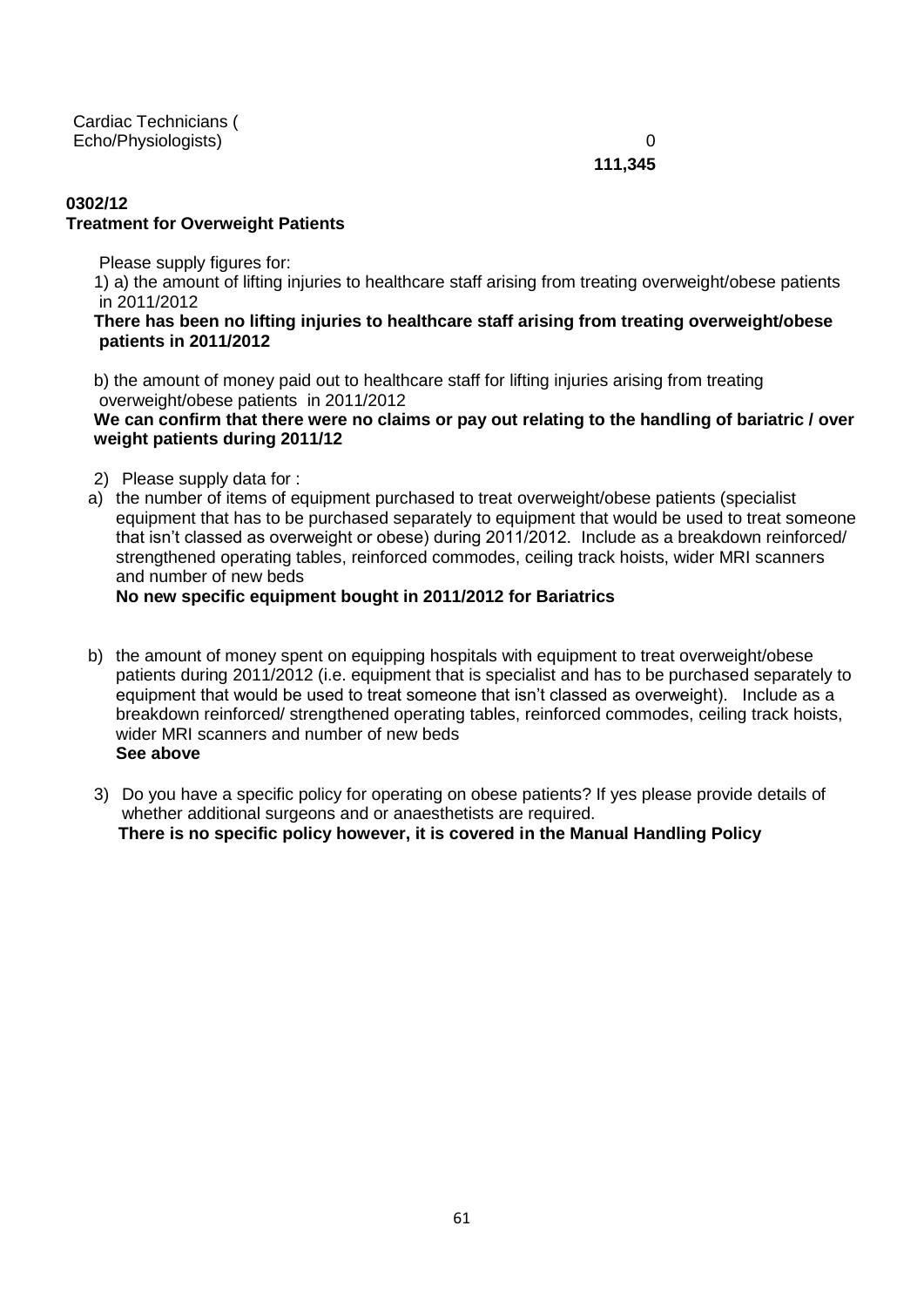| | |
|---|---|
| Cardiac Technicians ( Echo/Physiologists) | 0 |
| | **111,345** |

**0302/12**
**Treatment for Overweight Patients**

Please supply figures for:

1) a) the amount of lifting injuries to healthcare staff arising from treating overweight/obese patients in 2011/2012

**There has been no lifting injuries to healthcare staff arising from treating overweight/obese patients in 2011/2012**

b) the amount of money paid out to healthcare staff for lifting injuries arising from treating overweight/obese patients in 2011/2012

**We can confirm that there were no claims or pay out relating to the handling of bariatric / over weight patients during 2011/12**

2) Please supply data for :

a) the number of items of equipment purchased to treat overweight/obese patients (specialist equipment that has to be purchased separately to equipment that would be used to treat someone that isn't classed as overweight or obese) during 2011/2012. Include as a breakdown reinforced/ strengthened operating tables, reinforced commodes, ceiling track hoists, wider MRI scanners and number of new beds

**No new specific equipment bought in 2011/2012 for Bariatrics**

b) the amount of money spent on equipping hospitals with equipment to treat overweight/obese patients during 2011/2012 (i.e. equipment that is specialist and has to be purchased separately to equipment that would be used to treat someone that isn't classed as overweight). Include as a breakdown reinforced/ strengthened operating tables, reinforced commodes, ceiling track hoists, wider MRI scanners and number of new beds

**See above**

3) Do you have a specific policy for operating on obese patients? If yes please provide details of whether additional surgeons and or anaesthetists are required.

**There is no specific policy however, it is covered in the Manual Handling Policy**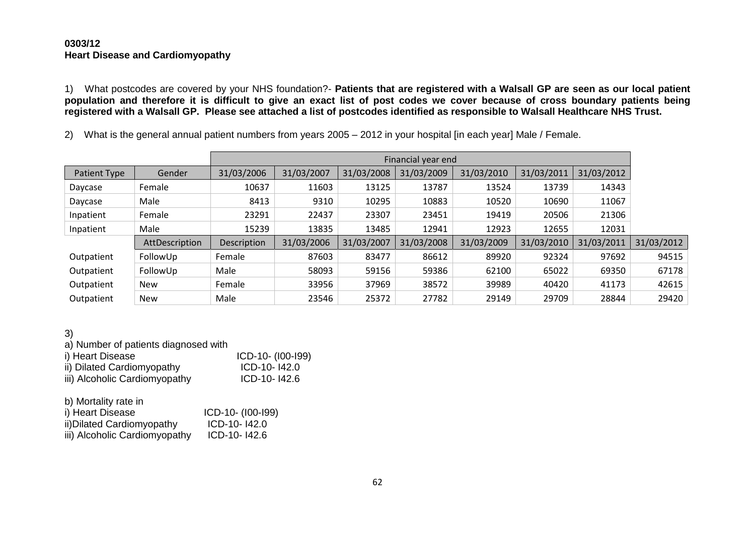**0303/12**
**Heart Disease and Cardiomyopathy**

1) What postcodes are covered by your NHS foundation?- **Patients that are registered with a Walsall GP are seen as our local patient population and therefore it is difficult to give an exact list of post codes we cover because of cross boundary patients being registered with a Walsall GP. Please see attached a list of postcodes identified as responsible to Walsall Healthcare NHS Trust.**

2) What is the general annual patient numbers from years 2005 – 2012 in your hospital [in each year] Male / Female.

| | | Financial year end | | | | | | | |
|---|---|---|---|---|---|---|---|---|---|
| Patient Type | Gender | 31/03/2006 | 31/03/2007 | 31/03/2008 | 31/03/2009 | 31/03/2010 | 31/03/2011 | 31/03/2012 | |
| Daycase | Female | 10637 | 11603 | 13125 | 13787 | 13524 | 13739 | 14343 | |
| Daycase | Male | 8413 | 9310 | 10295 | 10883 | 10520 | 10690 | 11067 | |
| Inpatient | Female | 23291 | 22437 | 23307 | 23451 | 19419 | 20506 | 21306 | |
| Inpatient | Male | 15239 | 13835 | 13485 | 12941 | 12923 | 12655 | 12031 | |
| | AttDescription | Description | 31/03/2006 | 31/03/2007 | 31/03/2008 | 31/03/2009 | 31/03/2010 | 31/03/2011 | 31/03/2012 |
| Outpatient | FollowUp | Female | 87603 | 83477 | 86612 | 89920 | 92324 | 97692 | 94515 |
| Outpatient | FollowUp | Male | 58093 | 59156 | 59386 | 62100 | 65022 | 69350 | 67178 |
| Outpatient | New | Female | 33956 | 37969 | 38572 | 39989 | 40420 | 41173 | 42615 |
| Outpatient | New | Male | 23546 | 25372 | 27782 | 29149 | 29709 | 28844 | 29420 |

3)

a) Number of patients diagnosed with

i) Heart Disease ICD-10- (I00-I99)
ii) Dilated Cardiomyopathy ICD-10- I42.0
iii) Alcoholic Cardiomyopathy ICD-10- I42.6

b) Mortality rate in

i) Heart Disease ICD-10- (I00-I99)
ii)Dilated Cardiomyopathy ICD-10- I42.0
iii) Alcoholic Cardiomyopathy ICD-10- I42.6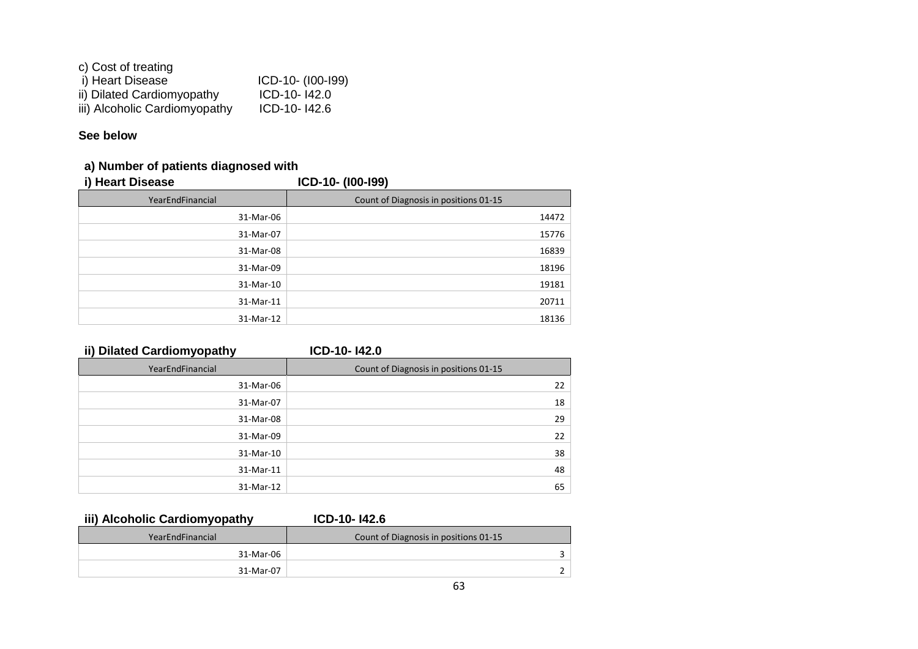c) Cost of treating
i) Heart Disease ICD-10- (I00-I99)
ii) Dilated Cardiomyopathy ICD-10- I42.0
iii) Alcoholic Cardiomyopathy ICD-10- I42.6

**See below**

**a) Number of patients diagnosed with**

**i) Heart Disease ICD-10- (I00-I99)**

| YearEndFinancial | Count of Diagnosis in positions 01-15 |
|---|---|
| 31-Mar-06 | 14472 |
| 31-Mar-07 | 15776 |
| 31-Mar-08 | 16839 |
| 31-Mar-09 | 18196 |
| 31-Mar-10 | 19181 |
| 31-Mar-11 | 20711 |
| 31-Mar-12 | 18136 |

**ii) Dilated Cardiomyopathy ICD-10- I42.0**

| YearEndFinancial | Count of Diagnosis in positions 01-15 |
|---|---|
| 31-Mar-06 | 22 |
| 31-Mar-07 | 18 |
| 31-Mar-08 | 29 |
| 31-Mar-09 | 22 |
| 31-Mar-10 | 38 |
| 31-Mar-11 | 48 |
| 31-Mar-12 | 65 |

**iii) Alcoholic Cardiomyopathy ICD-10- I42.6**

| YearEndFinancial | Count of Diagnosis in positions 01-15 |
|---|---|
| 31-Mar-06 | 3 |
| 31-Mar-07 | 2 |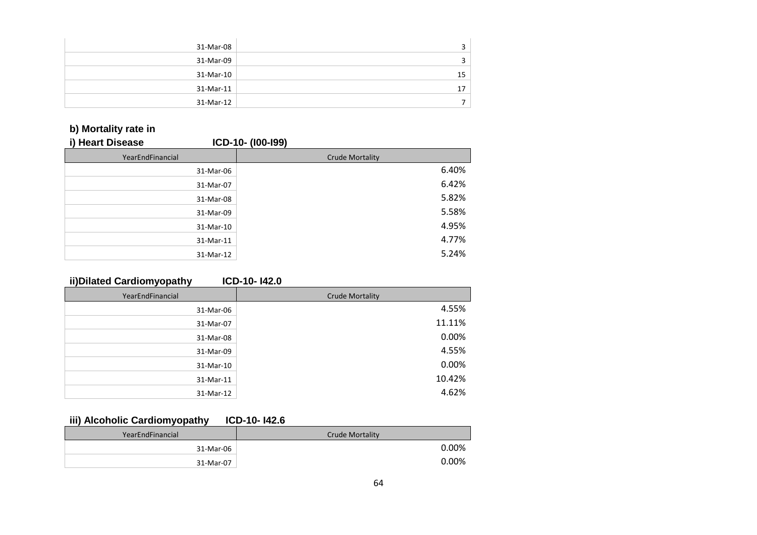| | |
|---|---|
| 31-Mar-08 | 3 |
| 31-Mar-09 | 3 |
| 31-Mar-10 | 15 |
| 31-Mar-11 | 17 |
| 31-Mar-12 | 7 |

**b) Mortality rate in**

**i) Heart Disease ICD-10- (I00-I99)**

| YearEndFinancial | Crude Mortality |
|---|---|
| 31-Mar-06 | 6.40% |
| 31-Mar-07 | 6.42% |
| 31-Mar-08 | 5.82% |
| 31-Mar-09 | 5.58% |
| 31-Mar-10 | 4.95% |
| 31-Mar-11 | 4.77% |
| 31-Mar-12 | 5.24% |

**ii)Dilated Cardiomyopathy ICD-10- I42.0**

| YearEndFinancial | Crude Mortality |
|---|---|
| 31-Mar-06 | 4.55% |
| 31-Mar-07 | 11.11% |
| 31-Mar-08 | 0.00% |
| 31-Mar-09 | 4.55% |
| 31-Mar-10 | 0.00% |
| 31-Mar-11 | 10.42% |
| 31-Mar-12 | 4.62% |

**iii) Alcoholic Cardiomyopathy ICD-10- I42.6**

| YearEndFinancial | Crude Mortality |
|---|---|
| 31-Mar-06 | 0.00% |
| 31-Mar-07 | 0.00% |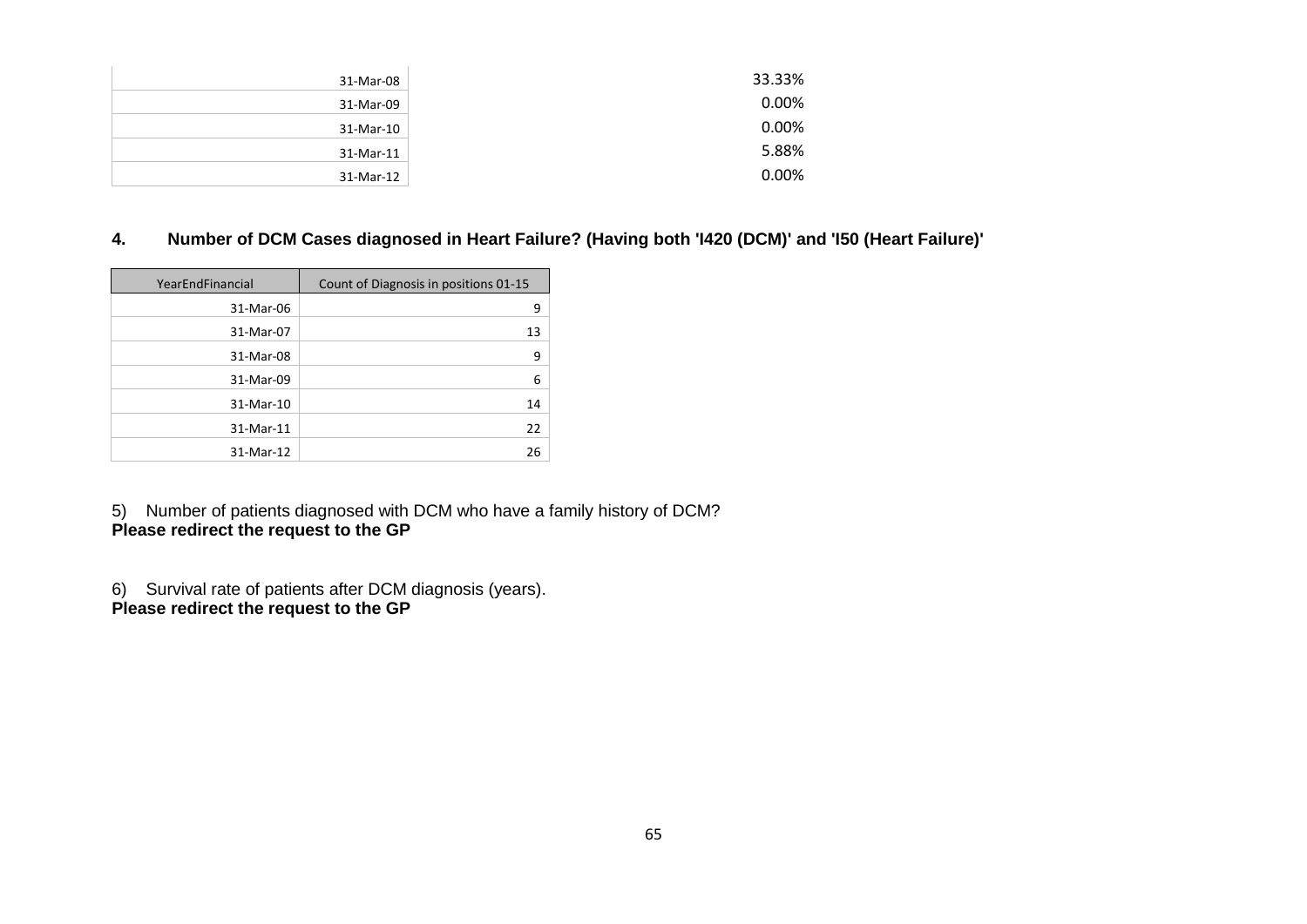| | |
|---|---|
| 31-Mar-08 | 33.33% |
| 31-Mar-09 | 0.00% |
| 31-Mar-10 | 0.00% |
| 31-Mar-11 | 5.88% |
| 31-Mar-12 | 0.00% |

**4. Number of DCM Cases diagnosed in Heart Failure? (Having both 'I420 (DCM)' and 'I50 (Heart Failure)'**

| YearEndFinancial | Count of Diagnosis in positions 01-15 |
|---|---|
| 31-Mar-06 | 9 |
| 31-Mar-07 | 13 |
| 31-Mar-08 | 9 |
| 31-Mar-09 | 6 |
| 31-Mar-10 | 14 |
| 31-Mar-11 | 22 |
| 31-Mar-12 | 26 |

5) Number of patients diagnosed with DCM who have a family history of DCM?
**Please redirect the request to the GP**

6) Survival rate of patients after DCM diagnosis (years).
**Please redirect the request to the GP**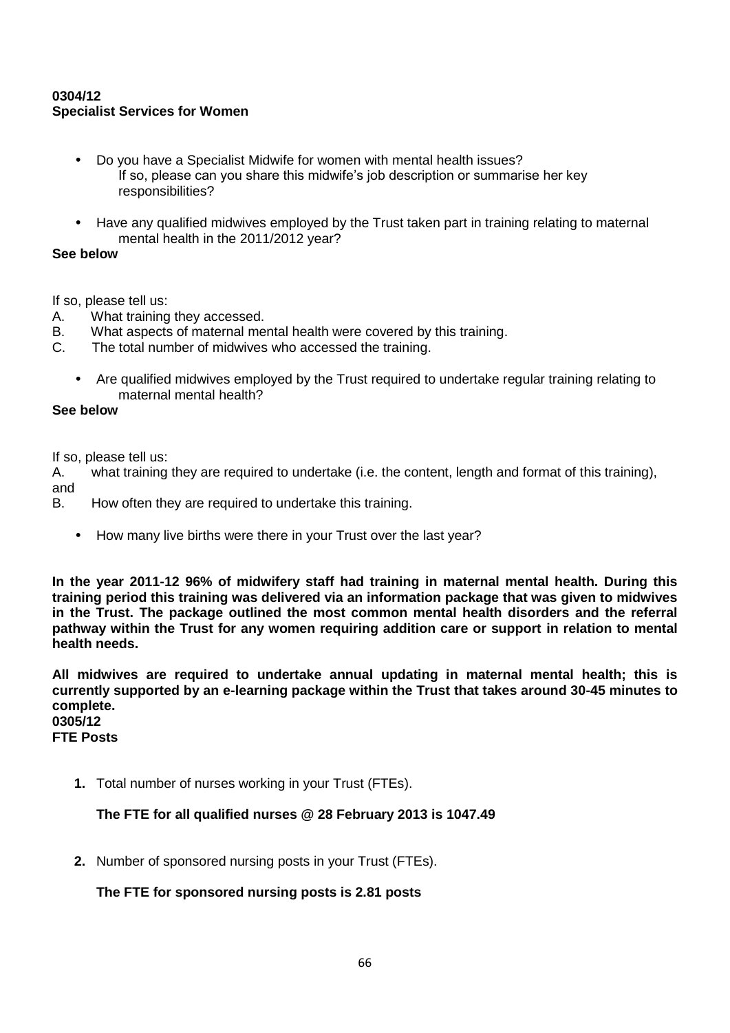**0304/12**
**Specialist Services for Women**

- Do you have a Specialist Midwife for women with mental health issues?
  If so, please can you share this midwife's job description or summarise her key responsibilities?

- Have any qualified midwives employed by the Trust taken part in training relating to maternal mental health in the 2011/2012 year?

**See below**

If so, please tell us:

A. What training they accessed.
B. What aspects of maternal mental health were covered by this training.
C. The total number of midwives who accessed the training.

- Are qualified midwives employed by the Trust required to undertake regular training relating to maternal mental health?

**See below**

If so, please tell us:

A. what training they are required to undertake (i.e. the content, length and format of this training), and
B. How often they are required to undertake this training.

- How many live births were there in your Trust over the last year?

**In the year 2011-12 96% of midwifery staff had training in maternal mental health. During this training period this training was delivered via an information package that was given to midwives in the Trust. The package outlined the most common mental health disorders and the referral pathway within the Trust for any women requiring addition care or support in relation to mental health needs.**

**All midwives are required to undertake annual updating in maternal mental health; this is currently supported by an e-learning package within the Trust that takes around 30-45 minutes to complete.**

**0305/12**
**FTE Posts**

1. Total number of nurses working in your Trust (FTEs).

   **The FTE for all qualified nurses @ 28 February 2013 is 1047.49**

2. Number of sponsored nursing posts in your Trust (FTEs).

   **The FTE for sponsored nursing posts is 2.81 posts**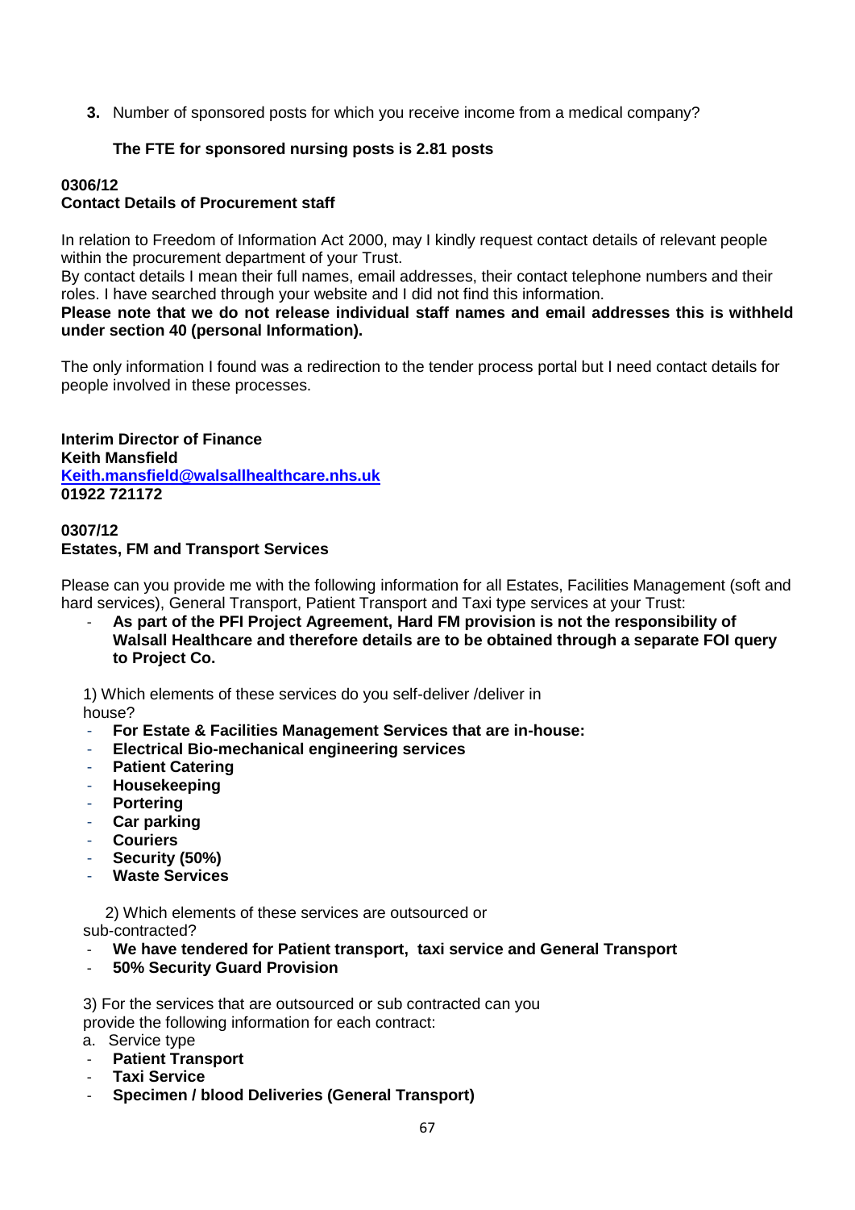**3.** Number of sponsored posts for which you receive income from a medical company?

**The FTE for sponsored nursing posts is 2.81 posts**

**0306/12**
**Contact Details of Procurement staff**

In relation to Freedom of Information Act 2000, may I kindly request contact details of relevant people within the procurement department of your Trust.
By contact details I mean their full names, email addresses, their contact telephone numbers and their roles. I have searched through your website and I did not find this information.
**Please note that we do not release individual staff names and email addresses this is withheld under section 40 (personal Information).**

The only information I found was a redirection to the tender process portal but I need contact details for people involved in these processes.

**Interim Director of Finance**
**Keith Mansfield**
**Keith.mansfield@walsallhealthcare.nhs.uk**
**01922 721172**

**0307/12**
**Estates, FM and Transport Services**

Please can you provide me with the following information for all Estates, Facilities Management (soft and hard services), General Transport, Patient Transport and Taxi type services at your Trust:

- **As part of the PFI Project Agreement, Hard FM provision is not the responsibility of Walsall Healthcare and therefore details are to be obtained through a separate FOI query to Project Co.**

1) Which elements of these services do you self-deliver /deliver in house?

- **For Estate & Facilities Management Services that are in-house:**
- **Electrical Bio-mechanical engineering services**
- **Patient Catering**
- **Housekeeping**
- **Portering**
- **Car parking**
- **Couriers**
- **Security (50%)**
- **Waste Services**

2) Which elements of these services are outsourced or sub-contracted?

- **We have tendered for Patient transport, taxi service and General Transport**
- **50% Security Guard Provision**

3) For the services that are outsourced or sub contracted can you provide the following information for each contract:

a. Service type

- **Patient Transport**
- **Taxi Service**
- **Specimen / blood Deliveries (General Transport)**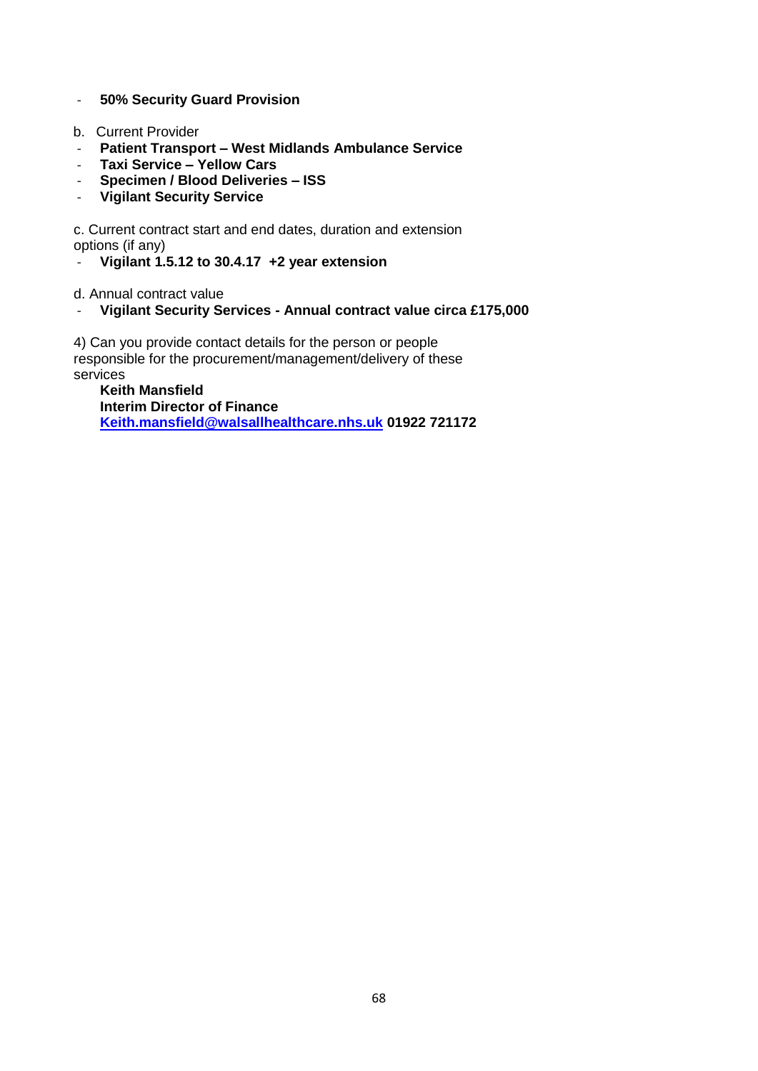- **50% Security Guard Provision**

b. Current Provider

- **Patient Transport – West Midlands Ambulance Service**
- **Taxi Service – Yellow Cars**
- **Specimen / Blood Deliveries – ISS**
- **Vigilant Security Service**

c. Current contract start and end dates, duration and extension options (if any)

- **Vigilant 1.5.12 to 30.4.17 +2 year extension**

d. Annual contract value

- **Vigilant Security Services - Annual contract value circa £175,000**

4) Can you provide contact details for the person or people responsible for the procurement/management/delivery of these services

**Keith Mansfield**
**Interim Director of Finance**
**Keith.mansfield@walsallhealthcare.nhs.uk 01922 721172**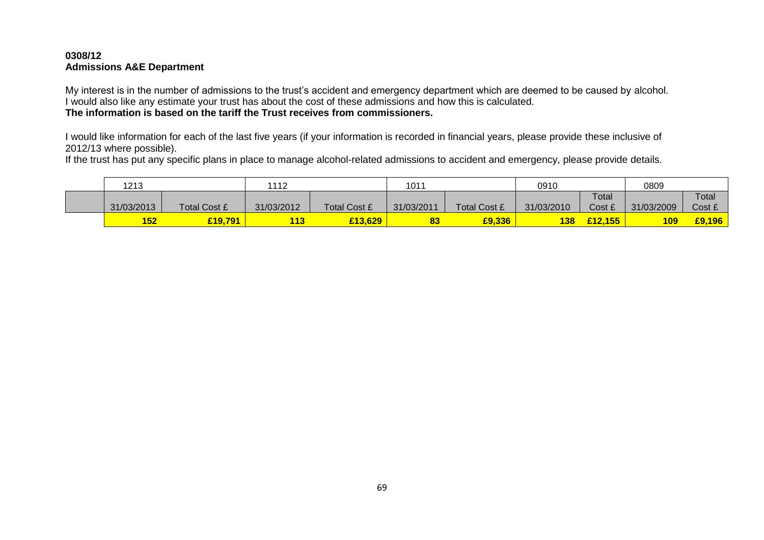**0308/12**
**Admissions A&E Department**

My interest is in the number of admissions to the trust's accident and emergency department which are deemed to be caused by alcohol.
I would also like any estimate your trust has about the cost of these admissions and how this is calculated.
**The information is based on the tariff the Trust receives from commissioners.**

I would like information for each of the last five years (if your information is recorded in financial years, please provide these inclusive of 2012/13 where possible).
If the trust has put any specific plans in place to manage alcohol-related admissions to accident and emergency, please provide details.

| | 1213 | | 1112 | | 1011 | | 0910 | | 0809 | |
|---|---|---|---|---|---|---|---|---|---|---|
| | 31/03/2013 | Total Cost £ | 31/03/2012 | Total Cost £ | 31/03/2011 | Total Cost £ | 31/03/2010 | Total Cost £ | 31/03/2009 | Total Cost £ |
| | **152** | **£19,791** | **113** | **£13,629** | **83** | **£9,336** | **138** | **£12,155** | **109** | **£9,196** |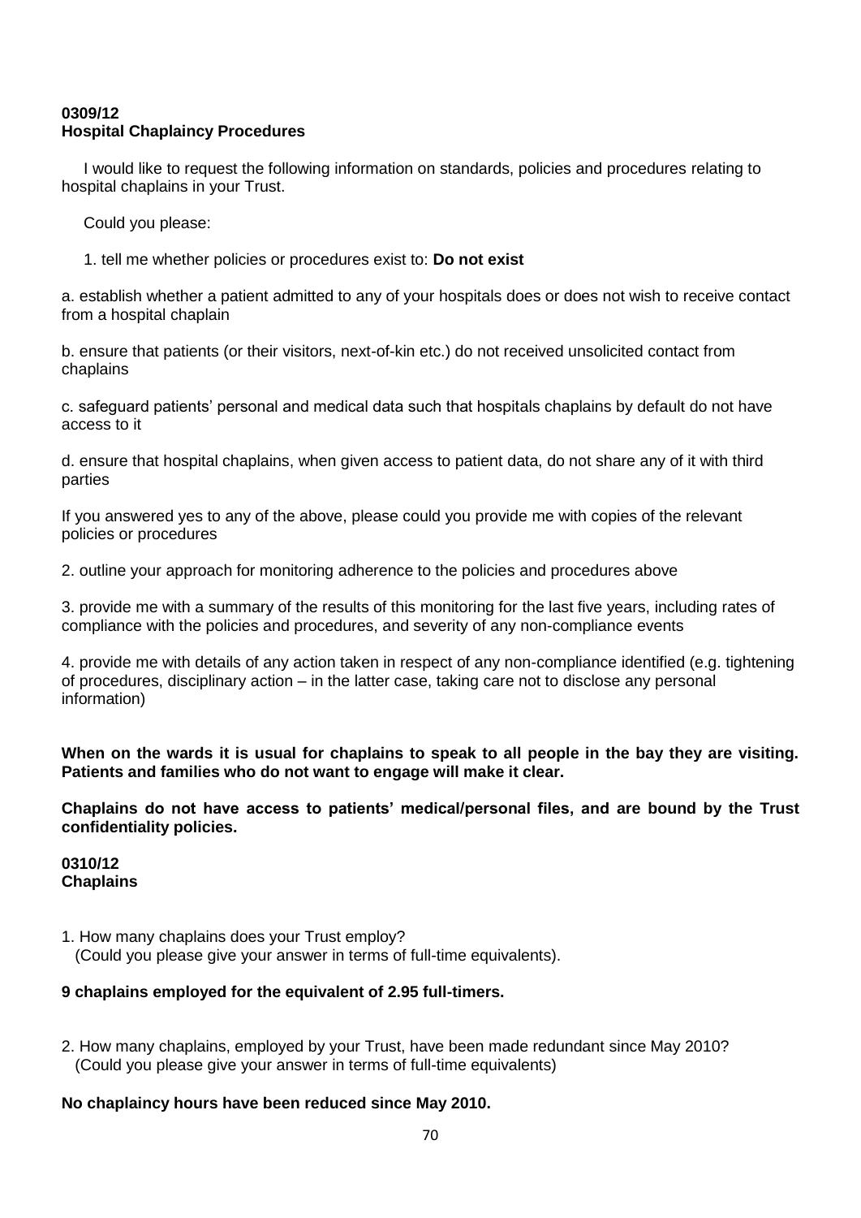**0309/12**
**Hospital Chaplaincy Procedures**

I would like to request the following information on standards, policies and procedures relating to hospital chaplains in your Trust.

Could you please:

1. tell me whether policies or procedures exist to: **Do not exist**

a. establish whether a patient admitted to any of your hospitals does or does not wish to receive contact from a hospital chaplain

b. ensure that patients (or their visitors, next-of-kin etc.) do not received unsolicited contact from chaplains

c. safeguard patients' personal and medical data such that hospitals chaplains by default do not have access to it

d. ensure that hospital chaplains, when given access to patient data, do not share any of it with third parties

If you answered yes to any of the above, please could you provide me with copies of the relevant policies or procedures

2. outline your approach for monitoring adherence to the policies and procedures above

3. provide me with a summary of the results of this monitoring for the last five years, including rates of compliance with the policies and procedures, and severity of any non-compliance events

4. provide me with details of any action taken in respect of any non-compliance identified (e.g. tightening of procedures, disciplinary action – in the latter case, taking care not to disclose any personal information)

**When on the wards it is usual for chaplains to speak to all people in the bay they are visiting. Patients and families who do not want to engage will make it clear.**

**Chaplains do not have access to patients' medical/personal files, and are bound by the Trust confidentiality policies.**

**0310/12**
**Chaplains**

1. How many chaplains does your Trust employ?
   (Could you please give your answer in terms of full-time equivalents).

**9 chaplains employed for the equivalent of 2.95 full-timers.**

2. How many chaplains, employed by your Trust, have been made redundant since May 2010?
   (Could you please give your answer in terms of full-time equivalents)

**No chaplaincy hours have been reduced since May 2010.**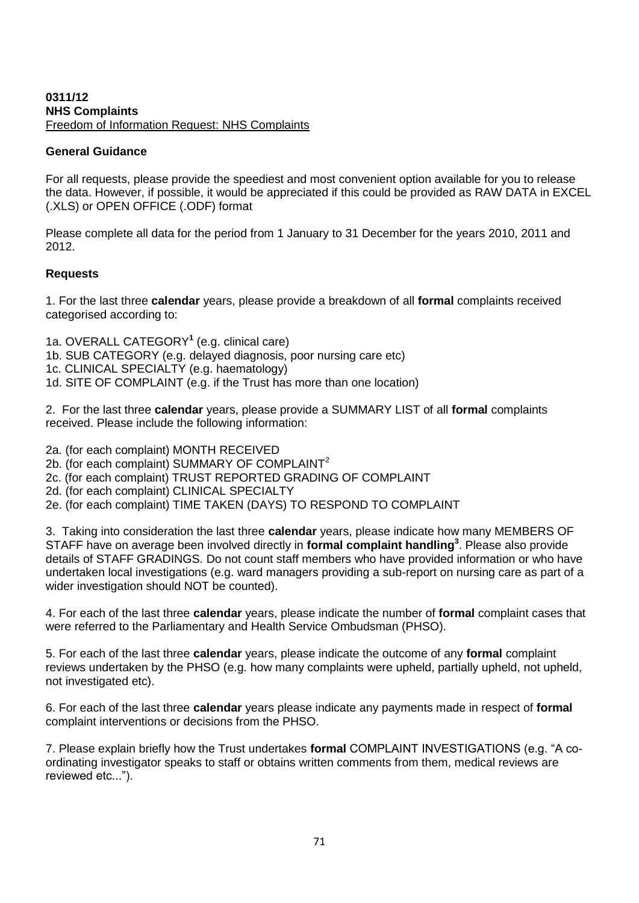**0311/12**
**NHS Complaints**
Freedom of Information Request: NHS Complaints

**General Guidance**

For all requests, please provide the speediest and most convenient option available for you to release the data. However, if possible, it would be appreciated if this could be provided as RAW DATA in EXCEL (.XLS) or OPEN OFFICE (.ODF) format

Please complete all data for the period from 1 January to 31 December for the years 2010, 2011 and 2012.

**Requests**

1. For the last three **calendar** years, please provide a breakdown of all **formal** complaints received categorised according to:

1a. OVERALL CATEGORY[1] (e.g. clinical care)
1b. SUB CATEGORY (e.g. delayed diagnosis, poor nursing care etc)
1c. CLINICAL SPECIALTY (e.g. haematology)
1d. SITE OF COMPLAINT (e.g. if the Trust has more than one location)

2. For the last three **calendar** years, please provide a SUMMARY LIST of all **formal** complaints received. Please include the following information:

2a. (for each complaint) MONTH RECEIVED
2b. (for each complaint) SUMMARY OF COMPLAINT[2]
2c. (for each complaint) TRUST REPORTED GRADING OF COMPLAINT
2d. (for each complaint) CLINICAL SPECIALTY
2e. (for each complaint) TIME TAKEN (DAYS) TO RESPOND TO COMPLAINT

3. Taking into consideration the last three **calendar** years, please indicate how many MEMBERS OF STAFF have on average been involved directly in **formal complaint handling**[3]. Please also provide details of STAFF GRADINGS. Do not count staff members who have provided information or who have undertaken local investigations (e.g. ward managers providing a sub-report on nursing care as part of a wider investigation should NOT be counted).

4. For each of the last three **calendar** years, please indicate the number of **formal** complaint cases that were referred to the Parliamentary and Health Service Ombudsman (PHSO).

5. For each of the last three **calendar** years, please indicate the outcome of any **formal** complaint reviews undertaken by the PHSO (e.g. how many complaints were upheld, partially upheld, not upheld, not investigated etc).

6. For each of the last three **calendar** years please indicate any payments made in respect of **formal** complaint interventions or decisions from the PHSO.

7. Please explain briefly how the Trust undertakes **formal** COMPLAINT INVESTIGATIONS (e.g. "A co-ordinating investigator speaks to staff or obtains written comments from them, medical reviews are reviewed etc...").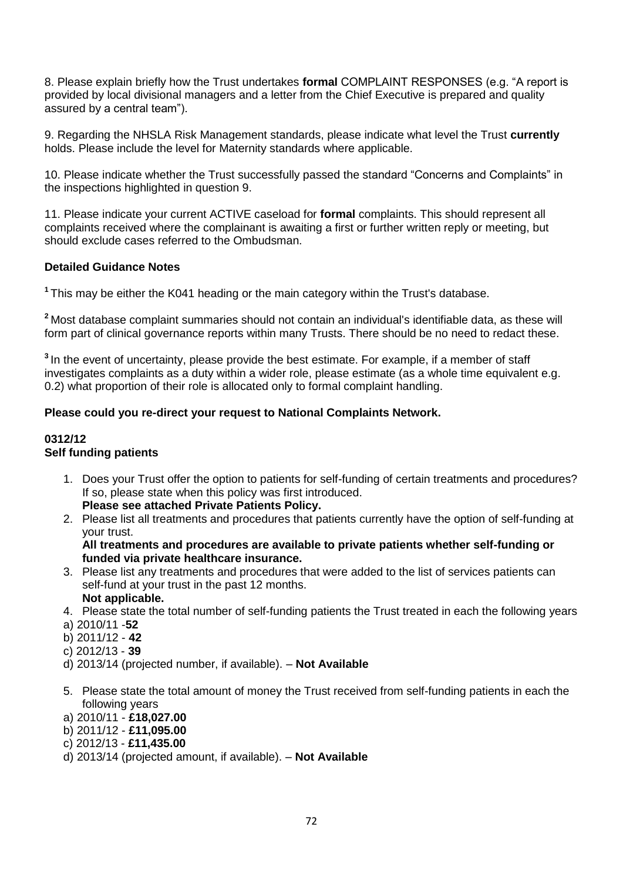8. Please explain briefly how the Trust undertakes **formal** COMPLAINT RESPONSES (e.g. "A report is provided by local divisional managers and a letter from the Chief Executive is prepared and quality assured by a central team").

9. Regarding the NHSLA Risk Management standards, please indicate what level the Trust **currently** holds. Please include the level for Maternity standards where applicable.

10. Please indicate whether the Trust successfully passed the standard "Concerns and Complaints" in the inspections highlighted in question 9.

11. Please indicate your current ACTIVE caseload for **formal** complaints. This should represent all complaints received where the complainant is awaiting a first or further written reply or meeting, but should exclude cases referred to the Ombudsman.

**Detailed Guidance Notes**

[1] This may be either the K041 heading or the main category within the Trust's database.

[2] Most database complaint summaries should not contain an individual's identifiable data, as these will form part of clinical governance reports within many Trusts. There should be no need to redact these.

[3] In the event of uncertainty, please provide the best estimate. For example, if a member of staff investigates complaints as a duty within a wider role, please estimate (as a whole time equivalent e.g. 0.2) what proportion of their role is allocated only to formal complaint handling.

**Please could you re-direct your request to National Complaints Network.**

**0312/12**
**Self funding patients**

1. Does your Trust offer the option to patients for self-funding of certain treatments and procedures? If so, please state when this policy was first introduced.
   **Please see attached Private Patients Policy.**
2. Please list all treatments and procedures that patients currently have the option of self-funding at your trust.
   **All treatments and procedures are available to private patients whether self-funding or funded via private healthcare insurance.**
3. Please list any treatments and procedures that were added to the list of services patients can self-fund at your trust in the past 12 months.
   **Not applicable.**
4. Please state the total number of self-funding patients the Trust treated in each the following years

a) 2010/11 -**52**
b) 2011/12 - **42**
c) 2012/13 - **39**
d) 2013/14 (projected number, if available). – **Not Available**

5. Please state the total amount of money the Trust received from self-funding patients in each the following years

a) 2010/11 - **£18,027.00**
b) 2011/12 - **£11,095.00**
c) 2012/13 - **£11,435.00**
d) 2013/14 (projected amount, if available). – **Not Available**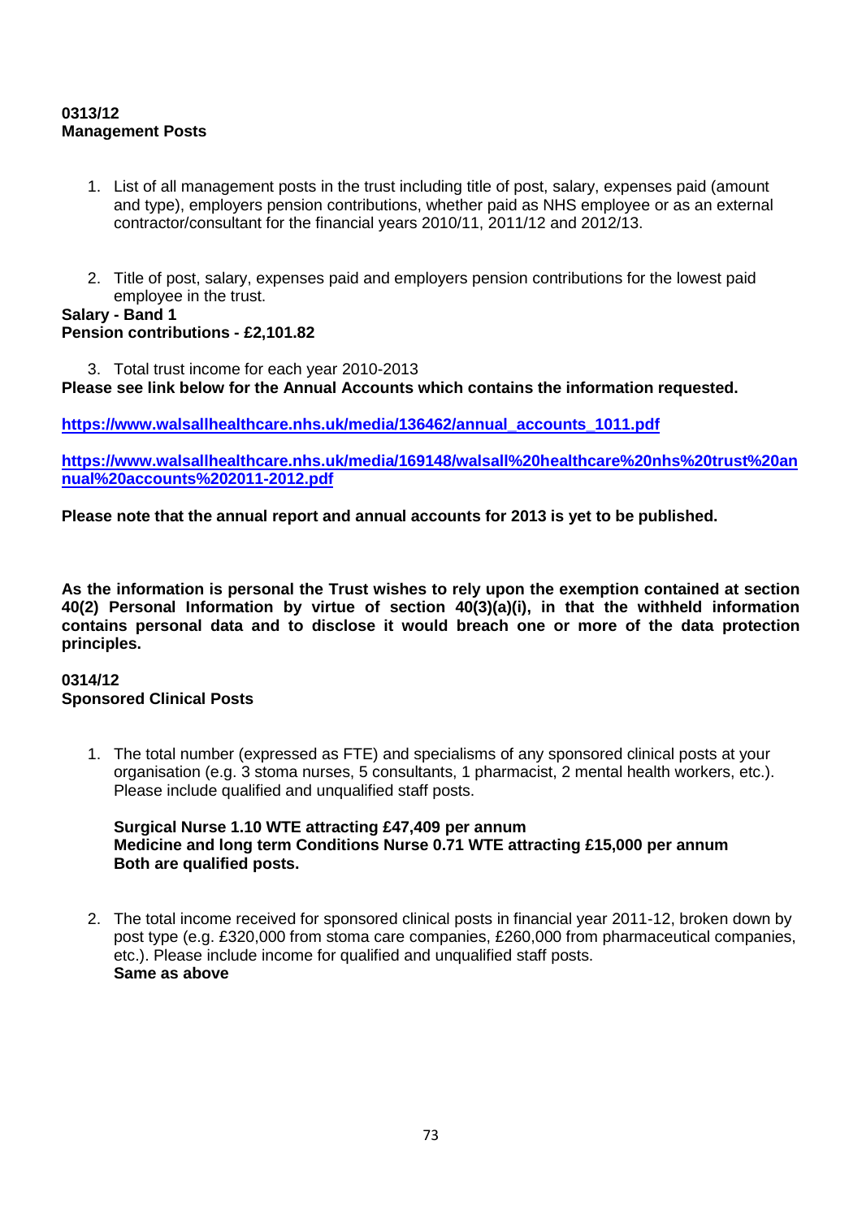**0313/12**
**Management Posts**

1. List of all management posts in the trust including title of post, salary, expenses paid (amount and type), employers pension contributions, whether paid as NHS employee or as an external contractor/consultant for the financial years 2010/11, 2011/12 and 2012/13.

2. Title of post, salary, expenses paid and employers pension contributions for the lowest paid employee in the trust.

**Salary - Band 1**
**Pension contributions - £2,101.82**

3. Total trust income for each year 2010-2013

**Please see link below for the Annual Accounts which contains the information requested.**

**https://www.walsallhealthcare.nhs.uk/media/136462/annual_accounts_1011.pdf**

**https://www.walsallhealthcare.nhs.uk/media/169148/walsall%20healthcare%20nhs%20trust%20annual%20accounts%202011-2012.pdf**

**Please note that the annual report and annual accounts for 2013 is yet to be published.**

**As the information is personal the Trust wishes to rely upon the exemption contained at section 40(2) Personal Information by virtue of section 40(3)(a)(i), in that the withheld information contains personal data and to disclose it would breach one or more of the data protection principles.**

**0314/12**
**Sponsored Clinical Posts**

1. The total number (expressed as FTE) and specialisms of any sponsored clinical posts at your organisation (e.g. 3 stoma nurses, 5 consultants, 1 pharmacist, 2 mental health workers, etc.). Please include qualified and unqualified staff posts.

   **Surgical Nurse 1.10 WTE attracting £47,409 per annum**
   **Medicine and long term Conditions Nurse 0.71 WTE attracting £15,000 per annum**
   **Both are qualified posts.**

2. The total income received for sponsored clinical posts in financial year 2011-12, broken down by post type (e.g. £320,000 from stoma care companies, £260,000 from pharmaceutical companies, etc.). Please include income for qualified and unqualified staff posts.
   **Same as above**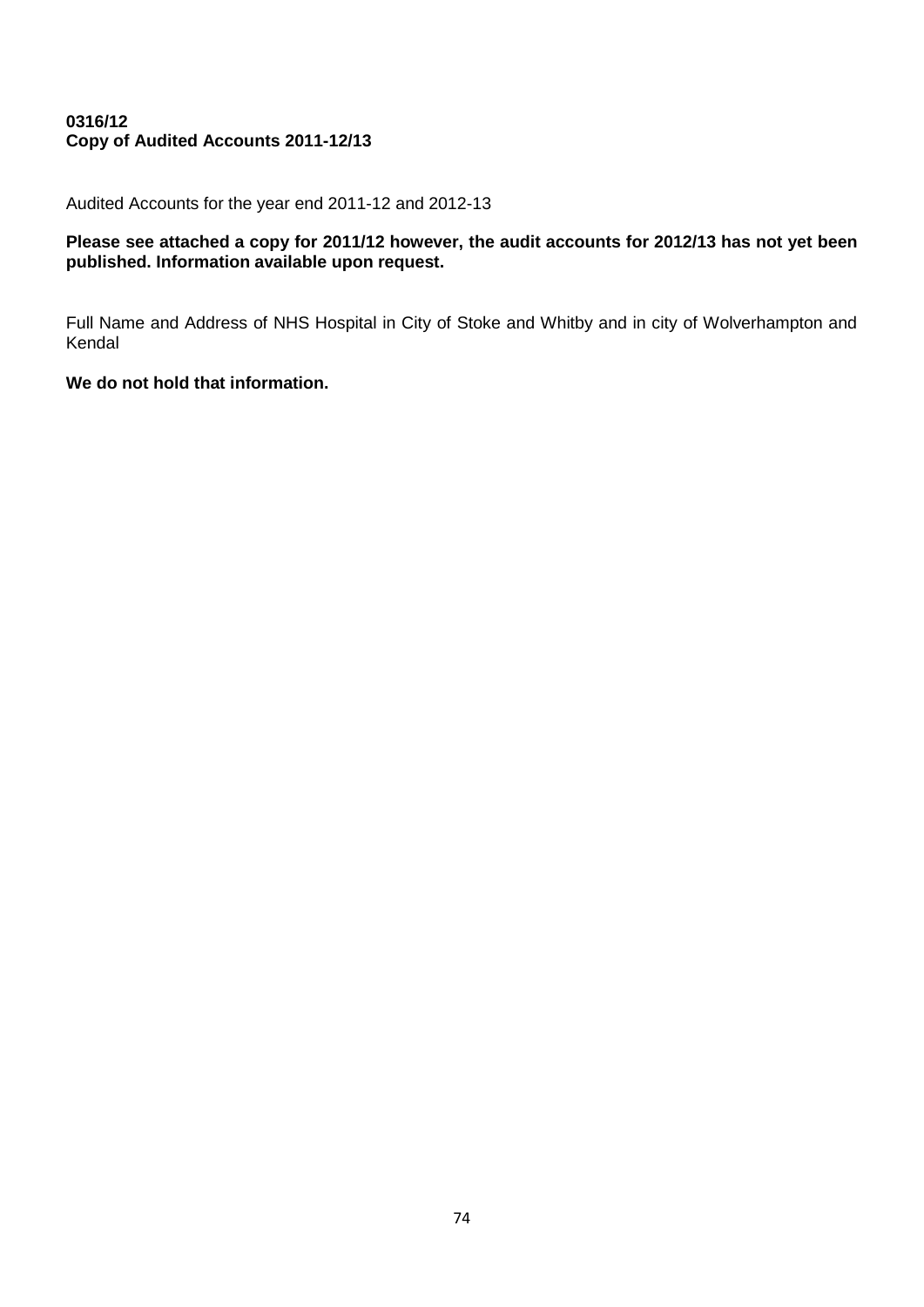**0316/12**
**Copy of Audited Accounts 2011-12/13**

Audited Accounts for the year end 2011-12 and 2012-13

**Please see attached a copy for 2011/12 however, the audit accounts for 2012/13 has not yet been published. Information available upon request.**

Full Name and Address of NHS Hospital in City of Stoke and Whitby and in city of Wolverhampton and Kendal

**We do not hold that information.**